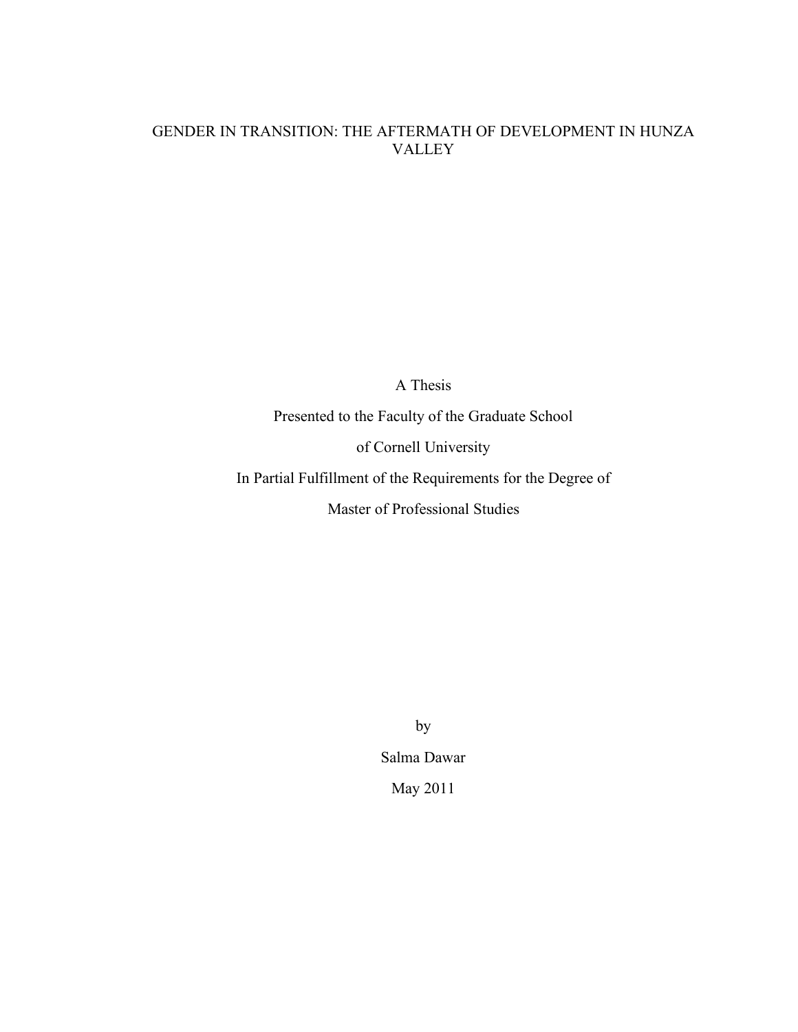# GENDER IN TRANSITION: THE AFTERMATH OF DEVELOPMENT IN HUNZA VALLEY

A Thesis

Presented to the Faculty of the Graduate School

of Cornell University

In Partial Fulfillment of the Requirements for the Degree of

Master of Professional Studies

by

Salma Dawar

May 2011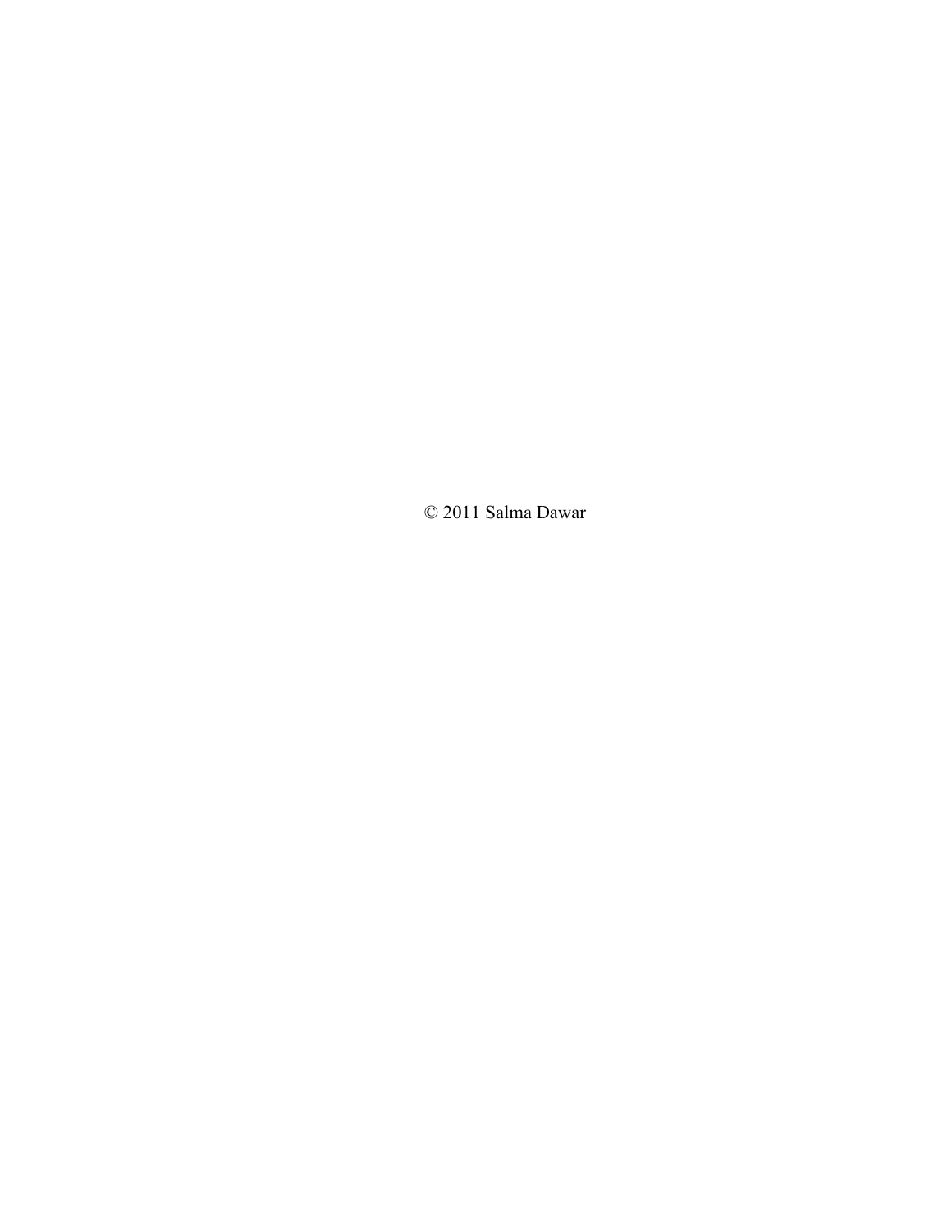© 2011 Salma Dawar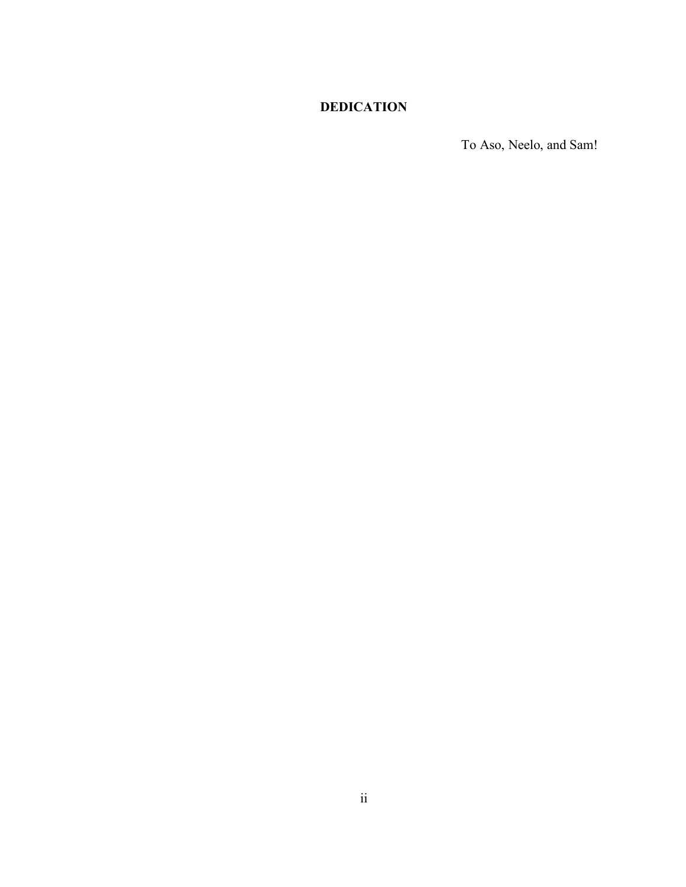# DEDICATION

To Aso, Neelo, and Sam!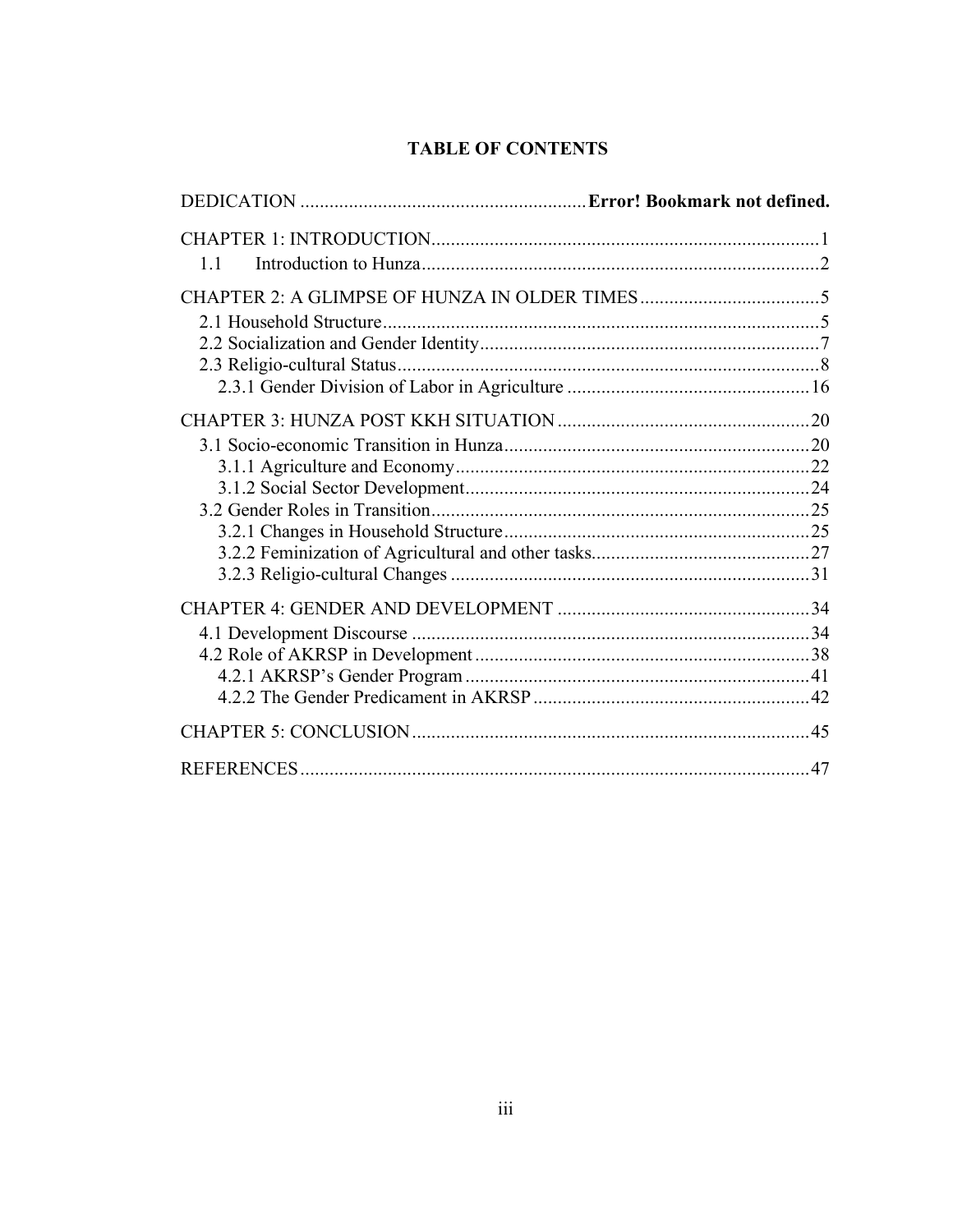# TABLE OF CONTENTS

DEDICATION .......................................................... **Error! Bookmark not defined.**

CHAPTER 1: INTRODUCTION............................................................................... 1

1.1 Introduction to Hunza.................................................................................2

CHAPTER 2: A GLIMPSE OF HUNZA IN OLDER TIMES.....................................5

2.1 Household Structure.........................................................................................5

2.2 Socialization and Gender Identity.....................................................................7

2.3 Religio-cultural Status.......................................................................................8

2.3.1 Gender Division of Labor in Agriculture ..................................................16

CHAPTER 3: HUNZA POST KKH SITUATION....................................................20

3.1 Socio-economic Transition in Hunza...............................................................20

3.1.1 Agriculture and Economy.........................................................................22

3.1.2 Social Sector Development.......................................................................24

3.2 Gender Roles in Transition...............................................................................25

3.2.1 Changes in Household Structure...............................................................25

3.2.2 Feminization of Agricultural and other tasks.............................................27

3.2.3 Religio-cultural Changes ..........................................................................31

CHAPTER 4: GENDER AND DEVELOPMENT ....................................................34

4.1 Development Discourse ..................................................................................34

4.2 Role of AKRSP in Development.....................................................................38

4.2.1 AKRSP's Gender Program.......................................................................41

4.2.2 The Gender Predicament in AKRSP .........................................................42

CHAPTER 5: CONCLUSION..................................................................................45

REFERENCES.........................................................................................................47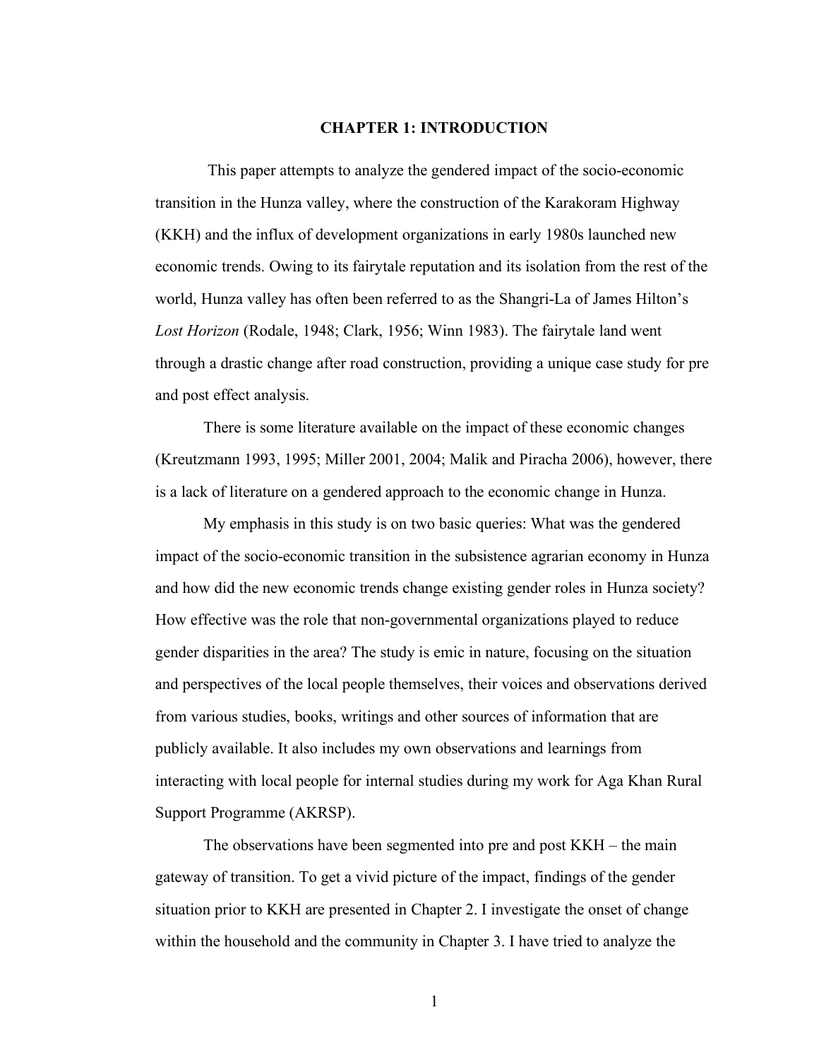# CHAPTER 1: INTRODUCTION

This paper attempts to analyze the gendered impact of the socio-economic transition in the Hunza valley, where the construction of the Karakoram Highway (KKH) and the influx of development organizations in early 1980s launched new economic trends. Owing to its fairytale reputation and its isolation from the rest of the world, Hunza valley has often been referred to as the Shangri-La of James Hilton's *Lost Horizon* (Rodale, 1948; Clark, 1956; Winn 1983). The fairytale land went through a drastic change after road construction, providing a unique case study for pre and post effect analysis.

There is some literature available on the impact of these economic changes (Kreutzmann 1993, 1995; Miller 2001, 2004; Malik and Piracha 2006), however, there is a lack of literature on a gendered approach to the economic change in Hunza.

My emphasis in this study is on two basic queries: What was the gendered impact of the socio-economic transition in the subsistence agrarian economy in Hunza and how did the new economic trends change existing gender roles in Hunza society? How effective was the role that non-governmental organizations played to reduce gender disparities in the area? The study is emic in nature, focusing on the situation and perspectives of the local people themselves, their voices and observations derived from various studies, books, writings and other sources of information that are publicly available. It also includes my own observations and learnings from interacting with local people for internal studies during my work for Aga Khan Rural Support Programme (AKRSP).

The observations have been segmented into pre and post KKH – the main gateway of transition. To get a vivid picture of the impact, findings of the gender situation prior to KKH are presented in Chapter 2. I investigate the onset of change within the household and the community in Chapter 3. I have tried to analyze the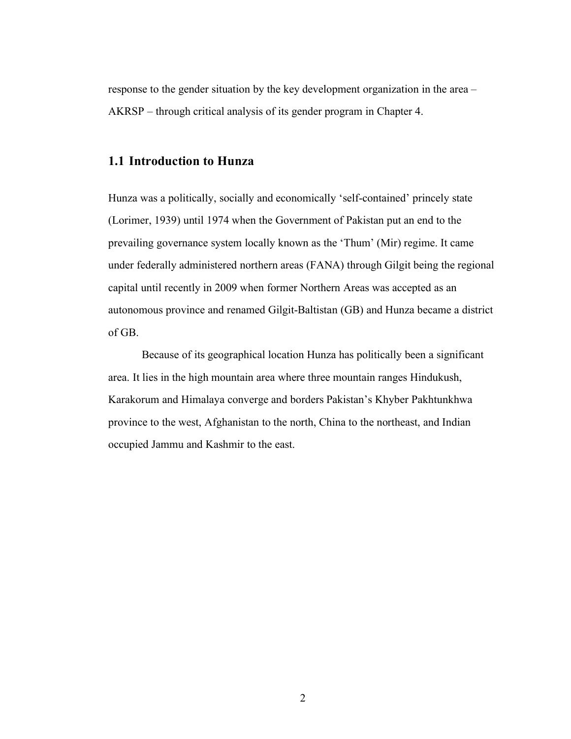response to the gender situation by the key development organization in the area – AKRSP – through critical analysis of its gender program in Chapter 4.

## 1.1 Introduction to Hunza

Hunza was a politically, socially and economically 'self-contained' princely state (Lorimer, 1939) until 1974 when the Government of Pakistan put an end to the prevailing governance system locally known as the 'Thum' (Mir) regime. It came under federally administered northern areas (FANA) through Gilgit being the regional capital until recently in 2009 when former Northern Areas was accepted as an autonomous province and renamed Gilgit-Baltistan (GB) and Hunza became a district of GB.

Because of its geographical location Hunza has politically been a significant area. It lies in the high mountain area where three mountain ranges Hindukush, Karakorum and Himalaya converge and borders Pakistan's Khyber Pakhtunkhwa province to the west, Afghanistan to the north, China to the northeast, and Indian occupied Jammu and Kashmir to the east.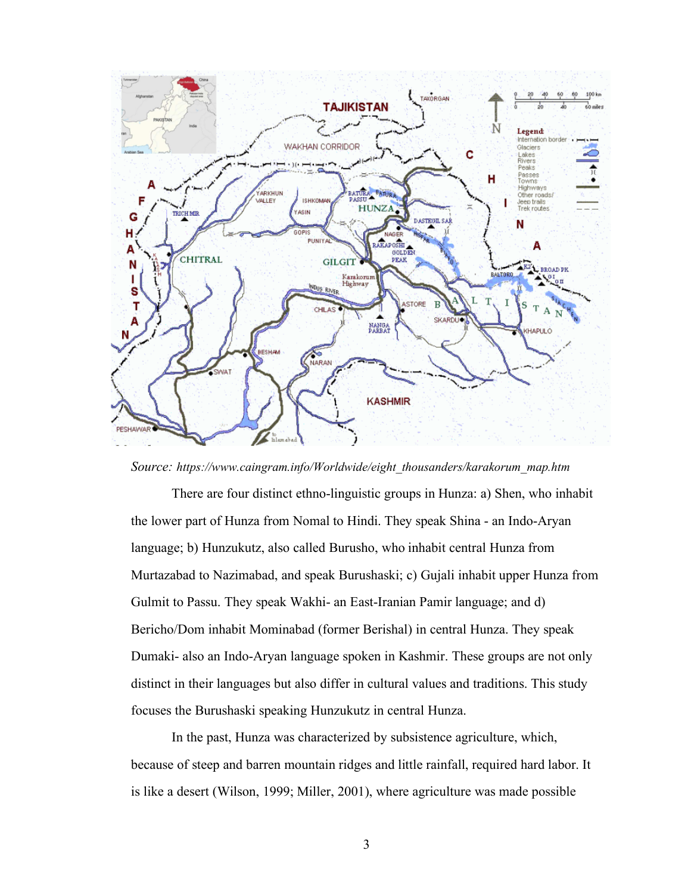*Source: https://www.caingram.info/Worldwide/eight_thousanders/karakorum_map.htm*

There are four distinct ethno-linguistic groups in Hunza: a) Shen, who inhabit the lower part of Hunza from Nomal to Hindi. They speak Shina - an Indo-Aryan language; b) Hunzukutz, also called Burusho, who inhabit central Hunza from Murtazabad to Nazimabad, and speak Burushaski; c) Gujali inhabit upper Hunza from Gulmit to Passu. They speak Wakhi- an East-Iranian Pamir language; and d) Bericho/Dom inhabit Mominabad (former Berishal) in central Hunza. They speak Dumaki- also an Indo-Aryan language spoken in Kashmir. These groups are not only distinct in their languages but also differ in cultural values and traditions. This study focuses the Burushaski speaking Hunzukutz in central Hunza.

In the past, Hunza was characterized by subsistence agriculture, which, because of steep and barren mountain ridges and little rainfall, required hard labor. It is like a desert (Wilson, 1999; Miller, 2001), where agriculture was made possible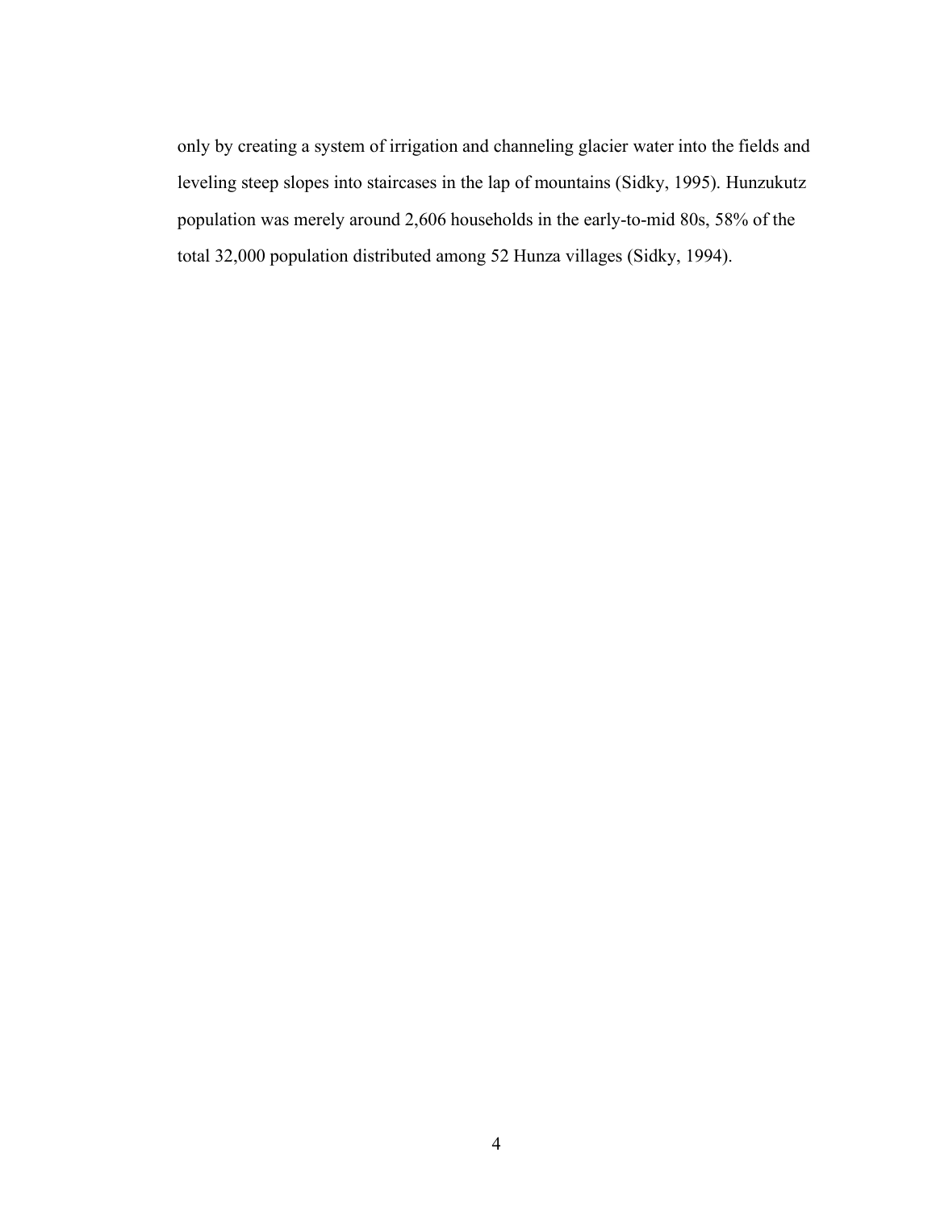only by creating a system of irrigation and channeling glacier water into the fields and leveling steep slopes into staircases in the lap of mountains (Sidky, 1995). Hunzukutz population was merely around 2,606 households in the early-to-mid 80s, 58% of the total 32,000 population distributed among 52 Hunza villages (Sidky, 1994).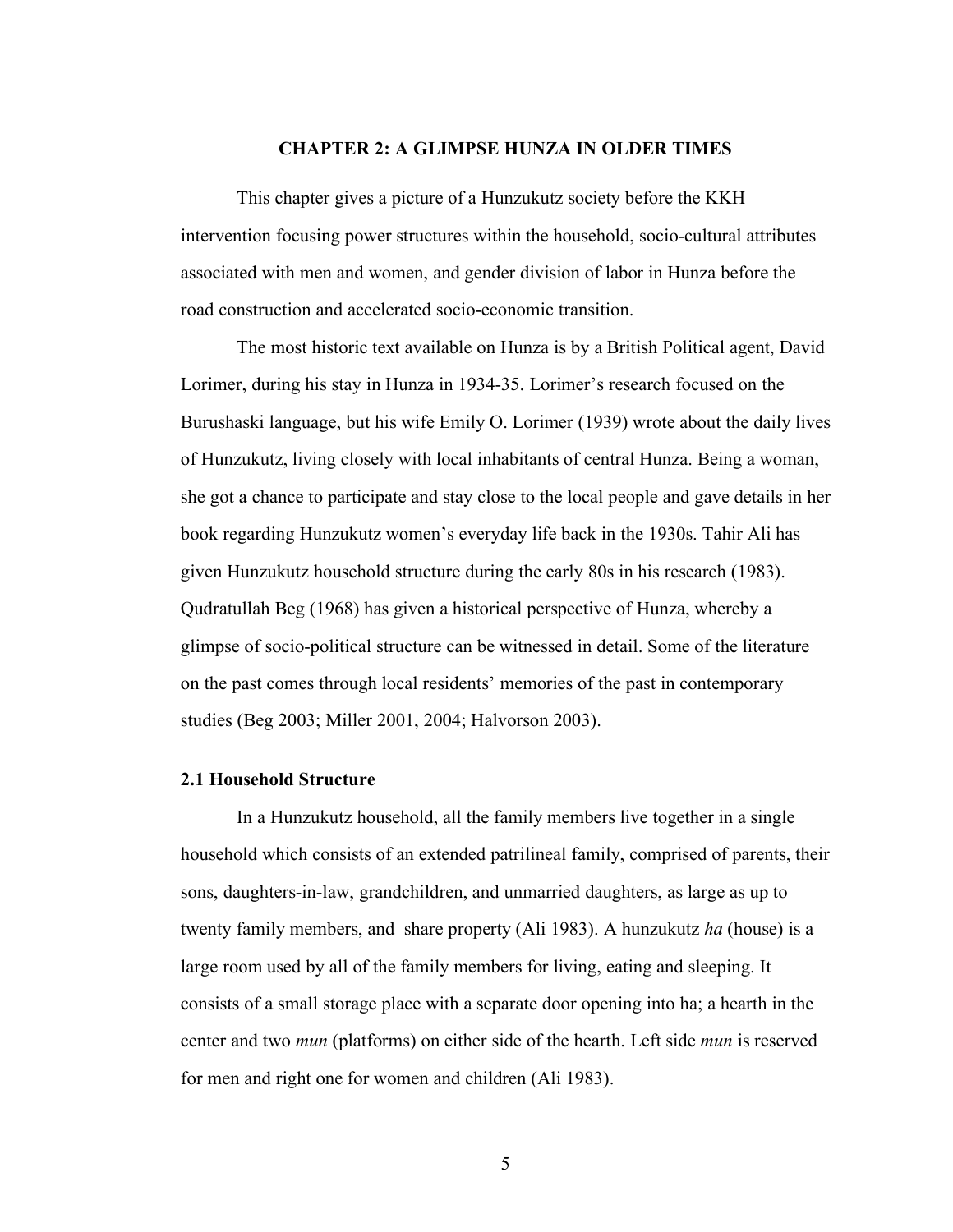# CHAPTER 2: A GLIMPSE HUNZA IN OLDER TIMES

This chapter gives a picture of a Hunzukutz society before the KKH intervention focusing power structures within the household, socio-cultural attributes associated with men and women, and gender division of labor in Hunza before the road construction and accelerated socio-economic transition.

The most historic text available on Hunza is by a British Political agent, David Lorimer, during his stay in Hunza in 1934-35. Lorimer's research focused on the Burushaski language, but his wife Emily O. Lorimer (1939) wrote about the daily lives of Hunzukutz, living closely with local inhabitants of central Hunza. Being a woman, she got a chance to participate and stay close to the local people and gave details in her book regarding Hunzukutz women's everyday life back in the 1930s. Tahir Ali has given Hunzukutz household structure during the early 80s in his research (1983). Qudratullah Beg (1968) has given a historical perspective of Hunza, whereby a glimpse of socio-political structure can be witnessed in detail. Some of the literature on the past comes through local residents' memories of the past in contemporary studies (Beg 2003; Miller 2001, 2004; Halvorson 2003).

## 2.1 Household Structure

In a Hunzukutz household, all the family members live together in a single household which consists of an extended patrilineal family, comprised of parents, their sons, daughters-in-law, grandchildren, and unmarried daughters, as large as up to twenty family members, and share property (Ali 1983). A hunzukutz *ha* (house) is a large room used by all of the family members for living, eating and sleeping. It consists of a small storage place with a separate door opening into ha; a hearth in the center and two *mun* (platforms) on either side of the hearth. Left side *mun* is reserved for men and right one for women and children (Ali 1983).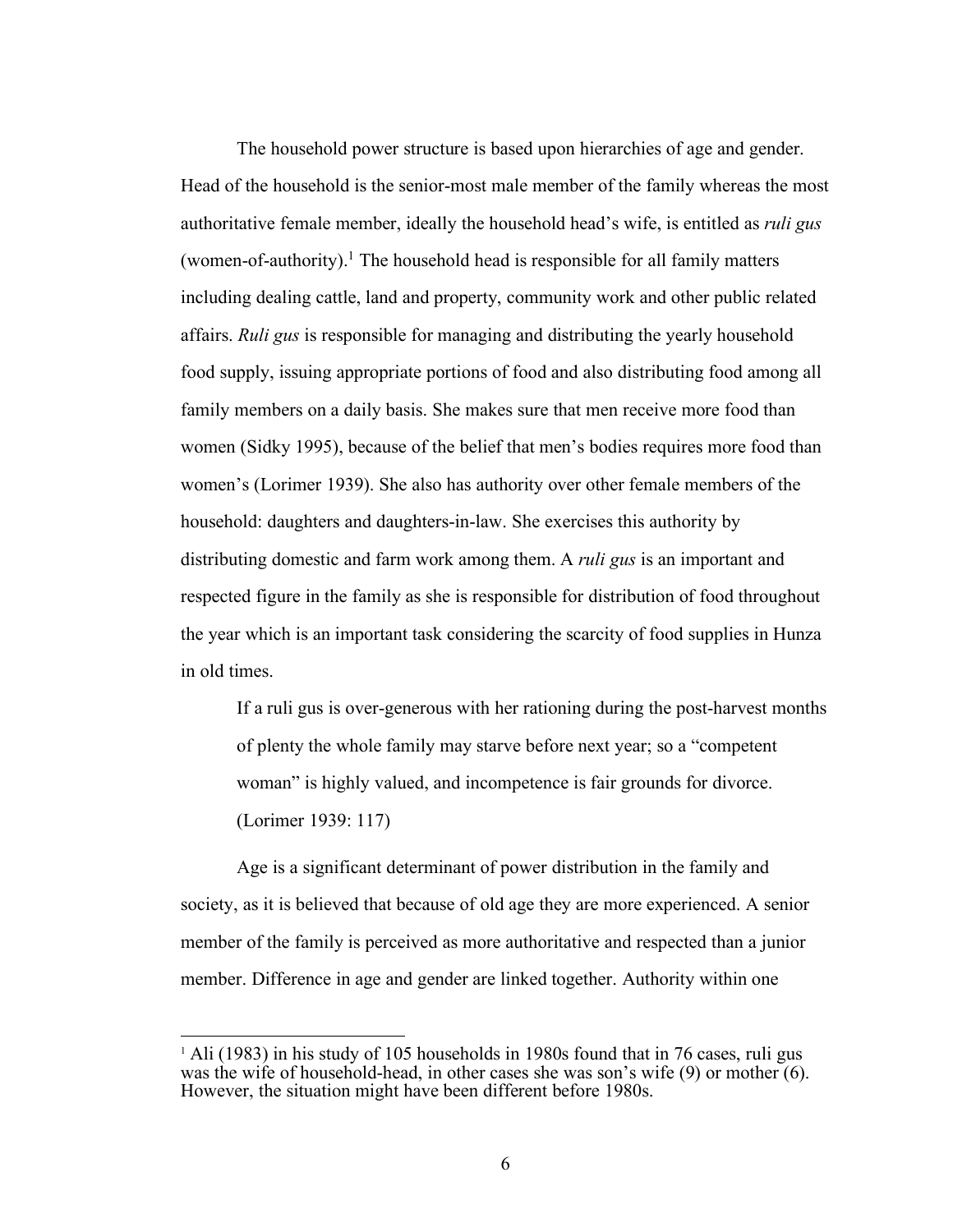The household power structure is based upon hierarchies of age and gender. Head of the household is the senior-most male member of the family whereas the most authoritative female member, ideally the household head's wife, is entitled as *ruli gus* (women-of-authority).[1] The household head is responsible for all family matters including dealing cattle, land and property, community work and other public related affairs. *Ruli gus* is responsible for managing and distributing the yearly household food supply, issuing appropriate portions of food and also distributing food among all family members on a daily basis. She makes sure that men receive more food than women (Sidky 1995), because of the belief that men's bodies requires more food than women's (Lorimer 1939). She also has authority over other female members of the household: daughters and daughters-in-law. She exercises this authority by distributing domestic and farm work among them. A *ruli gus* is an important and respected figure in the family as she is responsible for distribution of food throughout the year which is an important task considering the scarcity of food supplies in Hunza in old times.

> If a ruli gus is over-generous with her rationing during the post-harvest months of plenty the whole family may starve before next year; so a "competent woman" is highly valued, and incompetence is fair grounds for divorce. (Lorimer 1939: 117)

Age is a significant determinant of power distribution in the family and society, as it is believed that because of old age they are more experienced. A senior member of the family is perceived as more authoritative and respected than a junior member. Difference in age and gender are linked together. Authority within one

[1] Ali (1983) in his study of 105 households in 1980s found that in 76 cases, ruli gus was the wife of household-head, in other cases she was son's wife (9) or mother (6). However, the situation might have been different before 1980s.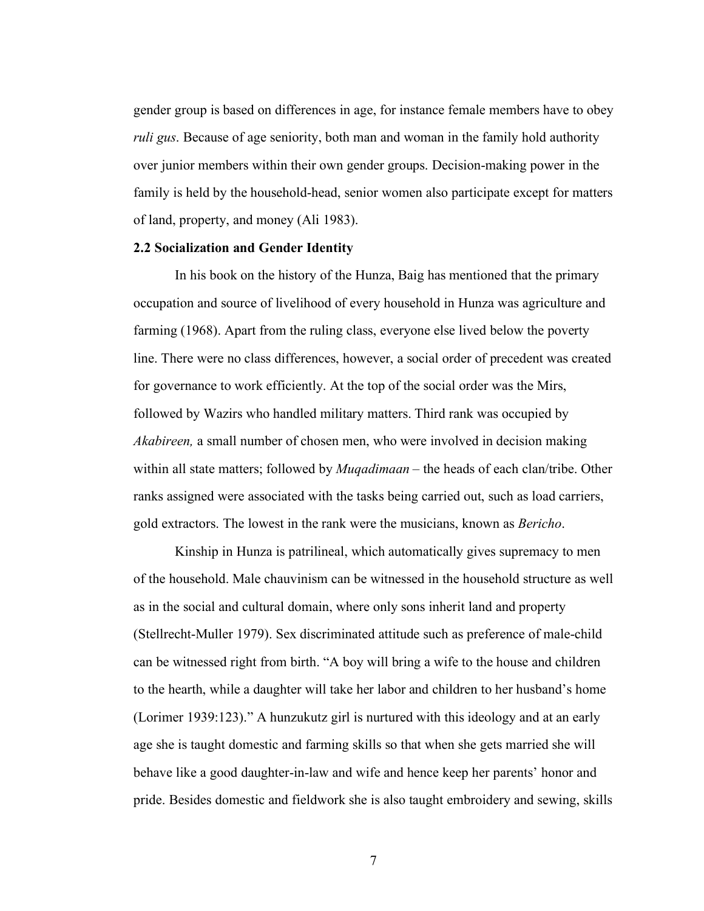gender group is based on differences in age, for instance female members have to obey *ruli gus*. Because of age seniority, both man and woman in the family hold authority over junior members within their own gender groups. Decision-making power in the family is held by the household-head, senior women also participate except for matters of land, property, and money (Ali 1983).

**2.2 Socialization and Gender Identity**

In his book on the history of the Hunza, Baig has mentioned that the primary occupation and source of livelihood of every household in Hunza was agriculture and farming (1968). Apart from the ruling class, everyone else lived below the poverty line. There were no class differences, however, a social order of precedent was created for governance to work efficiently. At the top of the social order was the Mirs, followed by Wazirs who handled military matters. Third rank was occupied by *Akabireen,* a small number of chosen men, who were involved in decision making within all state matters; followed by *Muqadimaan* – the heads of each clan/tribe. Other ranks assigned were associated with the tasks being carried out, such as load carriers, gold extractors. The lowest in the rank were the musicians, known as *Bericho*.

Kinship in Hunza is patrilineal, which automatically gives supremacy to men of the household. Male chauvinism can be witnessed in the household structure as well as in the social and cultural domain, where only sons inherit land and property (Stellrecht-Muller 1979). Sex discriminated attitude such as preference of male-child can be witnessed right from birth. "A boy will bring a wife to the house and children to the hearth, while a daughter will take her labor and children to her husband's home (Lorimer 1939:123)." A hunzukutz girl is nurtured with this ideology and at an early age she is taught domestic and farming skills so that when she gets married she will behave like a good daughter-in-law and wife and hence keep her parents' honor and pride. Besides domestic and fieldwork she is also taught embroidery and sewing, skills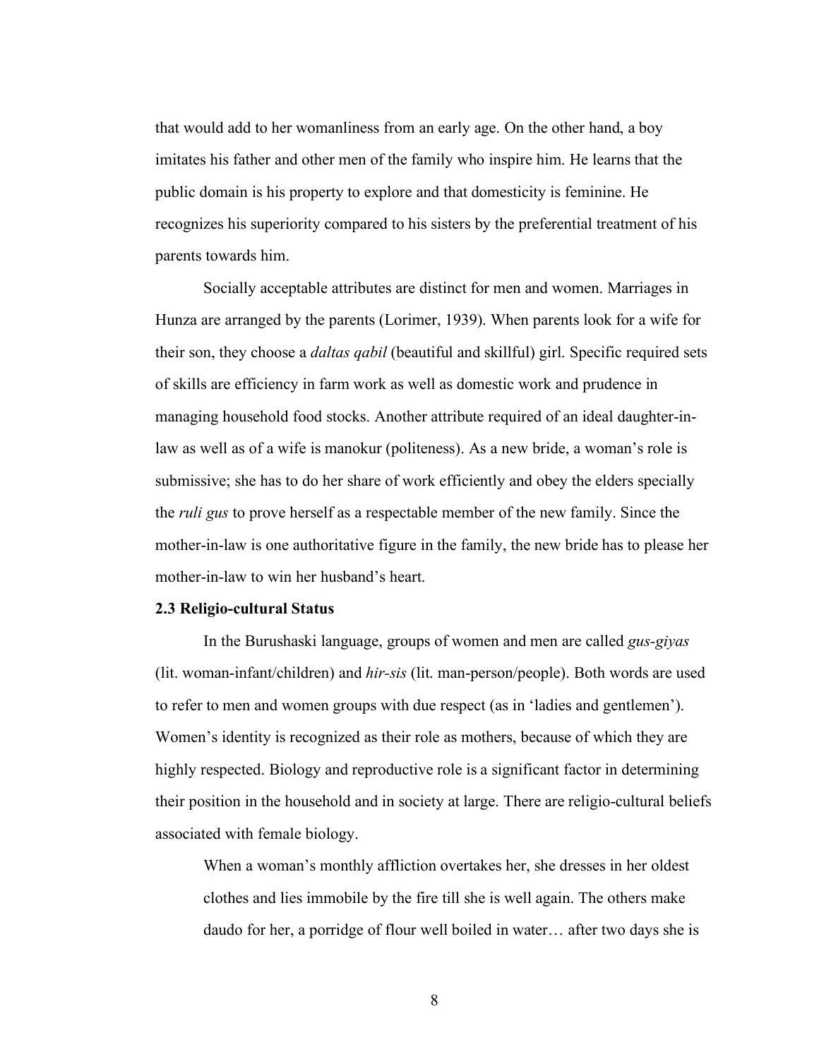that would add to her womanliness from an early age. On the other hand, a boy imitates his father and other men of the family who inspire him. He learns that the public domain is his property to explore and that domesticity is feminine. He recognizes his superiority compared to his sisters by the preferential treatment of his parents towards him.

Socially acceptable attributes are distinct for men and women. Marriages in Hunza are arranged by the parents (Lorimer, 1939). When parents look for a wife for their son, they choose a *daltas qabil* (beautiful and skillful) girl. Specific required sets of skills are efficiency in farm work as well as domestic work and prudence in managing household food stocks. Another attribute required of an ideal daughter-in-law as well as of a wife is manokur (politeness). As a new bride, a woman's role is submissive; she has to do her share of work efficiently and obey the elders specially the *ruli gus* to prove herself as a respectable member of the new family. Since the mother-in-law is one authoritative figure in the family, the new bride has to please her mother-in-law to win her husband's heart.

**2.3 Religio-cultural Status**

In the Burushaski language, groups of women and men are called *gus-giyas* (lit. woman-infant/children) and *hir-sis* (lit. man-person/people). Both words are used to refer to men and women groups with due respect (as in 'ladies and gentlemen'). Women's identity is recognized as their role as mothers, because of which they are highly respected. Biology and reproductive role is a significant factor in determining their position in the household and in society at large. There are religio-cultural beliefs associated with female biology.

> When a woman's monthly affliction overtakes her, she dresses in her oldest clothes and lies immobile by the fire till she is well again. The others make daudo for her, a porridge of flour well boiled in water… after two days she is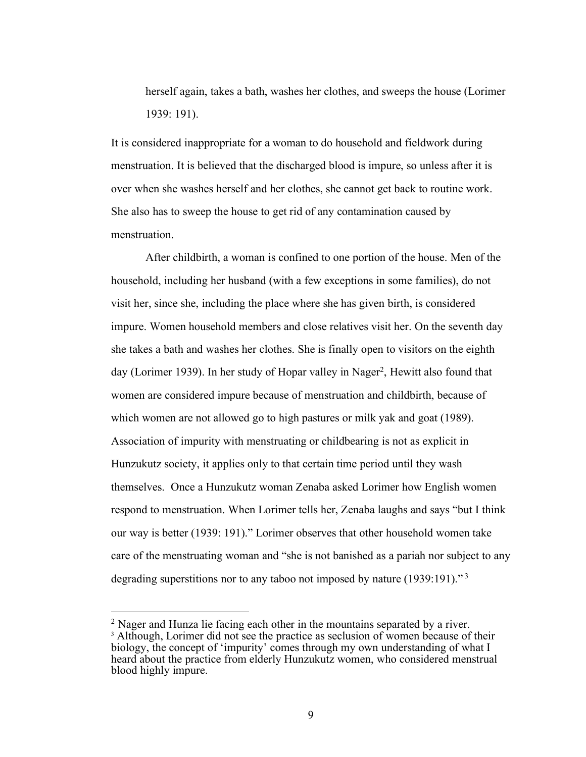> herself again, takes a bath, washes her clothes, and sweeps the house (Lorimer 1939: 191).

It is considered inappropriate for a woman to do household and fieldwork during menstruation. It is believed that the discharged blood is impure, so unless after it is over when she washes herself and her clothes, she cannot get back to routine work. She also has to sweep the house to get rid of any contamination caused by menstruation.

After childbirth, a woman is confined to one portion of the house. Men of the household, including her husband (with a few exceptions in some families), do not visit her, since she, including the place where she has given birth, is considered impure. Women household members and close relatives visit her. On the seventh day she takes a bath and washes her clothes. She is finally open to visitors on the eighth day (Lorimer 1939). In her study of Hopar valley in Nager[2], Hewitt also found that women are considered impure because of menstruation and childbirth, because of which women are not allowed go to high pastures or milk yak and goat (1989). Association of impurity with menstruating or childbearing is not as explicit in Hunzukutz society, it applies only to that certain time period until they wash themselves. Once a Hunzukutz woman Zenaba asked Lorimer how English women respond to menstruation. When Lorimer tells her, Zenaba laughs and says "but I think our way is better (1939: 191)." Lorimer observes that other household women take care of the menstruating woman and "she is not banished as a pariah nor subject to any degrading superstitions nor to any taboo not imposed by nature (1939:191)." [3]

---

[2] Nager and Hunza lie facing each other in the mountains separated by a river.

[3] Although, Lorimer did not see the practice as seclusion of women because of their biology, the concept of 'impurity' comes through my own understanding of what I heard about the practice from elderly Hunzukutz women, who considered menstrual blood highly impure.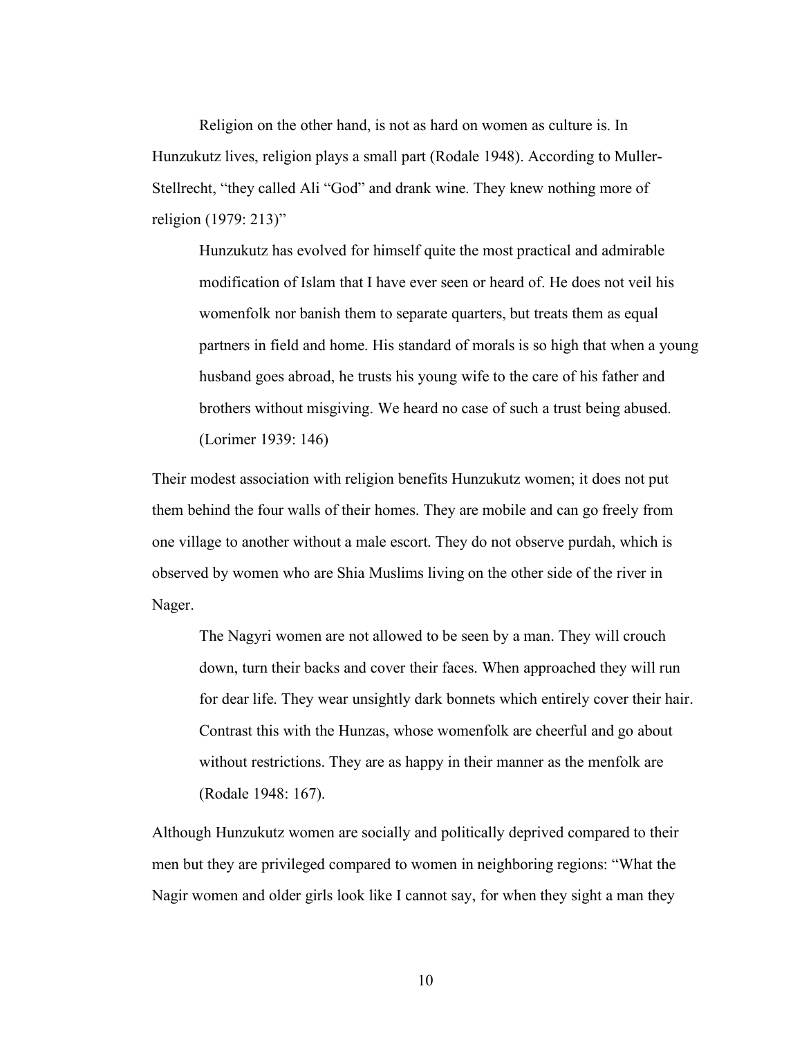Religion on the other hand, is not as hard on women as culture is. In Hunzukutz lives, religion plays a small part (Rodale 1948). According to Muller-Stellrecht, "they called Ali "God" and drank wine. They knew nothing more of religion (1979: 213)"

> Hunzukutz has evolved for himself quite the most practical and admirable modification of Islam that I have ever seen or heard of. He does not veil his womenfolk nor banish them to separate quarters, but treats them as equal partners in field and home. His standard of morals is so high that when a young husband goes abroad, he trusts his young wife to the care of his father and brothers without misgiving. We heard no case of such a trust being abused. (Lorimer 1939: 146)

Their modest association with religion benefits Hunzukutz women; it does not put them behind the four walls of their homes. They are mobile and can go freely from one village to another without a male escort. They do not observe purdah, which is observed by women who are Shia Muslims living on the other side of the river in Nager.

> The Nagyri women are not allowed to be seen by a man. They will crouch down, turn their backs and cover their faces. When approached they will run for dear life. They wear unsightly dark bonnets which entirely cover their hair. Contrast this with the Hunzas, whose womenfolk are cheerful and go about without restrictions. They are as happy in their manner as the menfolk are (Rodale 1948: 167).

Although Hunzukutz women are socially and politically deprived compared to their men but they are privileged compared to women in neighboring regions: "What the Nagir women and older girls look like I cannot say, for when they sight a man they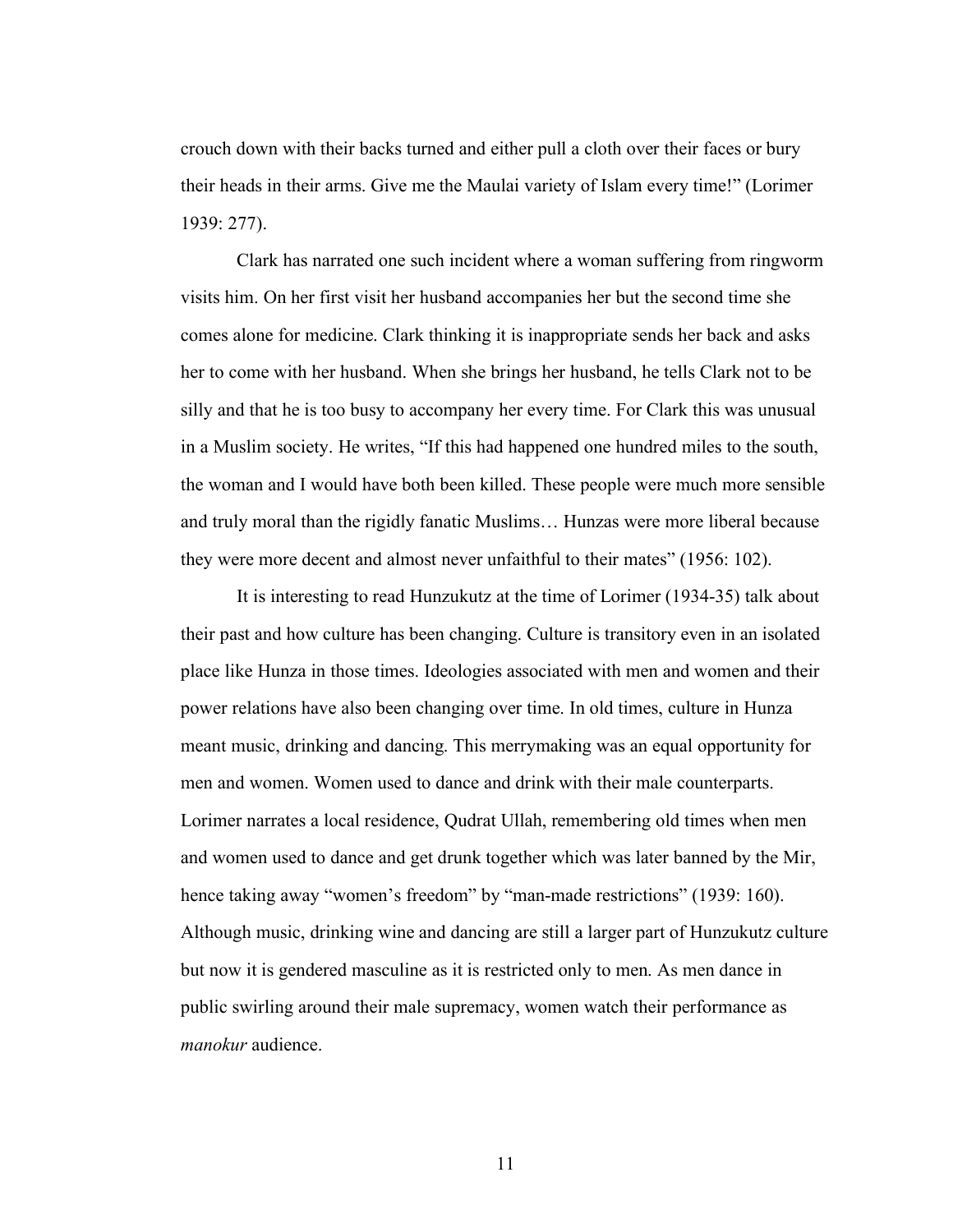crouch down with their backs turned and either pull a cloth over their faces or bury their heads in their arms. Give me the Maulai variety of Islam every time!" (Lorimer 1939: 277).

Clark has narrated one such incident where a woman suffering from ringworm visits him. On her first visit her husband accompanies her but the second time she comes alone for medicine. Clark thinking it is inappropriate sends her back and asks her to come with her husband. When she brings her husband, he tells Clark not to be silly and that he is too busy to accompany her every time. For Clark this was unusual in a Muslim society. He writes, "If this had happened one hundred miles to the south, the woman and I would have both been killed. These people were much more sensible and truly moral than the rigidly fanatic Muslims… Hunzas were more liberal because they were more decent and almost never unfaithful to their mates" (1956: 102).

It is interesting to read Hunzukutz at the time of Lorimer (1934-35) talk about their past and how culture has been changing. Culture is transitory even in an isolated place like Hunza in those times. Ideologies associated with men and women and their power relations have also been changing over time. In old times, culture in Hunza meant music, drinking and dancing. This merrymaking was an equal opportunity for men and women. Women used to dance and drink with their male counterparts. Lorimer narrates a local residence, Qudrat Ullah, remembering old times when men and women used to dance and get drunk together which was later banned by the Mir, hence taking away "women's freedom" by "man-made restrictions" (1939: 160). Although music, drinking wine and dancing are still a larger part of Hunzukutz culture but now it is gendered masculine as it is restricted only to men. As men dance in public swirling around their male supremacy, women watch their performance as *manokur* audience.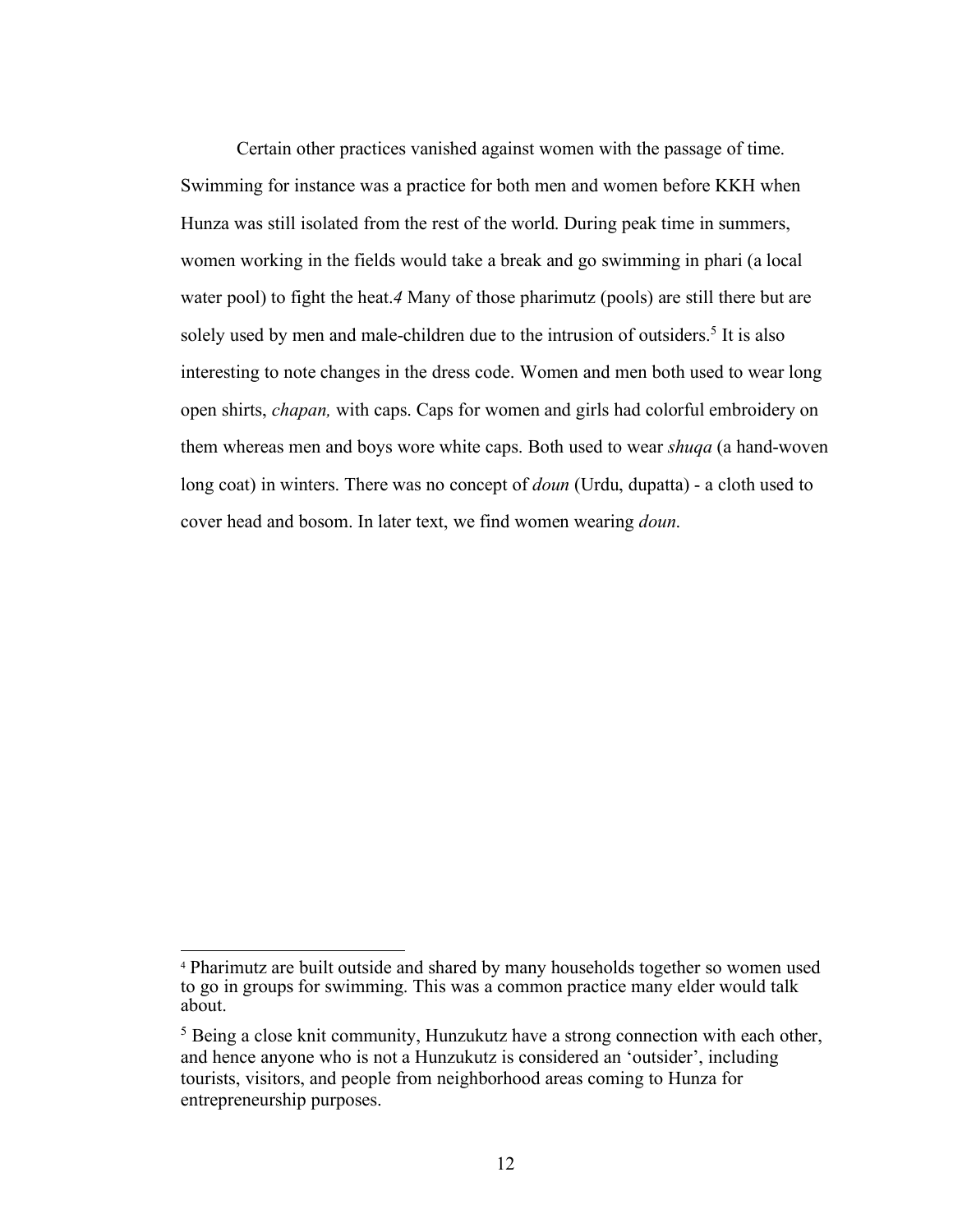Certain other practices vanished against women with the passage of time. Swimming for instance was a practice for both men and women before KKH when Hunza was still isolated from the rest of the world. During peak time in summers, women working in the fields would take a break and go swimming in phari (a local water pool) to fight the heat.[4] Many of those pharimutz (pools) are still there but are solely used by men and male-children due to the intrusion of outsiders.[5] It is also interesting to note changes in the dress code. Women and men both used to wear long open shirts, *chapan,* with caps. Caps for women and girls had colorful embroidery on them whereas men and boys wore white caps. Both used to wear *shuqa* (a hand-woven long coat) in winters. There was no concept of *doun* (Urdu, dupatta) - a cloth used to cover head and bosom. In later text, we find women wearing *doun*.

---

[4] Pharimutz are built outside and shared by many households together so women used to go in groups for swimming. This was a common practice many elder would talk about.

[5] Being a close knit community, Hunzukutz have a strong connection with each other, and hence anyone who is not a Hunzukutz is considered an 'outsider', including tourists, visitors, and people from neighborhood areas coming to Hunza for entrepreneurship purposes.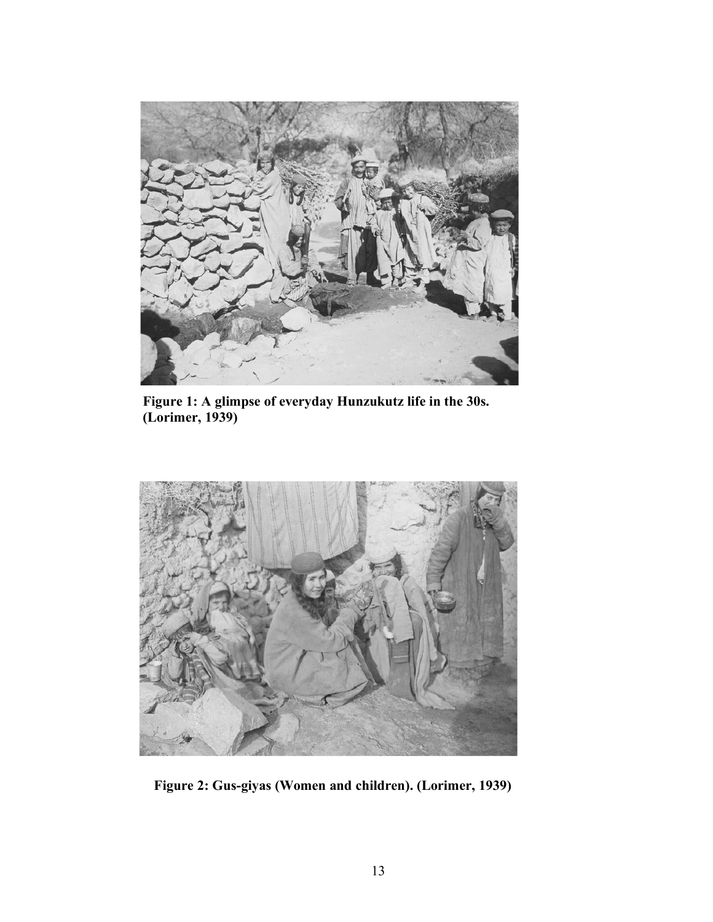**Figure 1: A glimpse of everyday Hunzukutz life in the 30s. (Lorimer, 1939)**

**Figure 2: Gus-giyas (Women and children). (Lorimer, 1939)**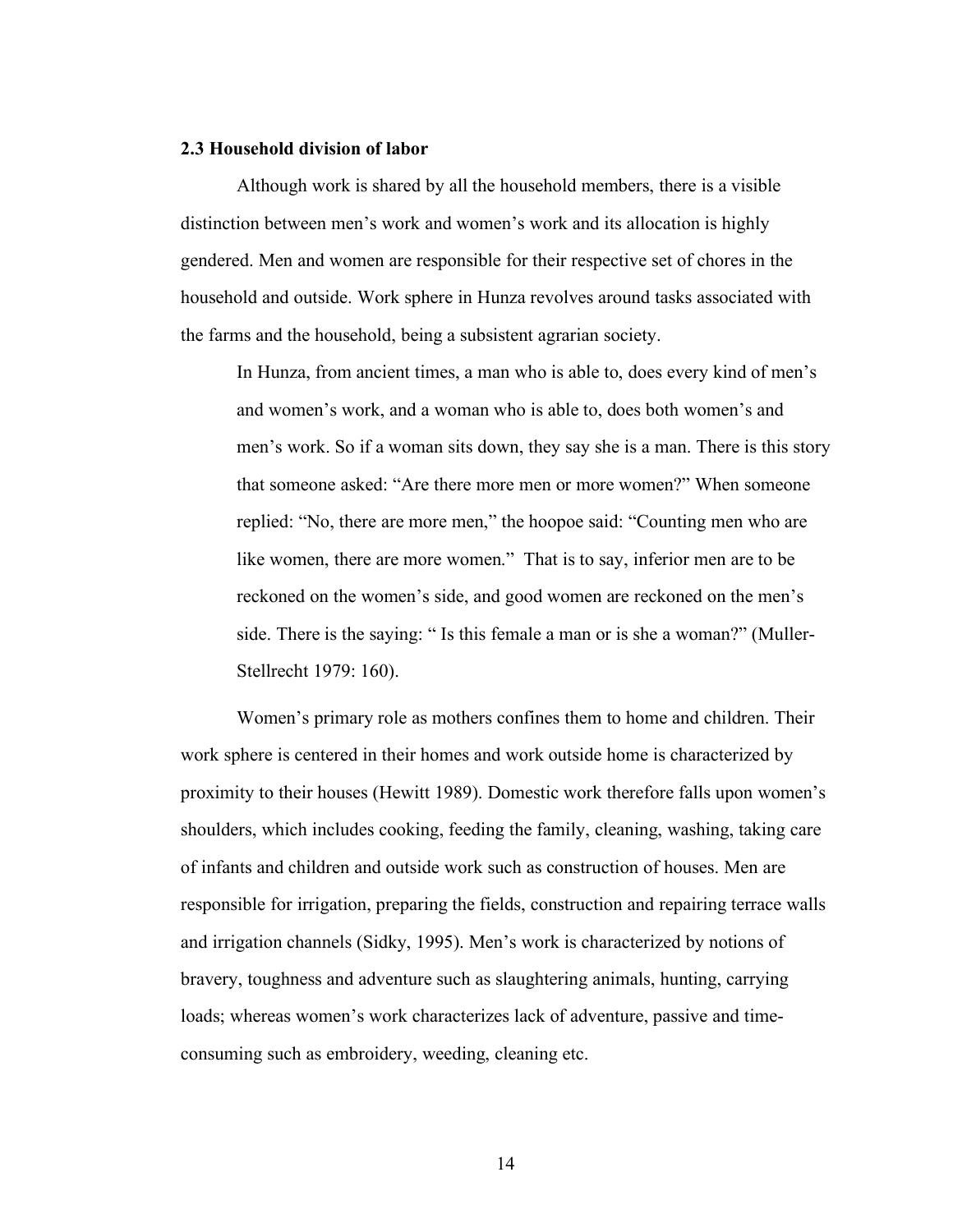### 2.3 Household division of labor

Although work is shared by all the household members, there is a visible distinction between men's work and women's work and its allocation is highly gendered. Men and women are responsible for their respective set of chores in the household and outside. Work sphere in Hunza revolves around tasks associated with the farms and the household, being a subsistent agrarian society.

> In Hunza, from ancient times, a man who is able to, does every kind of men's and women's work, and a woman who is able to, does both women's and men's work. So if a woman sits down, they say she is a man. There is this story that someone asked: "Are there more men or more women?" When someone replied: "No, there are more men," the hoopoe said: "Counting men who are like women, there are more women." That is to say, inferior men are to be reckoned on the women's side, and good women are reckoned on the men's side. There is the saying: " Is this female a man or is she a woman?" (Muller-Stellrecht 1979: 160).

Women's primary role as mothers confines them to home and children. Their work sphere is centered in their homes and work outside home is characterized by proximity to their houses (Hewitt 1989). Domestic work therefore falls upon women's shoulders, which includes cooking, feeding the family, cleaning, washing, taking care of infants and children and outside work such as construction of houses. Men are responsible for irrigation, preparing the fields, construction and repairing terrace walls and irrigation channels (Sidky, 1995). Men's work is characterized by notions of bravery, toughness and adventure such as slaughtering animals, hunting, carrying loads; whereas women's work characterizes lack of adventure, passive and time-consuming such as embroidery, weeding, cleaning etc.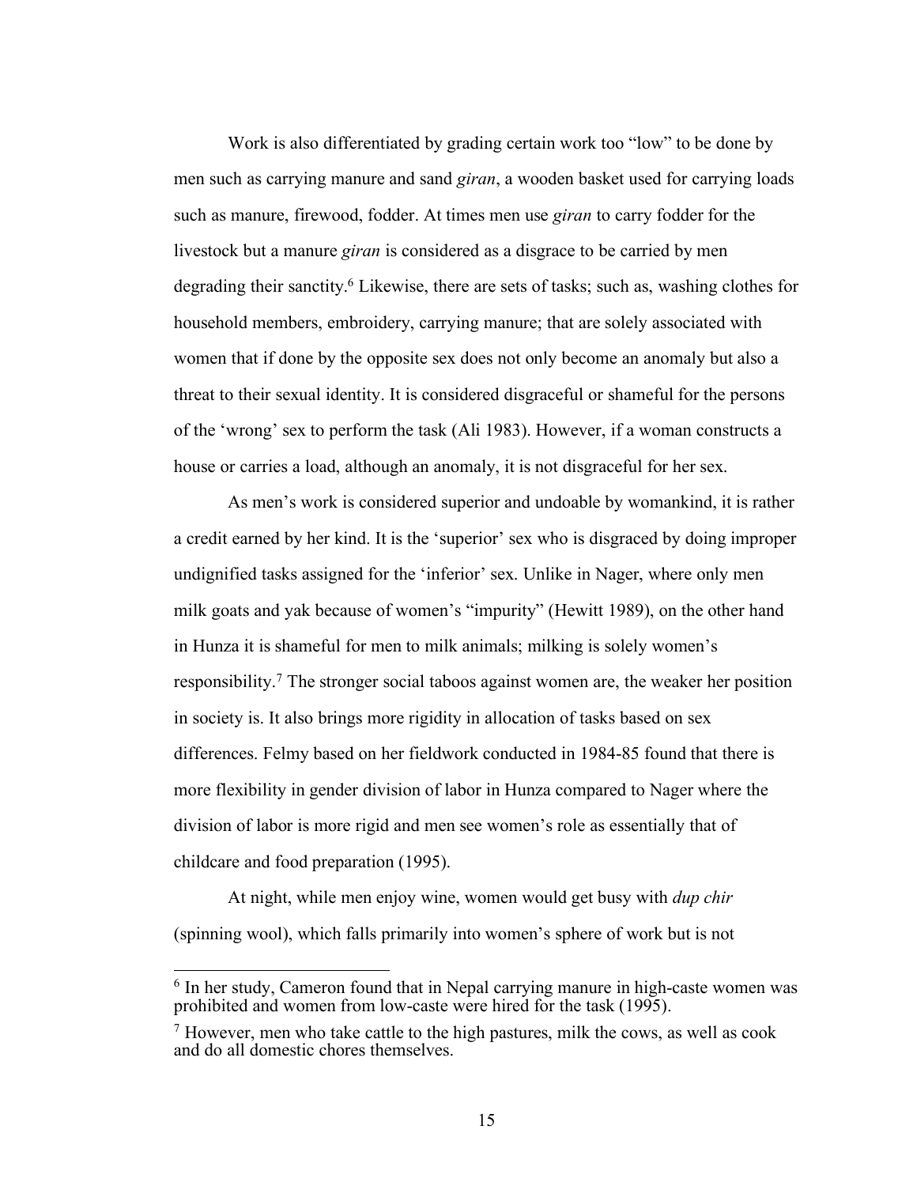Work is also differentiated by grading certain work too "low" to be done by men such as carrying manure and sand *giran*, a wooden basket used for carrying loads such as manure, firewood, fodder. At times men use *giran* to carry fodder for the livestock but a manure *giran* is considered as a disgrace to be carried by men degrading their sanctity.[6] Likewise, there are sets of tasks; such as, washing clothes for household members, embroidery, carrying manure; that are solely associated with women that if done by the opposite sex does not only become an anomaly but also a threat to their sexual identity. It is considered disgraceful or shameful for the persons of the 'wrong' sex to perform the task (Ali 1983). However, if a woman constructs a house or carries a load, although an anomaly, it is not disgraceful for her sex.

As men's work is considered superior and undoable by womankind, it is rather a credit earned by her kind. It is the 'superior' sex who is disgraced by doing improper undignified tasks assigned for the 'inferior' sex. Unlike in Nager, where only men milk goats and yak because of women's "impurity" (Hewitt 1989), on the other hand in Hunza it is shameful for men to milk animals; milking is solely women's responsibility.[7] The stronger social taboos against women are, the weaker her position in society is. It also brings more rigidity in allocation of tasks based on sex differences. Felmy based on her fieldwork conducted in 1984-85 found that there is more flexibility in gender division of labor in Hunza compared to Nager where the division of labor is more rigid and men see women's role as essentially that of childcare and food preparation (1995).

At night, while men enjoy wine, women would get busy with *dup chir* (spinning wool), which falls primarily into women's sphere of work but is not

---

[6] In her study, Cameron found that in Nepal carrying manure in high-caste women was prohibited and women from low-caste were hired for the task (1995).

[7] However, men who take cattle to the high pastures, milk the cows, as well as cook and do all domestic chores themselves.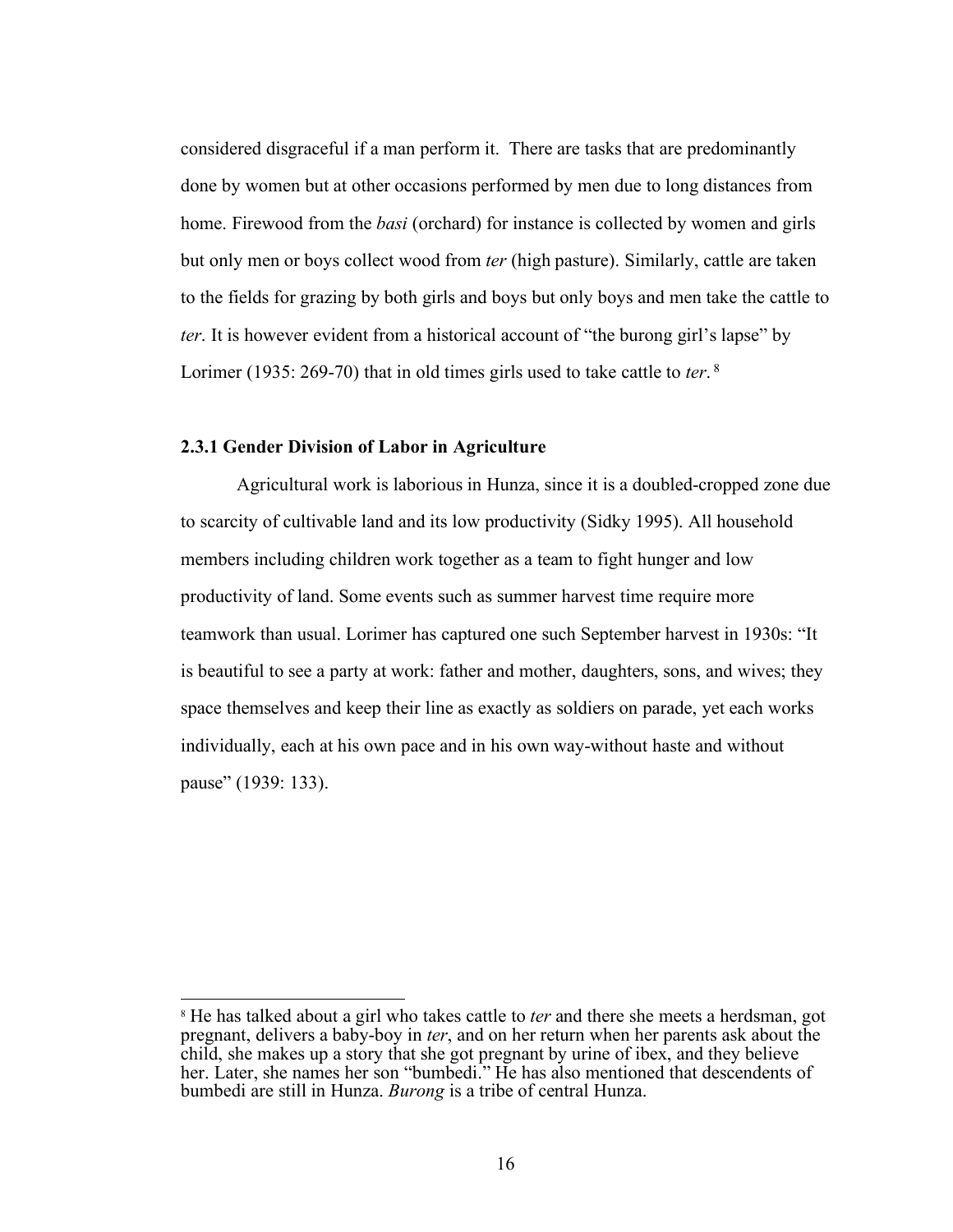considered disgraceful if a man perform it. There are tasks that are predominantly done by women but at other occasions performed by men due to long distances from home. Firewood from the *basi* (orchard) for instance is collected by women and girls but only men or boys collect wood from *ter* (high pasture). Similarly, cattle are taken to the fields for grazing by both girls and boys but only boys and men take the cattle to *ter*. It is however evident from a historical account of "the burong girl's lapse" by Lorimer (1935: 269-70) that in old times girls used to take cattle to *ter*.[8]

### 2.3.1 Gender Division of Labor in Agriculture

Agricultural work is laborious in Hunza, since it is a doubled-cropped zone due to scarcity of cultivable land and its low productivity (Sidky 1995). All household members including children work together as a team to fight hunger and low productivity of land. Some events such as summer harvest time require more teamwork than usual. Lorimer has captured one such September harvest in 1930s: "It is beautiful to see a party at work: father and mother, daughters, sons, and wives; they space themselves and keep their line as exactly as soldiers on parade, yet each works individually, each at his own pace and in his own way-without haste and without pause" (1939: 133).

[8] He has talked about a girl who takes cattle to *ter* and there she meets a herdsman, got pregnant, delivers a baby-boy in *ter*, and on her return when her parents ask about the child, she makes up a story that she got pregnant by urine of ibex, and they believe her. Later, she names her son "bumbedi." He has also mentioned that descendents of bumbedi are still in Hunza. *Burong* is a tribe of central Hunza.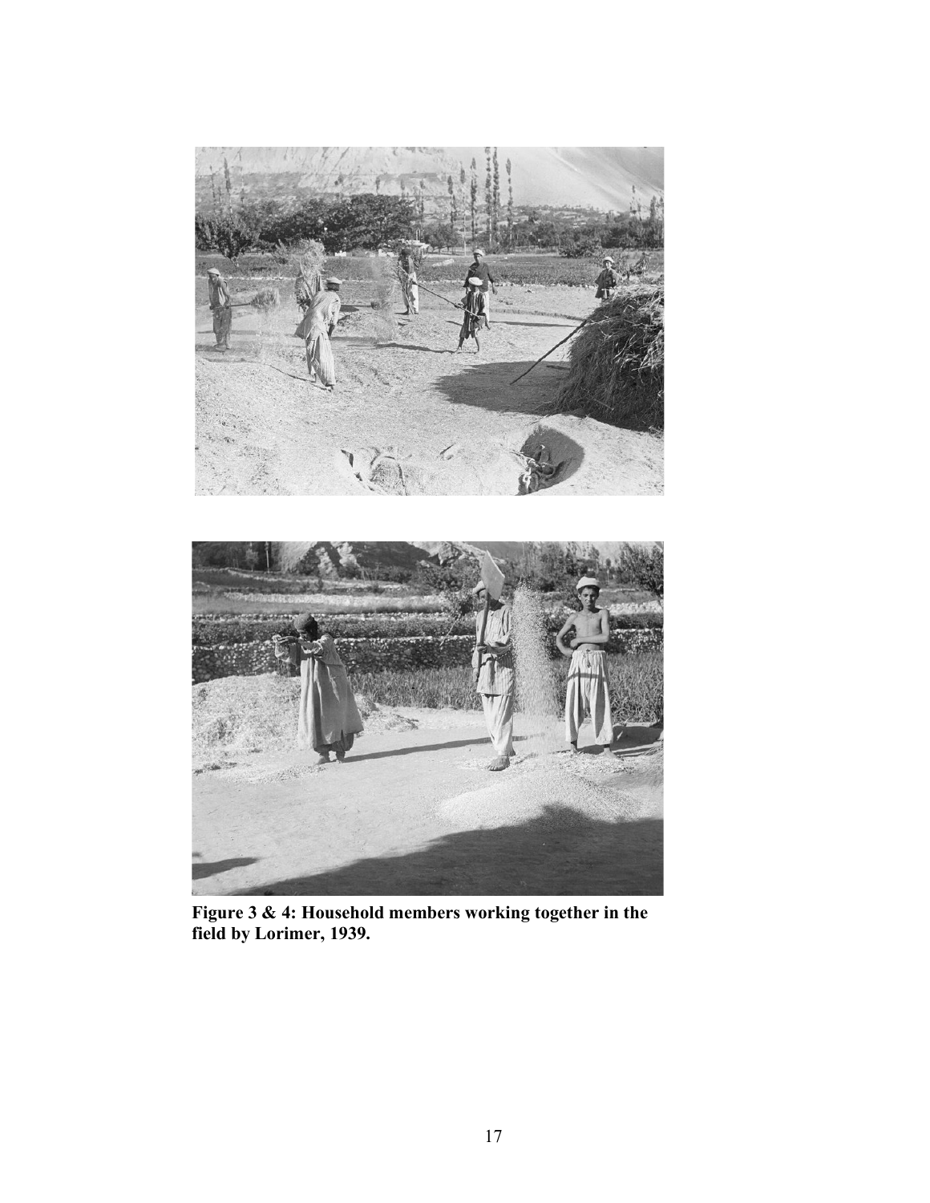**Figure 3 & 4: Household members working together in the field by Lorimer, 1939.**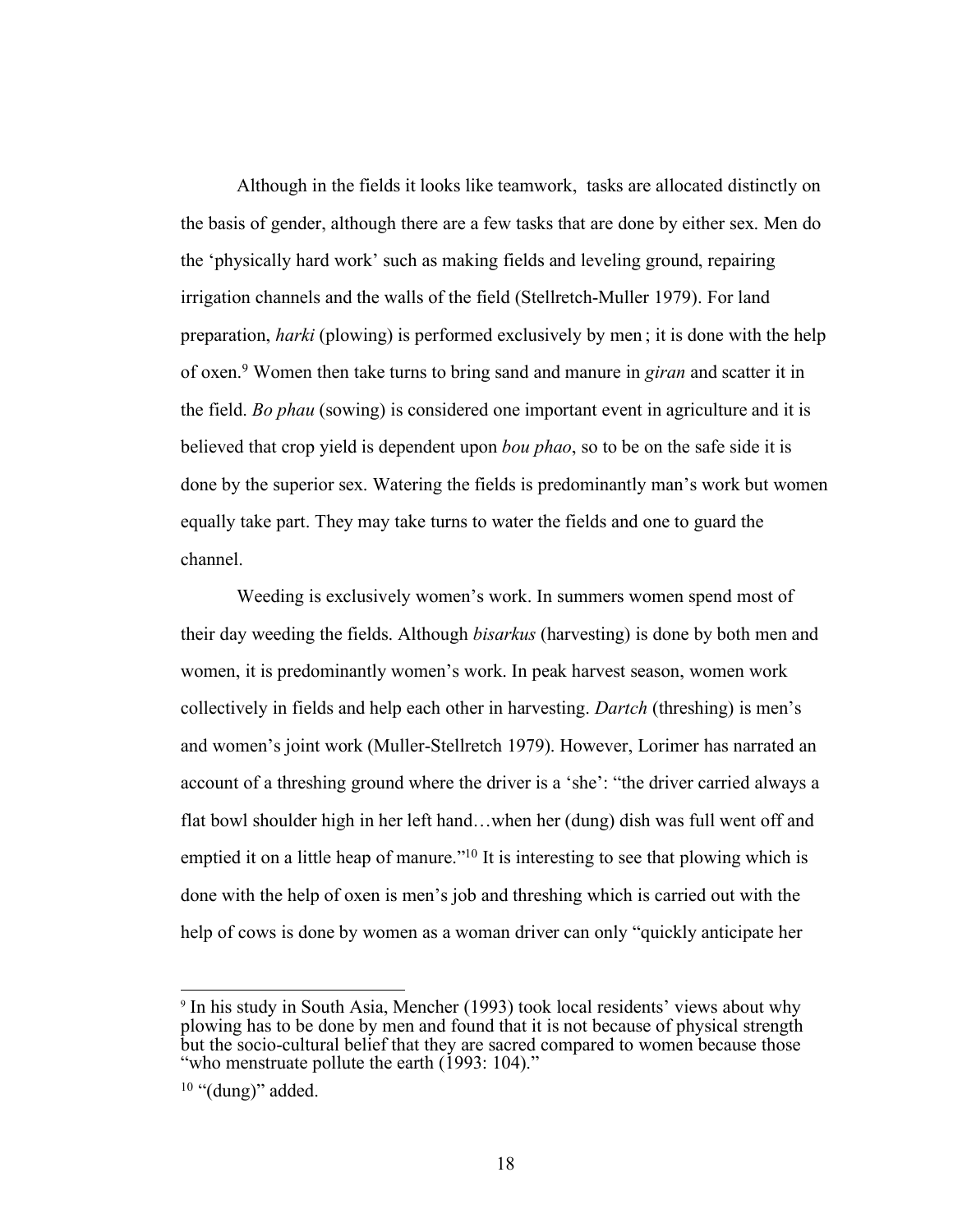Although in the fields it looks like teamwork, tasks are allocated distinctly on the basis of gender, although there are a few tasks that are done by either sex. Men do the 'physically hard work' such as making fields and leveling ground, repairing irrigation channels and the walls of the field (Stellretch-Muller 1979). For land preparation, *harki* (plowing) is performed exclusively by men ; it is done with the help of oxen.[9] Women then take turns to bring sand and manure in *giran* and scatter it in the field. *Bo phau* (sowing) is considered one important event in agriculture and it is believed that crop yield is dependent upon *bou phao*, so to be on the safe side it is done by the superior sex. Watering the fields is predominantly man's work but women equally take part. They may take turns to water the fields and one to guard the channel.

Weeding is exclusively women's work. In summers women spend most of their day weeding the fields. Although *bisarkus* (harvesting) is done by both men and women, it is predominantly women's work. In peak harvest season, women work collectively in fields and help each other in harvesting. *Dartch* (threshing) is men's and women's joint work (Muller-Stellretch 1979). However, Lorimer has narrated an account of a threshing ground where the driver is a 'she': "the driver carried always a flat bowl shoulder high in her left hand…when her (dung) dish was full went off and emptied it on a little heap of manure."[10] It is interesting to see that plowing which is done with the help of oxen is men's job and threshing which is carried out with the help of cows is done by women as a woman driver can only "quickly anticipate her

---

[9] In his study in South Asia, Mencher (1993) took local residents' views about why plowing has to be done by men and found that it is not because of physical strength but the socio-cultural belief that they are sacred compared to women because those "who menstruate pollute the earth (1993: 104)."

[10] "(dung)" added.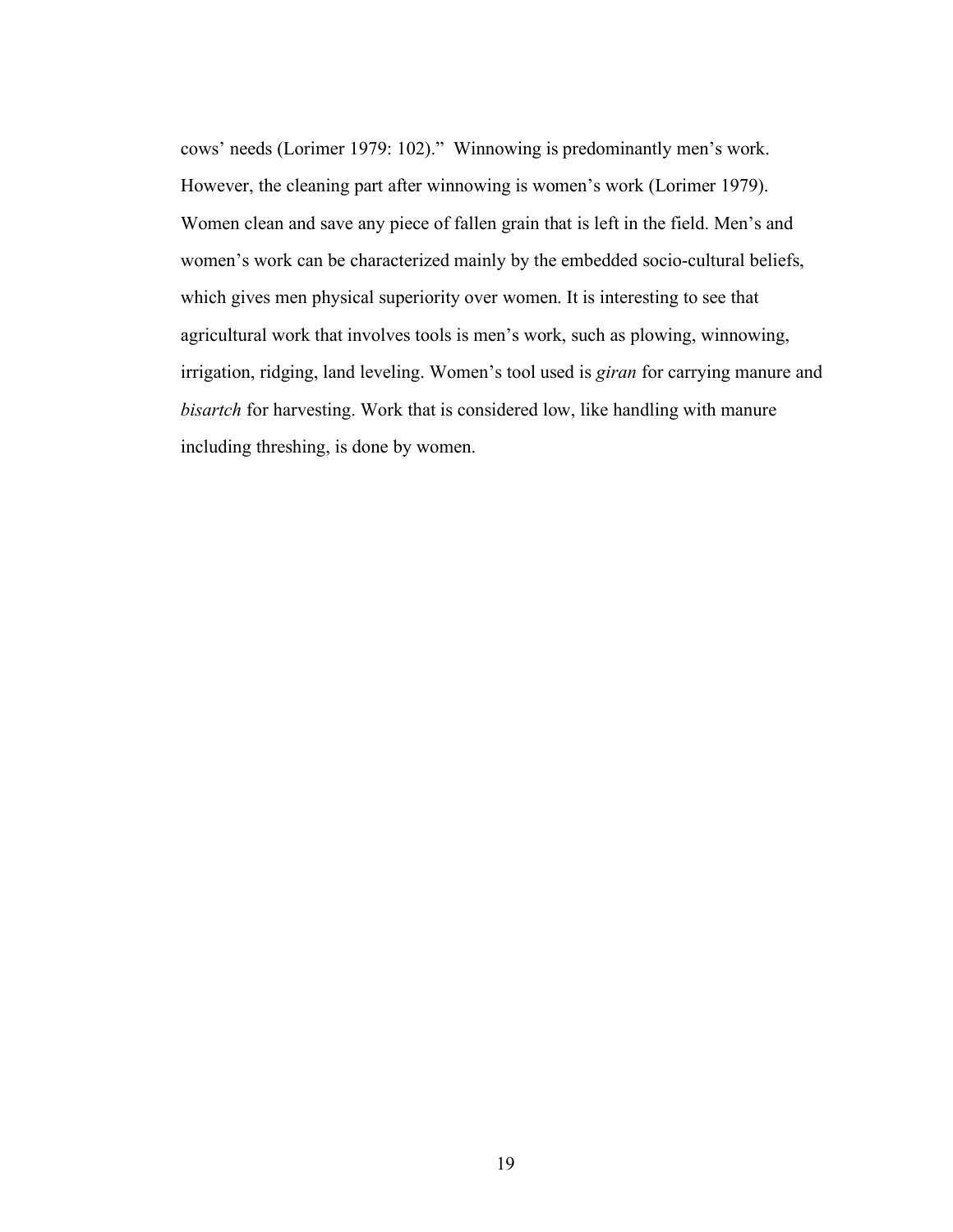cows' needs (Lorimer 1979: 102)." Winnowing is predominantly men's work. However, the cleaning part after winnowing is women's work (Lorimer 1979). Women clean and save any piece of fallen grain that is left in the field. Men's and women's work can be characterized mainly by the embedded socio-cultural beliefs, which gives men physical superiority over women. It is interesting to see that agricultural work that involves tools is men's work, such as plowing, winnowing, irrigation, ridging, land leveling. Women's tool used is *giran* for carrying manure and *bisartch* for harvesting. Work that is considered low, like handling with manure including threshing, is done by women.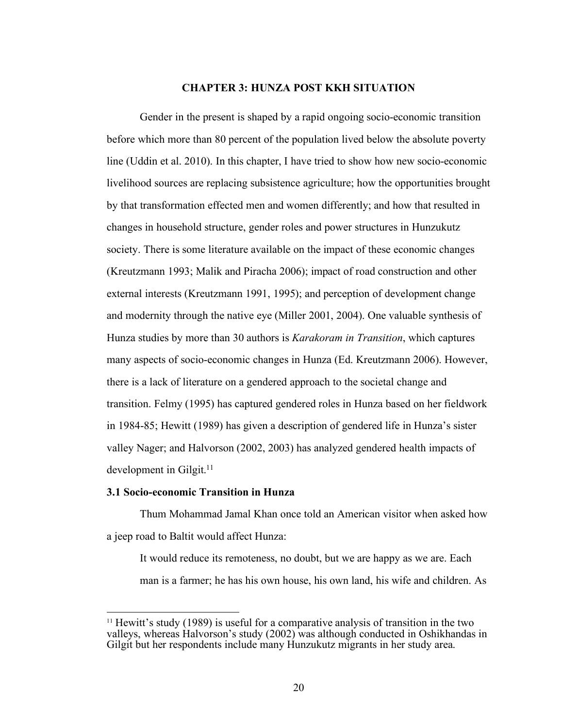# CHAPTER 3: HUNZA POST KKH SITUATION

Gender in the present is shaped by a rapid ongoing socio-economic transition before which more than 80 percent of the population lived below the absolute poverty line (Uddin et al. 2010). In this chapter, I have tried to show how new socio-economic livelihood sources are replacing subsistence agriculture; how the opportunities brought by that transformation effected men and women differently; and how that resulted in changes in household structure, gender roles and power structures in Hunzukutz society. There is some literature available on the impact of these economic changes (Kreutzmann 1993; Malik and Piracha 2006); impact of road construction and other external interests (Kreutzmann 1991, 1995); and perception of development change and modernity through the native eye (Miller 2001, 2004). One valuable synthesis of Hunza studies by more than 30 authors is *Karakoram in Transition*, which captures many aspects of socio-economic changes in Hunza (Ed. Kreutzmann 2006). However, there is a lack of literature on a gendered approach to the societal change and transition. Felmy (1995) has captured gendered roles in Hunza based on her fieldwork in 1984-85; Hewitt (1989) has given a description of gendered life in Hunza's sister valley Nager; and Halvorson (2002, 2003) has analyzed gendered health impacts of development in Gilgit.[11]

## 3.1 Socio-economic Transition in Hunza

Thum Mohammad Jamal Khan once told an American visitor when asked how a jeep road to Baltit would affect Hunza:

> It would reduce its remoteness, no doubt, but we are happy as we are. Each man is a farmer; he has his own house, his own land, his wife and children. As

[11] Hewitt's study (1989) is useful for a comparative analysis of transition in the two valleys, whereas Halvorson's study (2002) was although conducted in Oshikhandas in Gilgit but her respondents include many Hunzukutz migrants in her study area.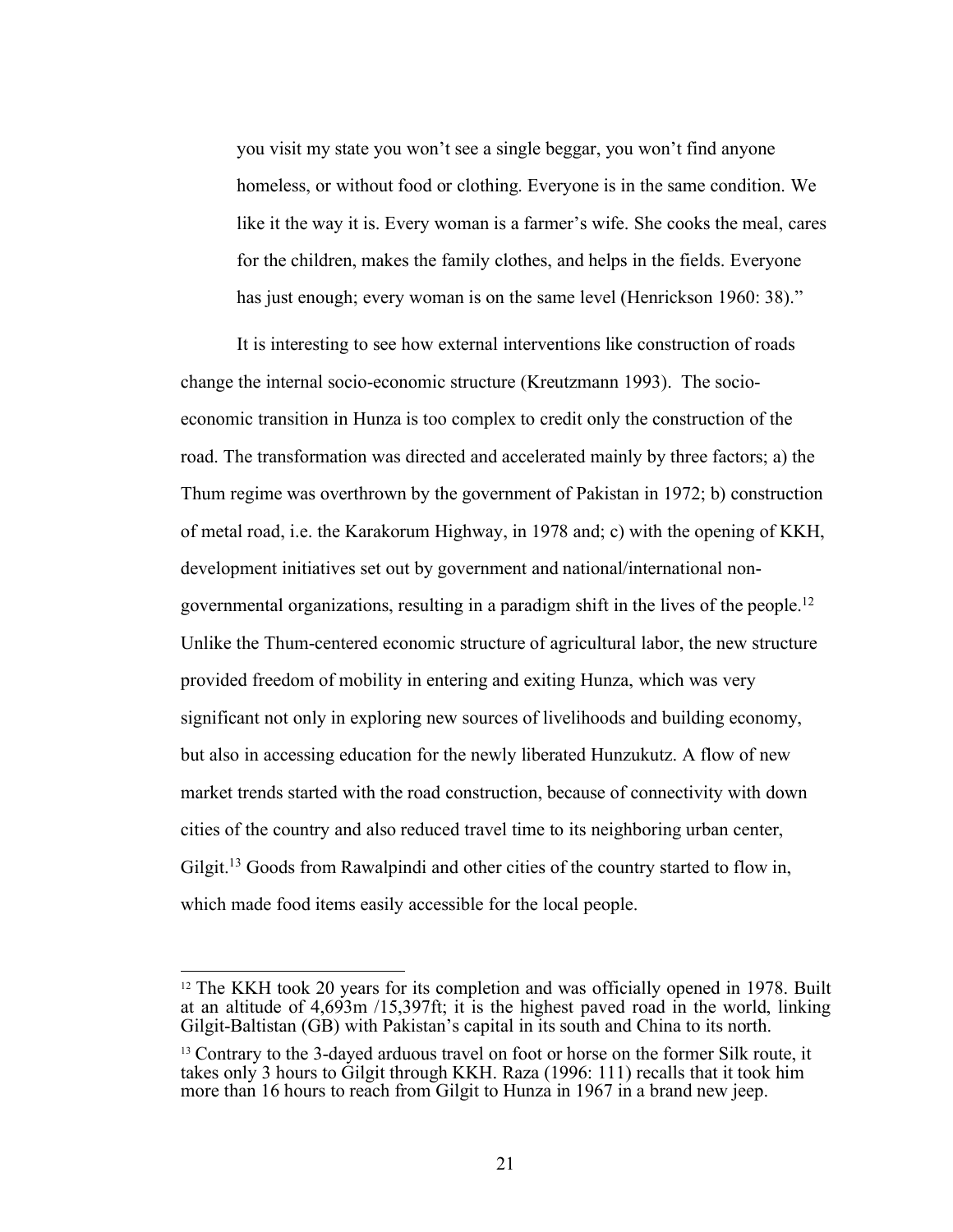> you visit my state you won't see a single beggar, you won't find anyone homeless, or without food or clothing. Everyone is in the same condition. We like it the way it is. Every woman is a farmer's wife. She cooks the meal, cares for the children, makes the family clothes, and helps in the fields. Everyone has just enough; every woman is on the same level (Henrickson 1960: 38)."

It is interesting to see how external interventions like construction of roads change the internal socio-economic structure (Kreutzmann 1993). The socio-economic transition in Hunza is too complex to credit only the construction of the road. The transformation was directed and accelerated mainly by three factors; a) the Thum regime was overthrown by the government of Pakistan in 1972; b) construction of metal road, i.e. the Karakorum Highway, in 1978 and; c) with the opening of KKH, development initiatives set out by government and national/international non-governmental organizations, resulting in a paradigm shift in the lives of the people.[12] Unlike the Thum-centered economic structure of agricultural labor, the new structure provided freedom of mobility in entering and exiting Hunza, which was very significant not only in exploring new sources of livelihoods and building economy, but also in accessing education for the newly liberated Hunzukutz. A flow of new market trends started with the road construction, because of connectivity with down cities of the country and also reduced travel time to its neighboring urban center, Gilgit.[13] Goods from Rawalpindi and other cities of the country started to flow in, which made food items easily accessible for the local people.

---

[12] The KKH took 20 years for its completion and was officially opened in 1978. Built at an altitude of 4,693m /15,397ft; it is the highest paved road in the world, linking Gilgit-Baltistan (GB) with Pakistan's capital in its south and China to its north.

[13] Contrary to the 3-dayed arduous travel on foot or horse on the former Silk route, it takes only 3 hours to Gilgit through KKH. Raza (1996: 111) recalls that it took him more than 16 hours to reach from Gilgit to Hunza in 1967 in a brand new jeep.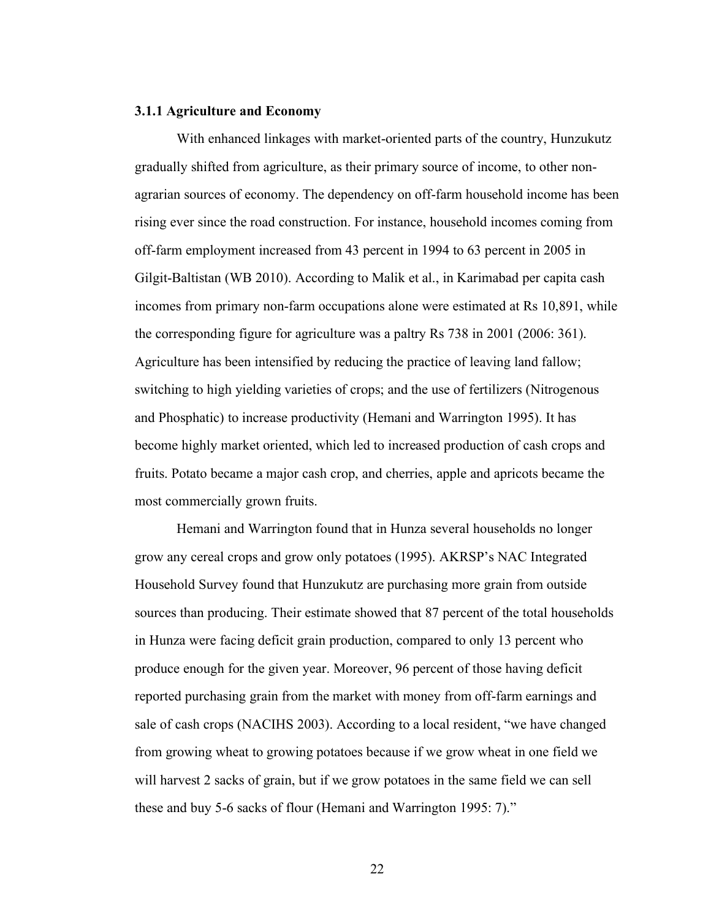### 3.1.1 Agriculture and Economy

With enhanced linkages with market-oriented parts of the country, Hunzukutz gradually shifted from agriculture, as their primary source of income, to other non-agrarian sources of economy. The dependency on off-farm household income has been rising ever since the road construction. For instance, household incomes coming from off-farm employment increased from 43 percent in 1994 to 63 percent in 2005 in Gilgit-Baltistan (WB 2010). According to Malik et al., in Karimabad per capita cash incomes from primary non-farm occupations alone were estimated at Rs 10,891, while the corresponding figure for agriculture was a paltry Rs 738 in 2001 (2006: 361). Agriculture has been intensified by reducing the practice of leaving land fallow; switching to high yielding varieties of crops; and the use of fertilizers (Nitrogenous and Phosphatic) to increase productivity (Hemani and Warrington 1995). It has become highly market oriented, which led to increased production of cash crops and fruits. Potato became a major cash crop, and cherries, apple and apricots became the most commercially grown fruits.

Hemani and Warrington found that in Hunza several households no longer grow any cereal crops and grow only potatoes (1995). AKRSP's NAC Integrated Household Survey found that Hunzukutz are purchasing more grain from outside sources than producing. Their estimate showed that 87 percent of the total households in Hunza were facing deficit grain production, compared to only 13 percent who produce enough for the given year. Moreover, 96 percent of those having deficit reported purchasing grain from the market with money from off-farm earnings and sale of cash crops (NACIHS 2003). According to a local resident, "we have changed from growing wheat to growing potatoes because if we grow wheat in one field we will harvest 2 sacks of grain, but if we grow potatoes in the same field we can sell these and buy 5-6 sacks of flour (Hemani and Warrington 1995: 7)."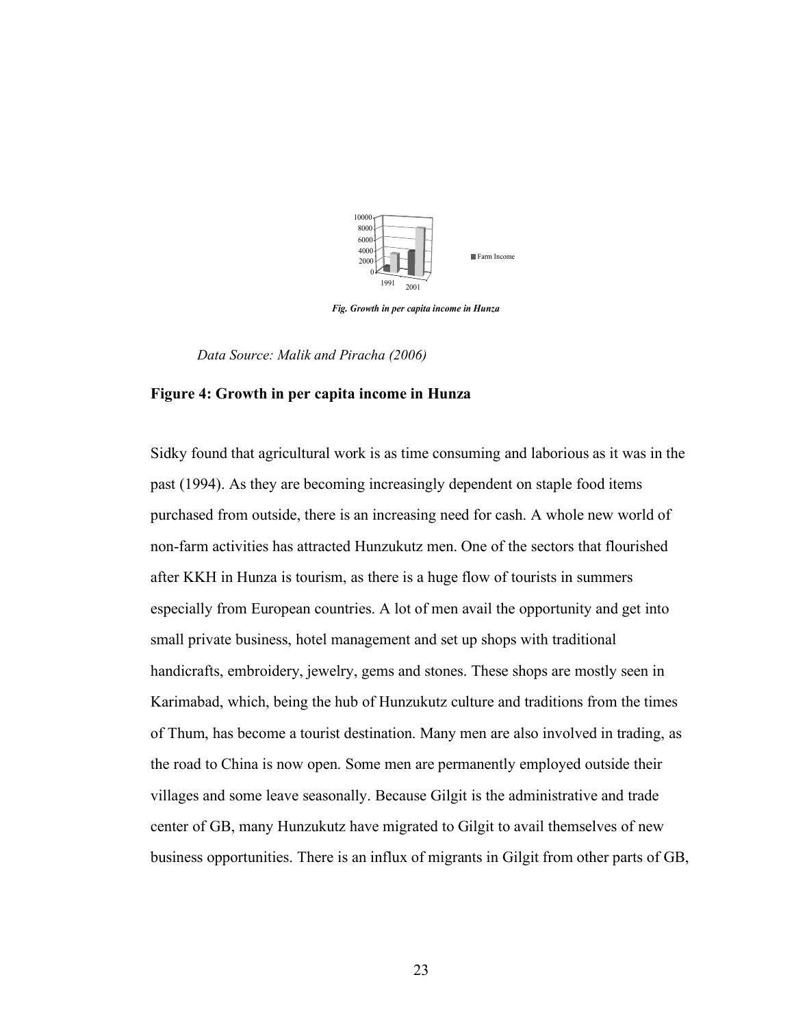*Fig. Growth in per capita income in Hunza*

*Data Source: Malik and Piracha (2006)*

**Figure 4: Growth in per capita income in Hunza**

Sidky found that agricultural work is as time consuming and laborious as it was in the past (1994). As they are becoming increasingly dependent on staple food items purchased from outside, there is an increasing need for cash. A whole new world of non-farm activities has attracted Hunzukutz men. One of the sectors that flourished after KKH in Hunza is tourism, as there is a huge flow of tourists in summers especially from European countries. A lot of men avail the opportunity and get into small private business, hotel management and set up shops with traditional handicrafts, embroidery, jewelry, gems and stones. These shops are mostly seen in Karimabad, which, being the hub of Hunzukutz culture and traditions from the times of Thum, has become a tourist destination. Many men are also involved in trading, as the road to China is now open. Some men are permanently employed outside their villages and some leave seasonally. Because Gilgit is the administrative and trade center of GB, many Hunzukutz have migrated to Gilgit to avail themselves of new business opportunities. There is an influx of migrants in Gilgit from other parts of GB,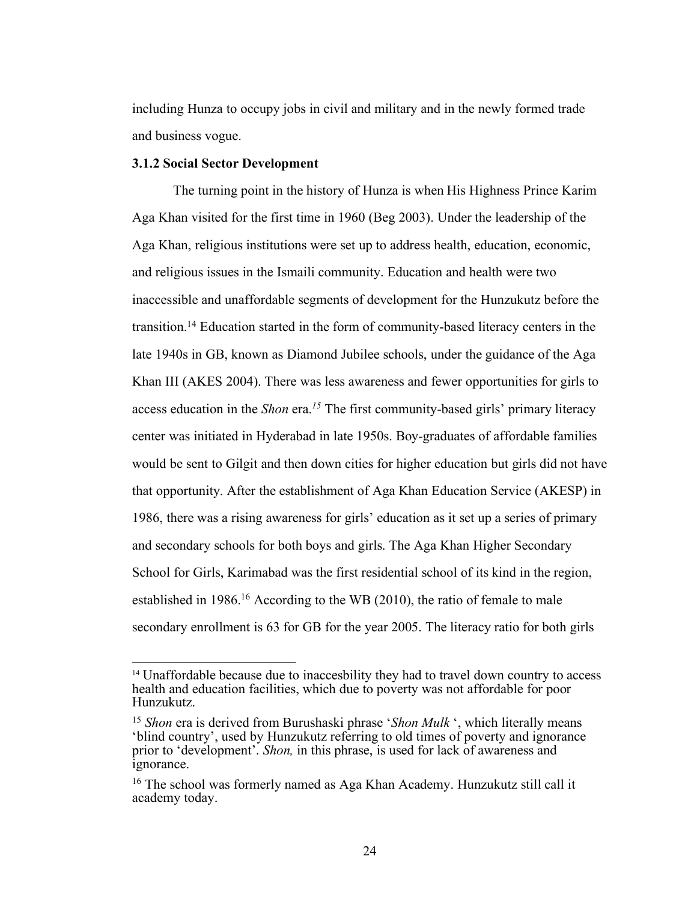including Hunza to occupy jobs in civil and military and in the newly formed trade and business vogue.

### 3.1.2 Social Sector Development

The turning point in the history of Hunza is when His Highness Prince Karim Aga Khan visited for the first time in 1960 (Beg 2003). Under the leadership of the Aga Khan, religious institutions were set up to address health, education, economic, and religious issues in the Ismaili community. Education and health were two inaccessible and unaffordable segments of development for the Hunzukutz before the transition.[14] Education started in the form of community-based literacy centers in the late 1940s in GB, known as Diamond Jubilee schools, under the guidance of the Aga Khan III (AKES 2004). There was less awareness and fewer opportunities for girls to access education in the *Shon* era.[15] The first community-based girls' primary literacy center was initiated in Hyderabad in late 1950s. Boy-graduates of affordable families would be sent to Gilgit and then down cities for higher education but girls did not have that opportunity. After the establishment of Aga Khan Education Service (AKESP) in 1986, there was a rising awareness for girls' education as it set up a series of primary and secondary schools for both boys and girls. The Aga Khan Higher Secondary School for Girls, Karimabad was the first residential school of its kind in the region, established in 1986.[16] According to the WB (2010), the ratio of female to male secondary enrollment is 63 for GB for the year 2005. The literacy ratio for both girls

---

[14] Unaffordable because due to inaccesbility they had to travel down country to access health and education facilities, which due to poverty was not affordable for poor Hunzukutz.

[15] *Shon* era is derived from Burushaski phrase '*Shon Mulk* ', which literally means 'blind country', used by Hunzukutz referring to old times of poverty and ignorance prior to 'development'. *Shon,* in this phrase, is used for lack of awareness and ignorance.

[16] The school was formerly named as Aga Khan Academy. Hunzukutz still call it academy today.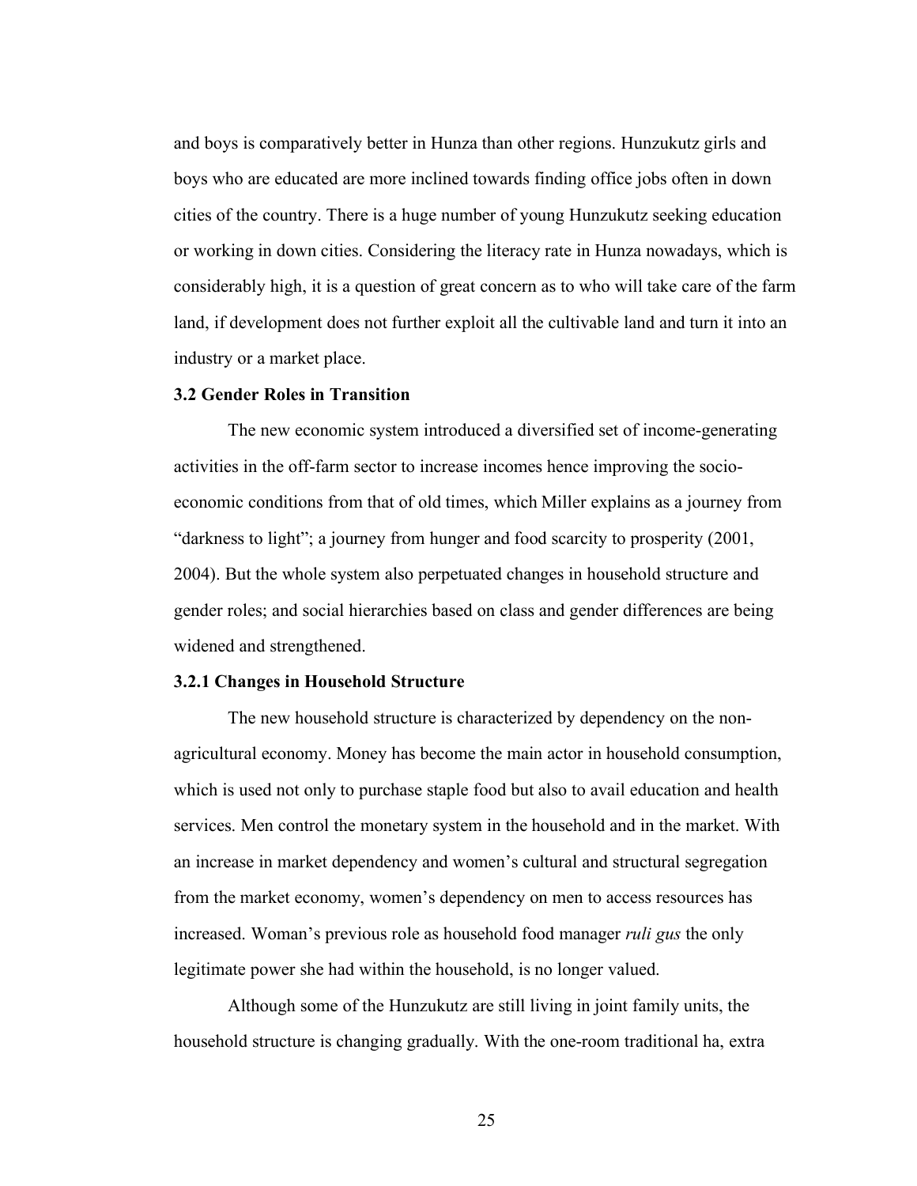and boys is comparatively better in Hunza than other regions. Hunzukutz girls and boys who are educated are more inclined towards finding office jobs often in down cities of the country. There is a huge number of young Hunzukutz seeking education or working in down cities. Considering the literacy rate in Hunza nowadays, which is considerably high, it is a question of great concern as to who will take care of the farm land, if development does not further exploit all the cultivable land and turn it into an industry or a market place.

### 3.2 Gender Roles in Transition

The new economic system introduced a diversified set of income-generating activities in the off-farm sector to increase incomes hence improving the socio-economic conditions from that of old times, which Miller explains as a journey from "darkness to light"; a journey from hunger and food scarcity to prosperity (2001, 2004). But the whole system also perpetuated changes in household structure and gender roles; and social hierarchies based on class and gender differences are being widened and strengthened.

#### 3.2.1 Changes in Household Structure

The new household structure is characterized by dependency on the non-agricultural economy. Money has become the main actor in household consumption, which is used not only to purchase staple food but also to avail education and health services. Men control the monetary system in the household and in the market. With an increase in market dependency and women's cultural and structural segregation from the market economy, women's dependency on men to access resources has increased. Woman's previous role as household food manager *ruli gus* the only legitimate power she had within the household, is no longer valued.

Although some of the Hunzukutz are still living in joint family units, the household structure is changing gradually. With the one-room traditional ha, extra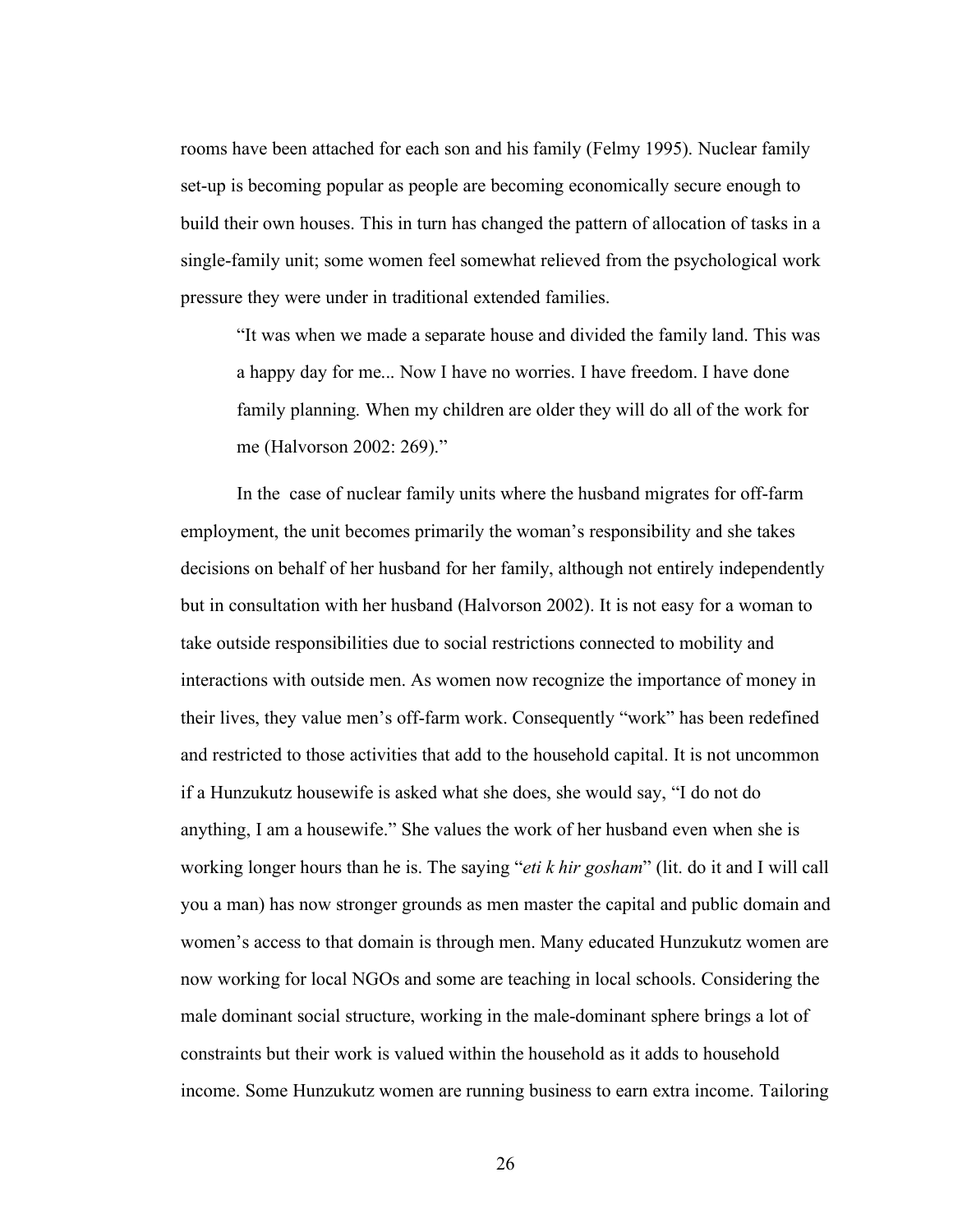rooms have been attached for each son and his family (Felmy 1995). Nuclear family set-up is becoming popular as people are becoming economically secure enough to build their own houses. This in turn has changed the pattern of allocation of tasks in a single-family unit; some women feel somewhat relieved from the psychological work pressure they were under in traditional extended families.

> "It was when we made a separate house and divided the family land. This was a happy day for me... Now I have no worries. I have freedom. I have done family planning. When my children are older they will do all of the work for me (Halvorson 2002: 269)."

In the case of nuclear family units where the husband migrates for off-farm employment, the unit becomes primarily the woman's responsibility and she takes decisions on behalf of her husband for her family, although not entirely independently but in consultation with her husband (Halvorson 2002). It is not easy for a woman to take outside responsibilities due to social restrictions connected to mobility and interactions with outside men. As women now recognize the importance of money in their lives, they value men's off-farm work. Consequently "work" has been redefined and restricted to those activities that add to the household capital. It is not uncommon if a Hunzukutz housewife is asked what she does, she would say, "I do not do anything, I am a housewife." She values the work of her husband even when she is working longer hours than he is. The saying "*eti k hir gosham*" (lit. do it and I will call you a man) has now stronger grounds as men master the capital and public domain and women's access to that domain is through men. Many educated Hunzukutz women are now working for local NGOs and some are teaching in local schools. Considering the male dominant social structure, working in the male-dominant sphere brings a lot of constraints but their work is valued within the household as it adds to household income. Some Hunzukutz women are running business to earn extra income. Tailoring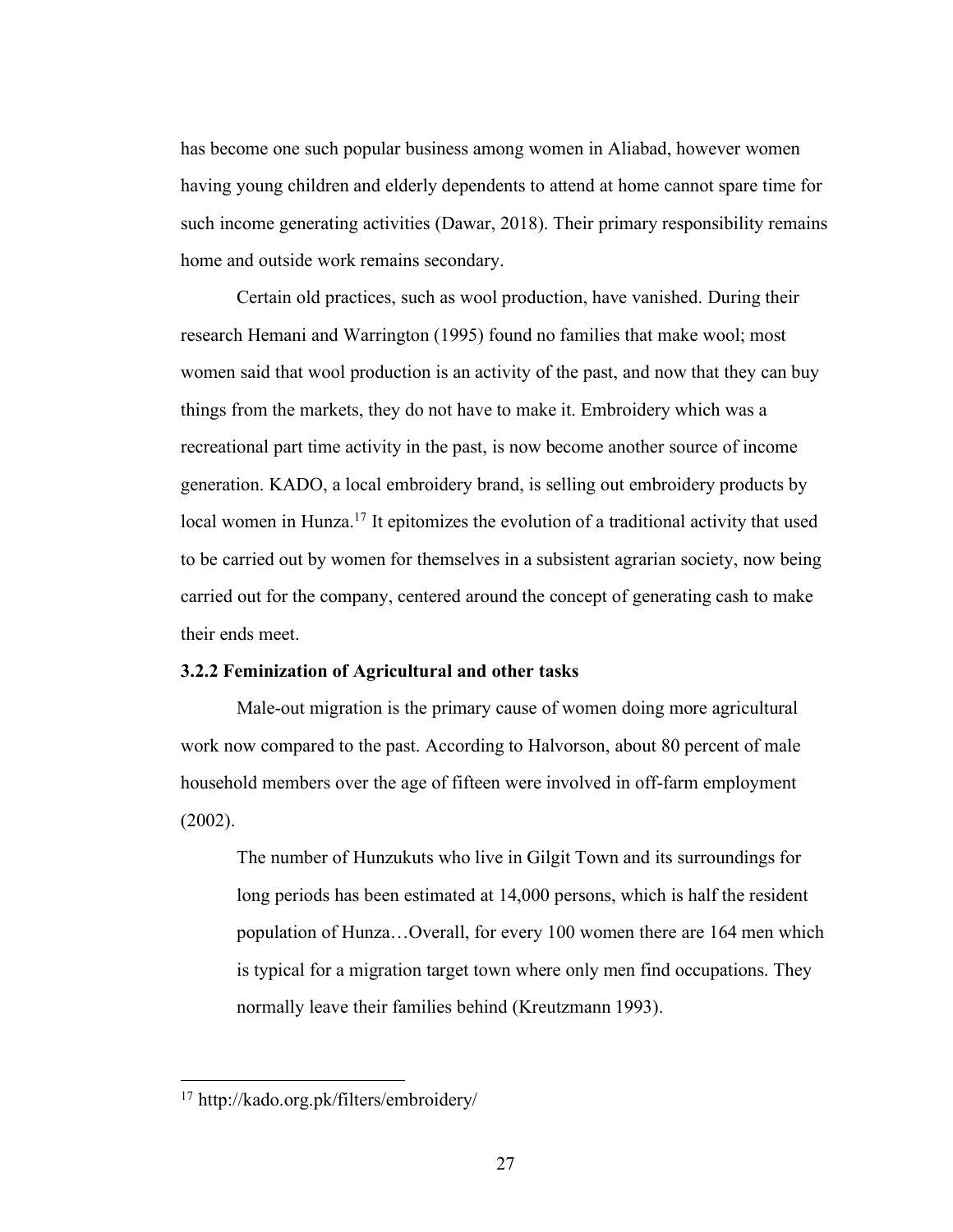has become one such popular business among women in Aliabad, however women having young children and elderly dependents to attend at home cannot spare time for such income generating activities (Dawar, 2018). Their primary responsibility remains home and outside work remains secondary.

Certain old practices, such as wool production, have vanished. During their research Hemani and Warrington (1995) found no families that make wool; most women said that wool production is an activity of the past, and now that they can buy things from the markets, they do not have to make it. Embroidery which was a recreational part time activity in the past, is now become another source of income generation. KADO, a local embroidery brand, is selling out embroidery products by local women in Hunza.[17] It epitomizes the evolution of a traditional activity that used to be carried out by women for themselves in a subsistent agrarian society, now being carried out for the company, centered around the concept of generating cash to make their ends meet.

### 3.2.2 Feminization of Agricultural and other tasks

Male-out migration is the primary cause of women doing more agricultural work now compared to the past. According to Halvorson, about 80 percent of male household members over the age of fifteen were involved in off-farm employment (2002).

> The number of Hunzukuts who live in Gilgit Town and its surroundings for long periods has been estimated at 14,000 persons, which is half the resident population of Hunza…Overall, for every 100 women there are 164 men which is typical for a migration target town where only men find occupations. They normally leave their families behind (Kreutzmann 1993).

[17] http://kado.org.pk/filters/embroidery/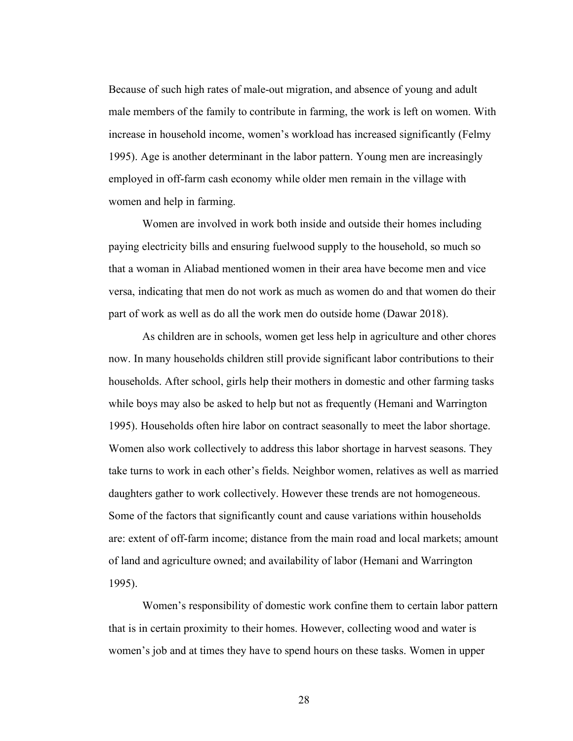Because of such high rates of male-out migration, and absence of young and adult male members of the family to contribute in farming, the work is left on women. With increase in household income, women's workload has increased significantly (Felmy 1995). Age is another determinant in the labor pattern. Young men are increasingly employed in off-farm cash economy while older men remain in the village with women and help in farming.

Women are involved in work both inside and outside their homes including paying electricity bills and ensuring fuelwood supply to the household, so much so that a woman in Aliabad mentioned women in their area have become men and vice versa, indicating that men do not work as much as women do and that women do their part of work as well as do all the work men do outside home (Dawar 2018).

As children are in schools, women get less help in agriculture and other chores now. In many households children still provide significant labor contributions to their households. After school, girls help their mothers in domestic and other farming tasks while boys may also be asked to help but not as frequently (Hemani and Warrington 1995). Households often hire labor on contract seasonally to meet the labor shortage. Women also work collectively to address this labor shortage in harvest seasons. They take turns to work in each other's fields. Neighbor women, relatives as well as married daughters gather to work collectively. However these trends are not homogeneous. Some of the factors that significantly count and cause variations within households are: extent of off-farm income; distance from the main road and local markets; amount of land and agriculture owned; and availability of labor (Hemani and Warrington 1995).

Women's responsibility of domestic work confine them to certain labor pattern that is in certain proximity to their homes. However, collecting wood and water is women's job and at times they have to spend hours on these tasks. Women in upper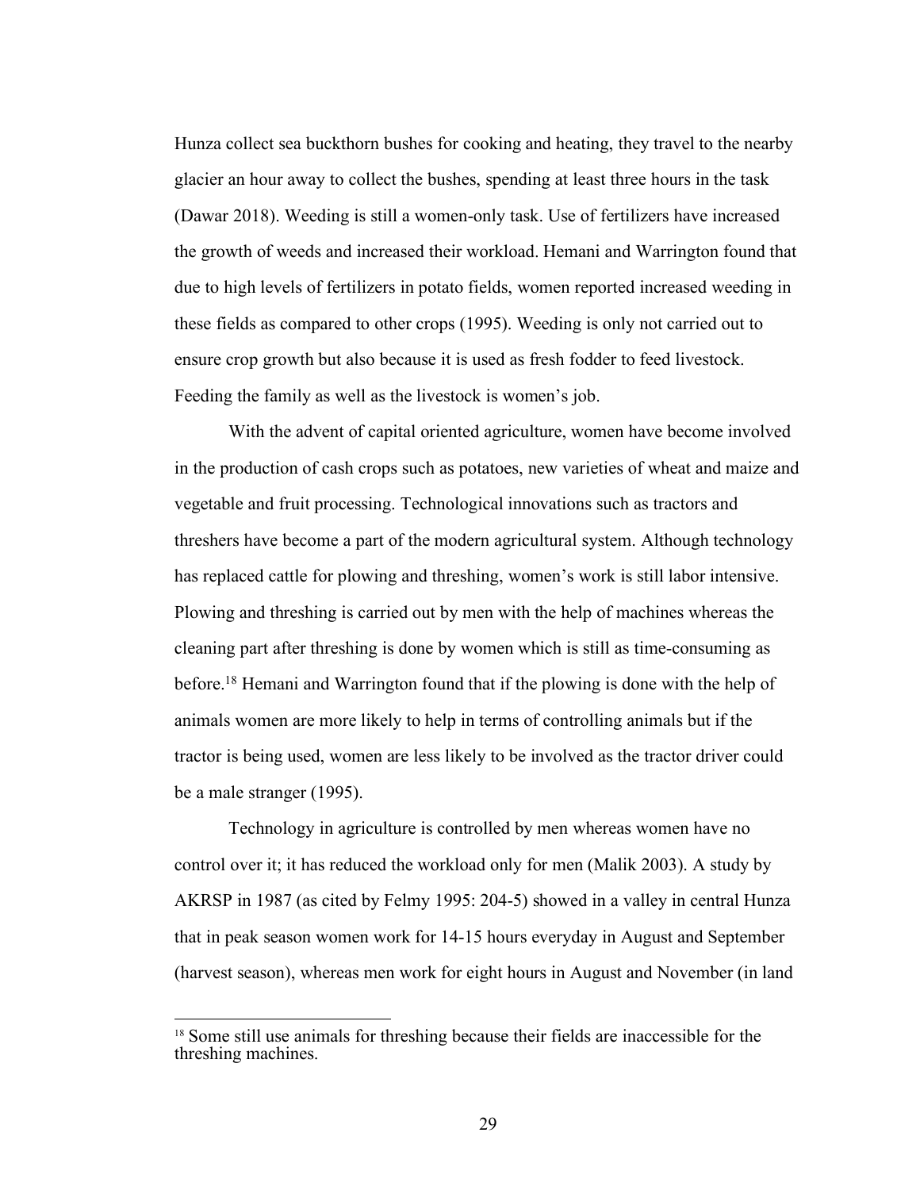Hunza collect sea buckthorn bushes for cooking and heating, they travel to the nearby glacier an hour away to collect the bushes, spending at least three hours in the task (Dawar 2018). Weeding is still a women-only task. Use of fertilizers have increased the growth of weeds and increased their workload. Hemani and Warrington found that due to high levels of fertilizers in potato fields, women reported increased weeding in these fields as compared to other crops (1995). Weeding is only not carried out to ensure crop growth but also because it is used as fresh fodder to feed livestock. Feeding the family as well as the livestock is women's job.

With the advent of capital oriented agriculture, women have become involved in the production of cash crops such as potatoes, new varieties of wheat and maize and vegetable and fruit processing. Technological innovations such as tractors and threshers have become a part of the modern agricultural system. Although technology has replaced cattle for plowing and threshing, women's work is still labor intensive. Plowing and threshing is carried out by men with the help of machines whereas the cleaning part after threshing is done by women which is still as time-consuming as before.[18] Hemani and Warrington found that if the plowing is done with the help of animals women are more likely to help in terms of controlling animals but if the tractor is being used, women are less likely to be involved as the tractor driver could be a male stranger (1995).

Technology in agriculture is controlled by men whereas women have no control over it; it has reduced the workload only for men (Malik 2003). A study by AKRSP in 1987 (as cited by Felmy 1995: 204-5) showed in a valley in central Hunza that in peak season women work for 14-15 hours everyday in August and September (harvest season), whereas men work for eight hours in August and November (in land

[18] Some still use animals for threshing because their fields are inaccessible for the threshing machines.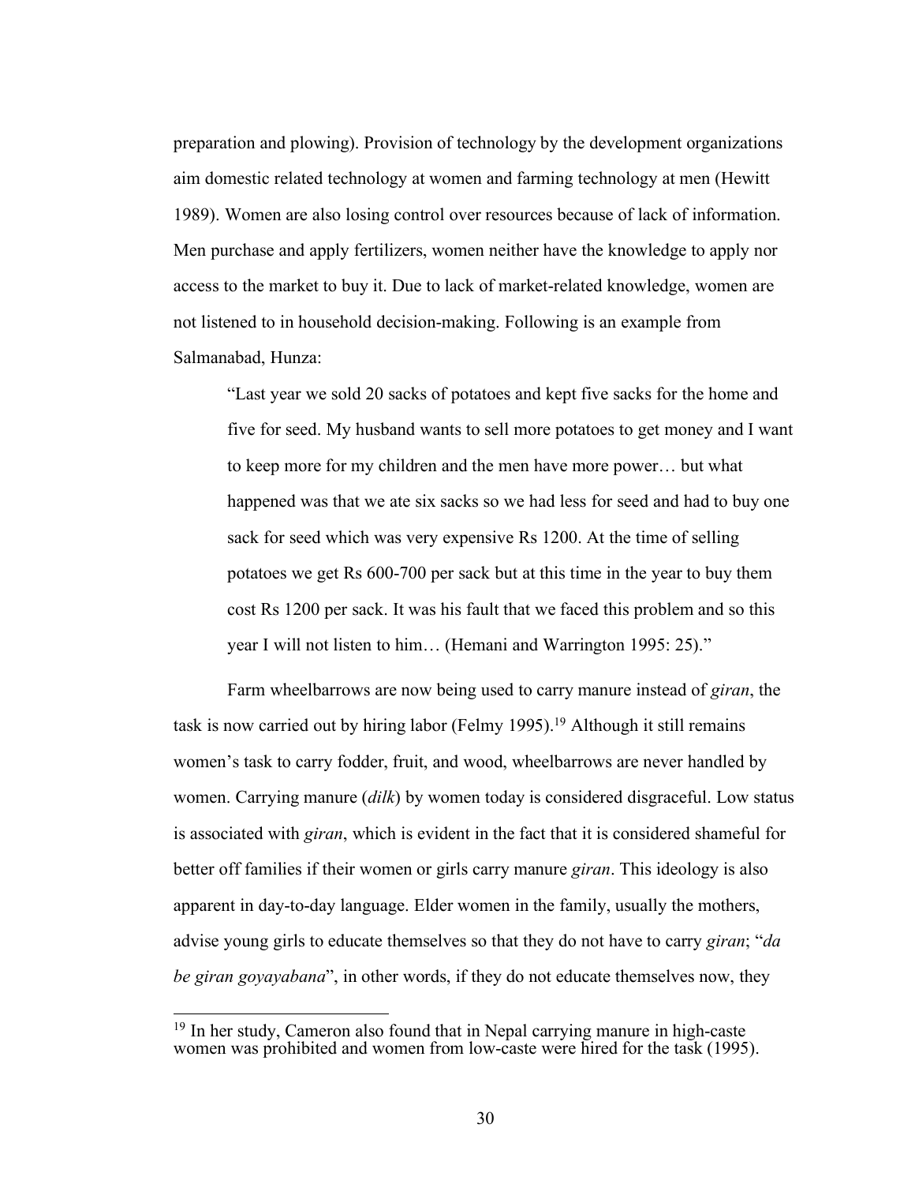preparation and plowing). Provision of technology by the development organizations aim domestic related technology at women and farming technology at men (Hewitt 1989). Women are also losing control over resources because of lack of information. Men purchase and apply fertilizers, women neither have the knowledge to apply nor access to the market to buy it. Due to lack of market-related knowledge, women are not listened to in household decision-making. Following is an example from Salmanabad, Hunza:

> "Last year we sold 20 sacks of potatoes and kept five sacks for the home and five for seed. My husband wants to sell more potatoes to get money and I want to keep more for my children and the men have more power… but what happened was that we ate six sacks so we had less for seed and had to buy one sack for seed which was very expensive Rs 1200. At the time of selling potatoes we get Rs 600-700 per sack but at this time in the year to buy them cost Rs 1200 per sack. It was his fault that we faced this problem and so this year I will not listen to him… (Hemani and Warrington 1995: 25)."

Farm wheelbarrows are now being used to carry manure instead of *giran*, the task is now carried out by hiring labor (Felmy 1995).[19] Although it still remains women's task to carry fodder, fruit, and wood, wheelbarrows are never handled by women. Carrying manure (*dilk*) by women today is considered disgraceful. Low status is associated with *giran*, which is evident in the fact that it is considered shameful for better off families if their women or girls carry manure *giran*. This ideology is also apparent in day-to-day language. Elder women in the family, usually the mothers, advise young girls to educate themselves so that they do not have to carry *giran*; "*da be giran goyayabana*", in other words, if they do not educate themselves now, they

---

[19] In her study, Cameron also found that in Nepal carrying manure in high-caste women was prohibited and women from low-caste were hired for the task (1995).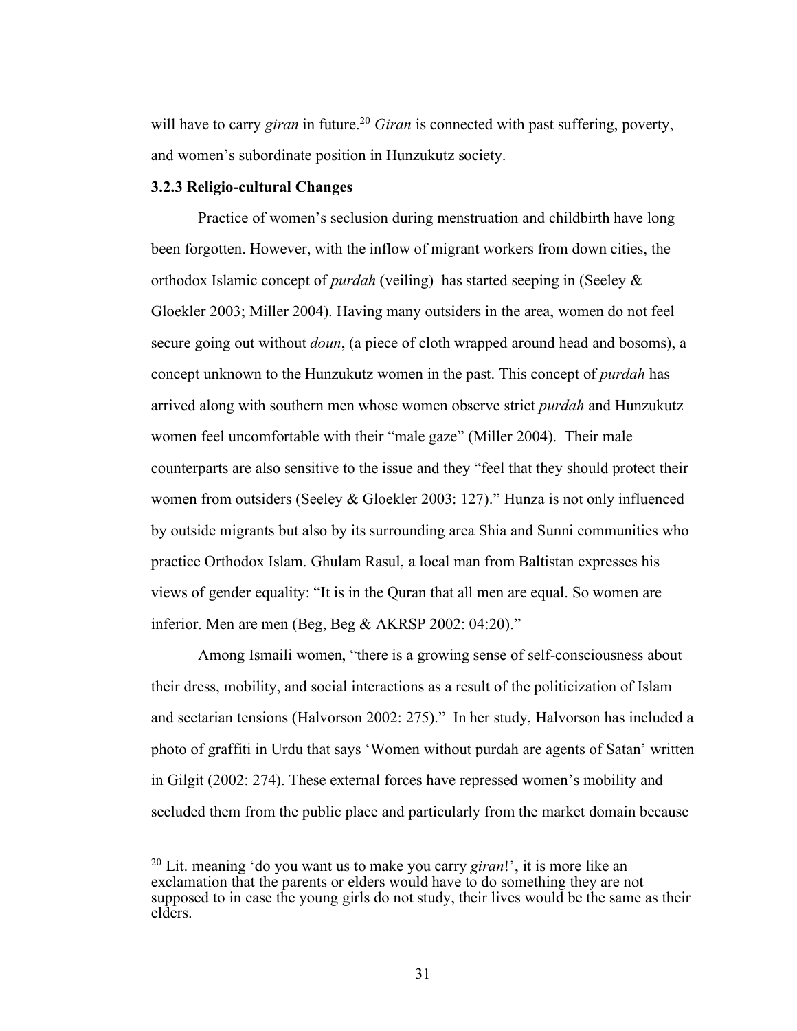will have to carry *giran* in future.[20] *Giran* is connected with past suffering, poverty, and women's subordinate position in Hunzukutz society.

### 3.2.3 Religio-cultural Changes

Practice of women's seclusion during menstruation and childbirth have long been forgotten. However, with the inflow of migrant workers from down cities, the orthodox Islamic concept of *purdah* (veiling) has started seeping in (Seeley & Gloekler 2003; Miller 2004). Having many outsiders in the area, women do not feel secure going out without *doun*, (a piece of cloth wrapped around head and bosoms), a concept unknown to the Hunzukutz women in the past. This concept of *purdah* has arrived along with southern men whose women observe strict *purdah* and Hunzukutz women feel uncomfortable with their "male gaze" (Miller 2004). Their male counterparts are also sensitive to the issue and they "feel that they should protect their women from outsiders (Seeley & Gloekler 2003: 127)." Hunza is not only influenced by outside migrants but also by its surrounding area Shia and Sunni communities who practice Orthodox Islam. Ghulam Rasul, a local man from Baltistan expresses his views of gender equality: "It is in the Quran that all men are equal. So women are inferior. Men are men (Beg, Beg & AKRSP 2002: 04:20)."

Among Ismaili women, "there is a growing sense of self-consciousness about their dress, mobility, and social interactions as a result of the politicization of Islam and sectarian tensions (Halvorson 2002: 275)." In her study, Halvorson has included a photo of graffiti in Urdu that says 'Women without purdah are agents of Satan' written in Gilgit (2002: 274). These external forces have repressed women's mobility and secluded them from the public place and particularly from the market domain because

---

[20] Lit. meaning 'do you want us to make you carry *giran*!', it is more like an exclamation that the parents or elders would have to do something they are not supposed to in case the young girls do not study, their lives would be the same as their elders.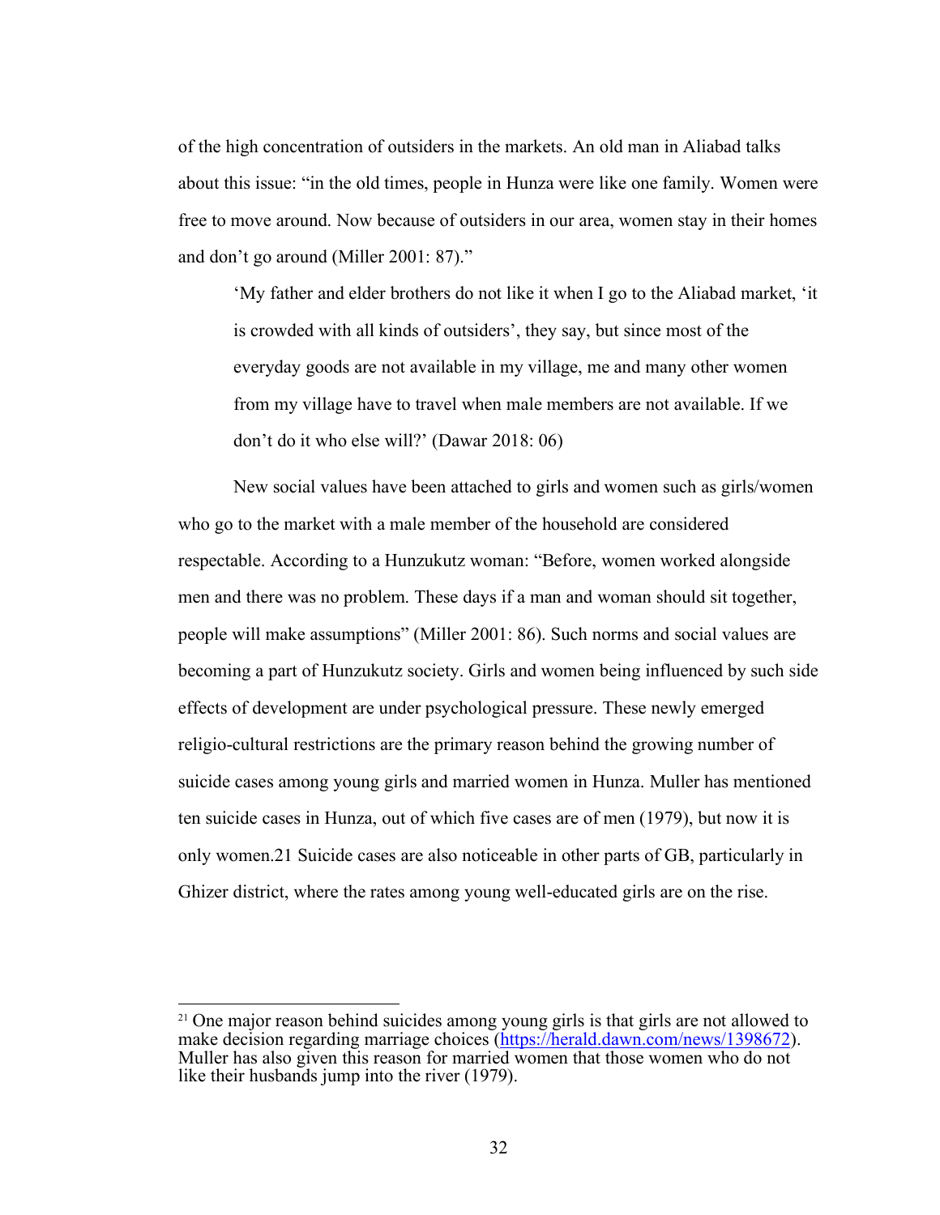of the high concentration of outsiders in the markets. An old man in Aliabad talks about this issue: "in the old times, people in Hunza were like one family. Women were free to move around. Now because of outsiders in our area, women stay in their homes and don't go around (Miller 2001: 87)."

> 'My father and elder brothers do not like it when I go to the Aliabad market, 'it is crowded with all kinds of outsiders', they say, but since most of the everyday goods are not available in my village, me and many other women from my village have to travel when male members are not available. If we don't do it who else will?' (Dawar 2018: 06)

New social values have been attached to girls and women such as girls/women who go to the market with a male member of the household are considered respectable. According to a Hunzukutz woman: "Before, women worked alongside men and there was no problem. These days if a man and woman should sit together, people will make assumptions" (Miller 2001: 86). Such norms and social values are becoming a part of Hunzukutz society. Girls and women being influenced by such side effects of development are under psychological pressure. These newly emerged religio-cultural restrictions are the primary reason behind the growing number of suicide cases among young girls and married women in Hunza. Muller has mentioned ten suicide cases in Hunza, out of which five cases are of men (1979), but now it is only women.21 Suicide cases are also noticeable in other parts of GB, particularly in Ghizer district, where the rates among young well-educated girls are on the rise.

---

[21] One major reason behind suicides among young girls is that girls are not allowed to make decision regarding marriage choices (https://herald.dawn.com/news/1398672). Muller has also given this reason for married women that those women who do not like their husbands jump into the river (1979).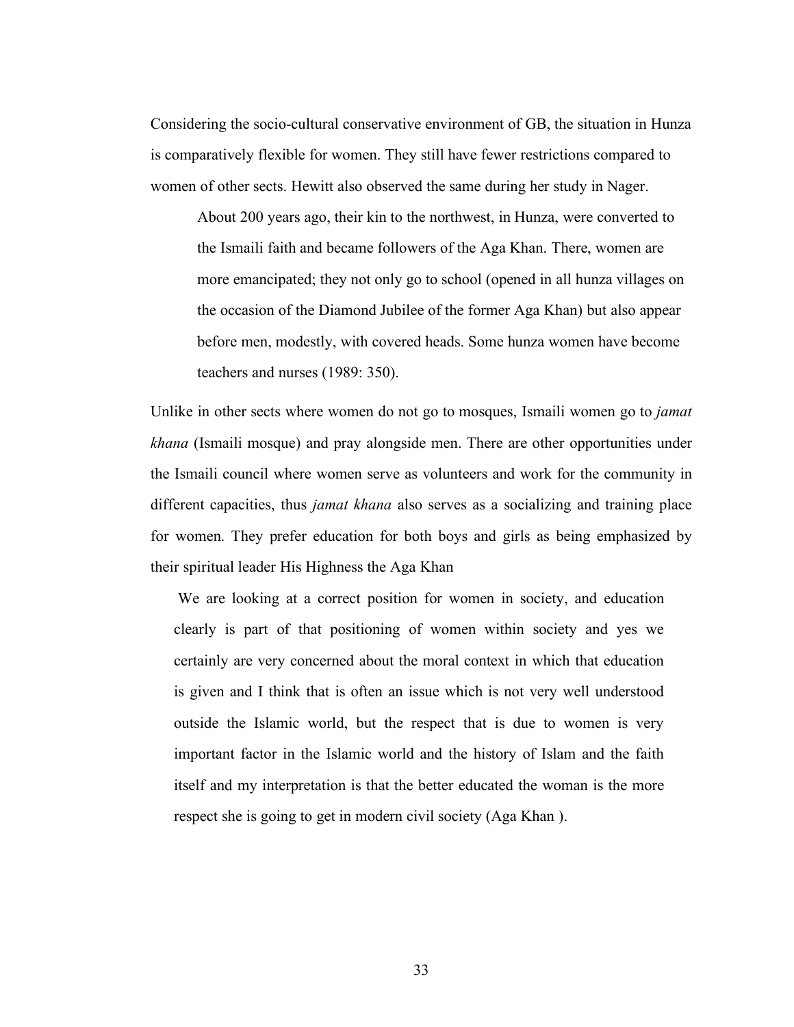Considering the socio-cultural conservative environment of GB, the situation in Hunza is comparatively flexible for women. They still have fewer restrictions compared to women of other sects. Hewitt also observed the same during her study in Nager.

> About 200 years ago, their kin to the northwest, in Hunza, were converted to the Ismaili faith and became followers of the Aga Khan. There, women are more emancipated; they not only go to school (opened in all hunza villages on the occasion of the Diamond Jubilee of the former Aga Khan) but also appear before men, modestly, with covered heads. Some hunza women have become teachers and nurses (1989: 350).

Unlike in other sects where women do not go to mosques, Ismaili women go to *jamat khana* (Ismaili mosque) and pray alongside men. There are other opportunities under the Ismaili council where women serve as volunteers and work for the community in different capacities, thus *jamat khana* also serves as a socializing and training place for women. They prefer education for both boys and girls as being emphasized by their spiritual leader His Highness the Aga Khan

> We are looking at a correct position for women in society, and education clearly is part of that positioning of women within society and yes we certainly are very concerned about the moral context in which that education is given and I think that is often an issue which is not very well understood outside the Islamic world, but the respect that is due to women is very important factor in the Islamic world and the history of Islam and the faith itself and my interpretation is that the better educated the woman is the more respect she is going to get in modern civil society (Aga Khan ).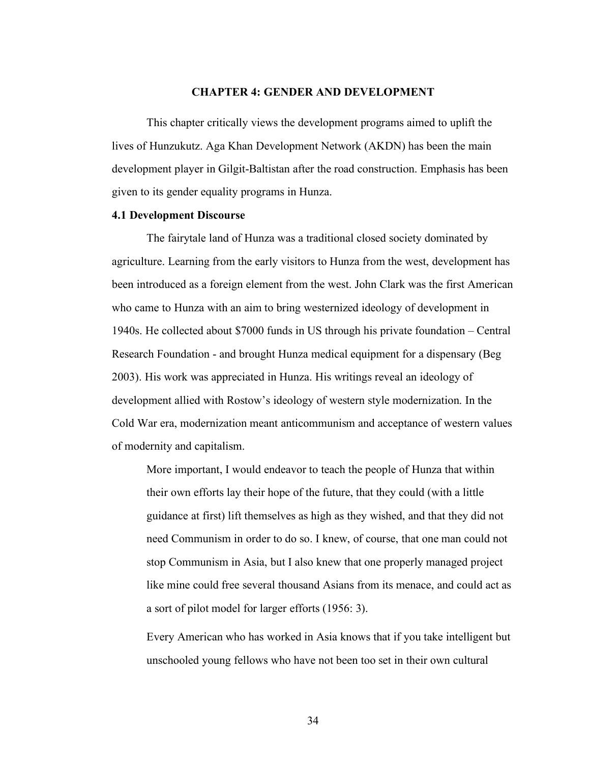# CHAPTER 4: GENDER AND DEVELOPMENT

This chapter critically views the development programs aimed to uplift the lives of Hunzukutz. Aga Khan Development Network (AKDN) has been the main development player in Gilgit-Baltistan after the road construction. Emphasis has been given to its gender equality programs in Hunza.

## 4.1 Development Discourse

The fairytale land of Hunza was a traditional closed society dominated by agriculture. Learning from the early visitors to Hunza from the west, development has been introduced as a foreign element from the west. John Clark was the first American who came to Hunza with an aim to bring westernized ideology of development in 1940s. He collected about $7000 funds in US through his private foundation – Central Research Foundation - and brought Hunza medical equipment for a dispensary (Beg 2003). His work was appreciated in Hunza. His writings reveal an ideology of development allied with Rostow's ideology of western style modernization. In the Cold War era, modernization meant anticommunism and acceptance of western values of modernity and capitalism.

> More important, I would endeavor to teach the people of Hunza that within their own efforts lay their hope of the future, that they could (with a little guidance at first) lift themselves as high as they wished, and that they did not need Communism in order to do so. I knew, of course, that one man could not stop Communism in Asia, but I also knew that one properly managed project like mine could free several thousand Asians from its menace, and could act as a sort of pilot model for larger efforts (1956: 3).

> Every American who has worked in Asia knows that if you take intelligent but unschooled young fellows who have not been too set in their own cultural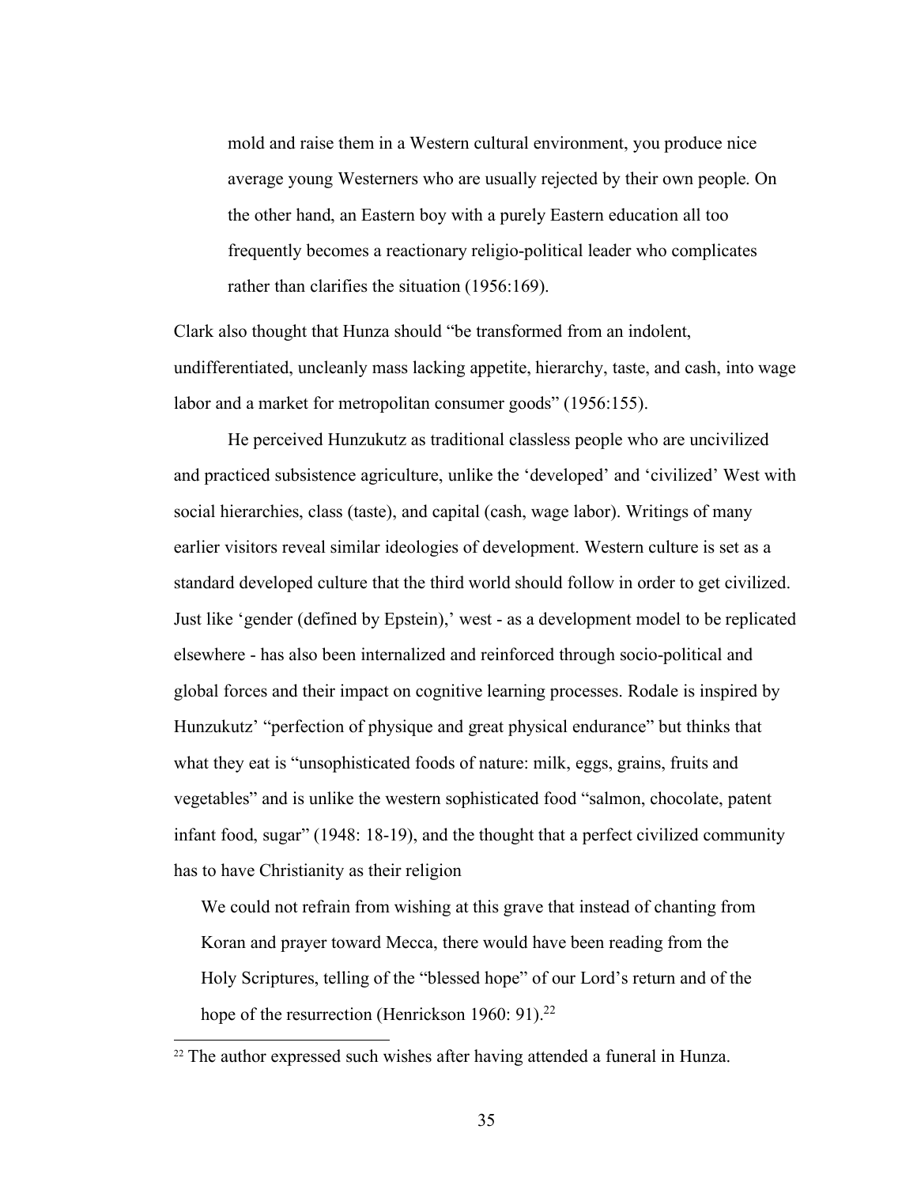> mold and raise them in a Western cultural environment, you produce nice average young Westerners who are usually rejected by their own people. On the other hand, an Eastern boy with a purely Eastern education all too frequently becomes a reactionary religio-political leader who complicates rather than clarifies the situation (1956:169).

Clark also thought that Hunza should "be transformed from an indolent, undifferentiated, uncleanly mass lacking appetite, hierarchy, taste, and cash, into wage labor and a market for metropolitan consumer goods" (1956:155).

He perceived Hunzukutz as traditional classless people who are uncivilized and practiced subsistence agriculture, unlike the 'developed' and 'civilized' West with social hierarchies, class (taste), and capital (cash, wage labor). Writings of many earlier visitors reveal similar ideologies of development. Western culture is set as a standard developed culture that the third world should follow in order to get civilized. Just like 'gender (defined by Epstein),' west - as a development model to be replicated elsewhere - has also been internalized and reinforced through socio-political and global forces and their impact on cognitive learning processes. Rodale is inspired by Hunzukutz' "perfection of physique and great physical endurance" but thinks that what they eat is "unsophisticated foods of nature: milk, eggs, grains, fruits and vegetables" and is unlike the western sophisticated food "salmon, chocolate, patent infant food, sugar" (1948: 18-19), and the thought that a perfect civilized community has to have Christianity as their religion

> We could not refrain from wishing at this grave that instead of chanting from Koran and prayer toward Mecca, there would have been reading from the Holy Scriptures, telling of the "blessed hope" of our Lord's return and of the hope of the resurrection (Henrickson 1960: 91).[22]

[22] The author expressed such wishes after having attended a funeral in Hunza.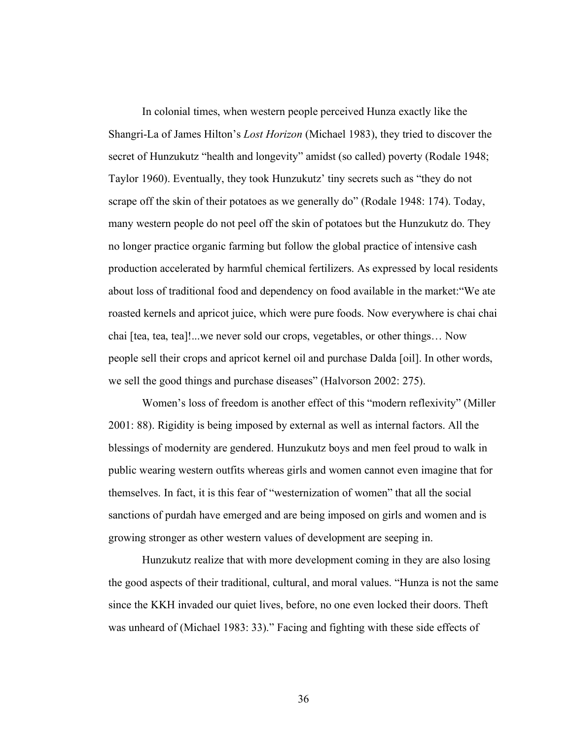In colonial times, when western people perceived Hunza exactly like the Shangri-La of James Hilton's *Lost Horizon* (Michael 1983), they tried to discover the secret of Hunzukutz "health and longevity" amidst (so called) poverty (Rodale 1948; Taylor 1960). Eventually, they took Hunzukutz' tiny secrets such as "they do not scrape off the skin of their potatoes as we generally do" (Rodale 1948: 174). Today, many western people do not peel off the skin of potatoes but the Hunzukutz do. They no longer practice organic farming but follow the global practice of intensive cash production accelerated by harmful chemical fertilizers. As expressed by local residents about loss of traditional food and dependency on food available in the market:"We ate roasted kernels and apricot juice, which were pure foods. Now everywhere is chai chai chai [tea, tea, tea]!...we never sold our crops, vegetables, or other things… Now people sell their crops and apricot kernel oil and purchase Dalda [oil]. In other words, we sell the good things and purchase diseases" (Halvorson 2002: 275).

Women's loss of freedom is another effect of this "modern reflexivity" (Miller 2001: 88). Rigidity is being imposed by external as well as internal factors. All the blessings of modernity are gendered. Hunzukutz boys and men feel proud to walk in public wearing western outfits whereas girls and women cannot even imagine that for themselves. In fact, it is this fear of "westernization of women" that all the social sanctions of purdah have emerged and are being imposed on girls and women and is growing stronger as other western values of development are seeping in.

Hunzukutz realize that with more development coming in they are also losing the good aspects of their traditional, cultural, and moral values. "Hunza is not the same since the KKH invaded our quiet lives, before, no one even locked their doors. Theft was unheard of (Michael 1983: 33)." Facing and fighting with these side effects of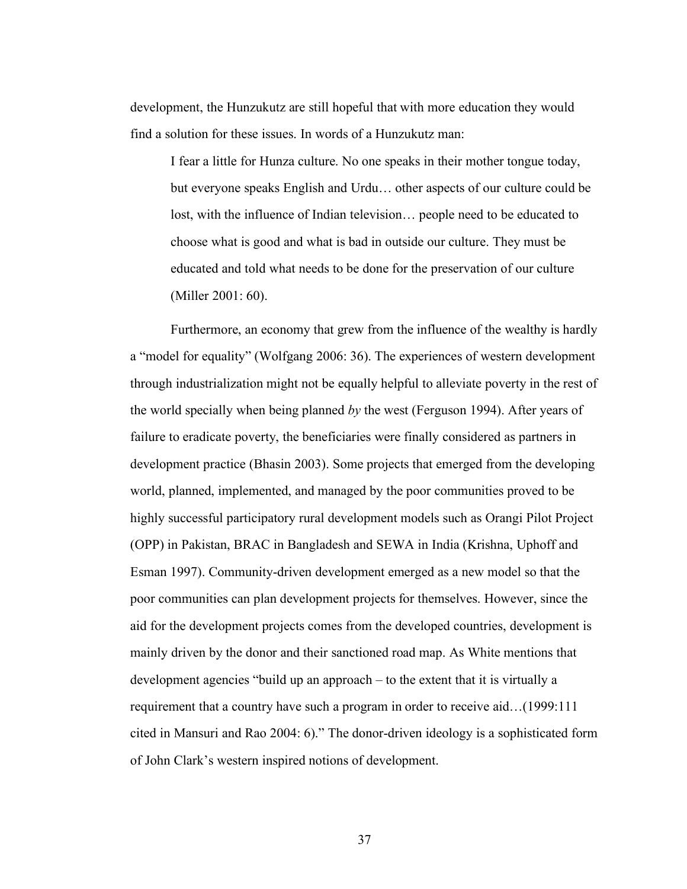development, the Hunzukutz are still hopeful that with more education they would find a solution for these issues. In words of a Hunzukutz man:

> I fear a little for Hunza culture. No one speaks in their mother tongue today, but everyone speaks English and Urdu… other aspects of our culture could be lost, with the influence of Indian television… people need to be educated to choose what is good and what is bad in outside our culture. They must be educated and told what needs to be done for the preservation of our culture (Miller 2001: 60).

Furthermore, an economy that grew from the influence of the wealthy is hardly a "model for equality" (Wolfgang 2006: 36). The experiences of western development through industrialization might not be equally helpful to alleviate poverty in the rest of the world specially when being planned *by* the west (Ferguson 1994). After years of failure to eradicate poverty, the beneficiaries were finally considered as partners in development practice (Bhasin 2003). Some projects that emerged from the developing world, planned, implemented, and managed by the poor communities proved to be highly successful participatory rural development models such as Orangi Pilot Project (OPP) in Pakistan, BRAC in Bangladesh and SEWA in India (Krishna, Uphoff and Esman 1997). Community-driven development emerged as a new model so that the poor communities can plan development projects for themselves. However, since the aid for the development projects comes from the developed countries, development is mainly driven by the donor and their sanctioned road map. As White mentions that development agencies "build up an approach – to the extent that it is virtually a requirement that a country have such a program in order to receive aid…(1999:111 cited in Mansuri and Rao 2004: 6)." The donor-driven ideology is a sophisticated form of John Clark's western inspired notions of development.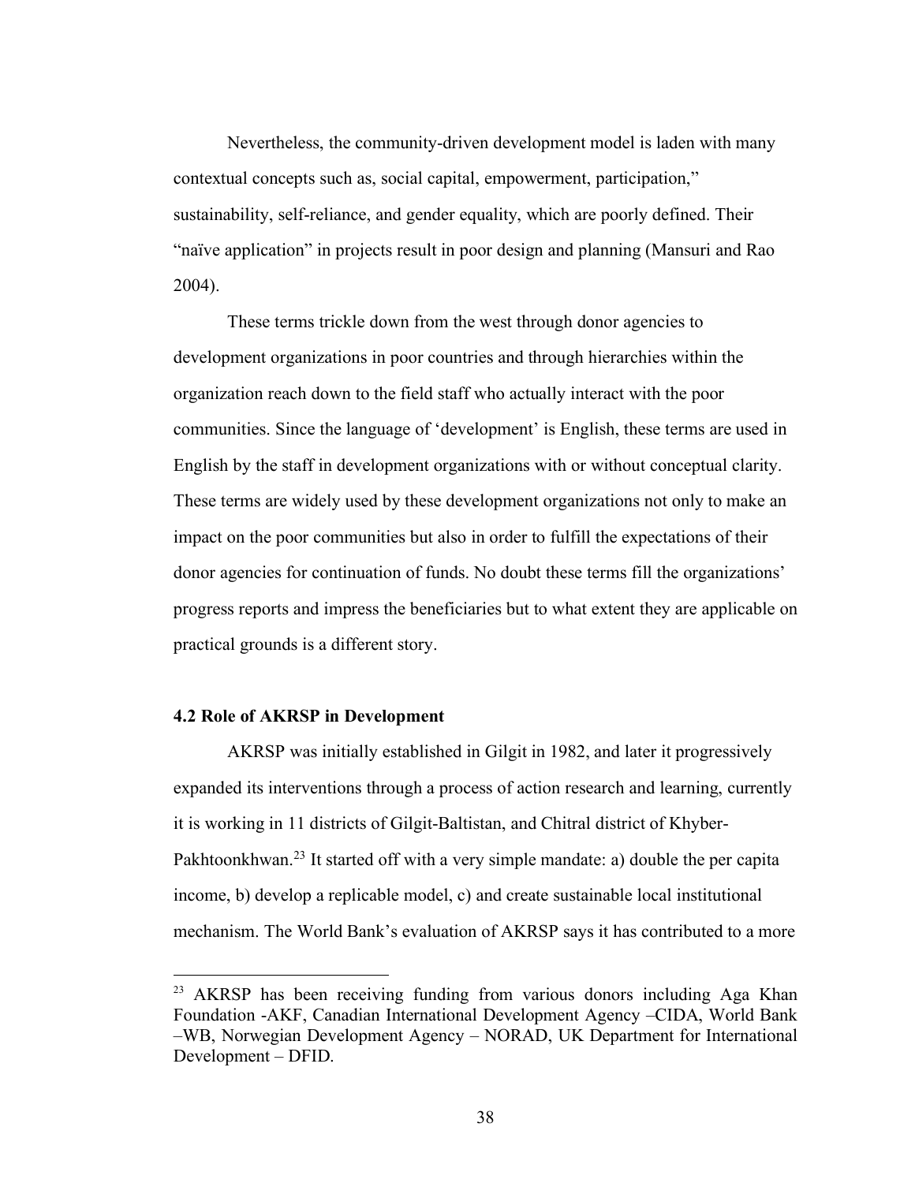Nevertheless, the community-driven development model is laden with many contextual concepts such as, social capital, empowerment, participation," sustainability, self-reliance, and gender equality, which are poorly defined. Their "naïve application" in projects result in poor design and planning (Mansuri and Rao 2004).

These terms trickle down from the west through donor agencies to development organizations in poor countries and through hierarchies within the organization reach down to the field staff who actually interact with the poor communities. Since the language of 'development' is English, these terms are used in English by the staff in development organizations with or without conceptual clarity. These terms are widely used by these development organizations not only to make an impact on the poor communities but also in order to fulfill the expectations of their donor agencies for continuation of funds. No doubt these terms fill the organizations' progress reports and impress the beneficiaries but to what extent they are applicable on practical grounds is a different story.

### 4.2 Role of AKRSP in Development

AKRSP was initially established in Gilgit in 1982, and later it progressively expanded its interventions through a process of action research and learning, currently it is working in 11 districts of Gilgit-Baltistan, and Chitral district of Khyber-Pakhtoonkhwan.[23] It started off with a very simple mandate: a) double the per capita income, b) develop a replicable model, c) and create sustainable local institutional mechanism. The World Bank's evaluation of AKRSP says it has contributed to a more

---

[23] AKRSP has been receiving funding from various donors including Aga Khan Foundation -AKF, Canadian International Development Agency –CIDA, World Bank –WB, Norwegian Development Agency – NORAD, UK Department for International Development – DFID.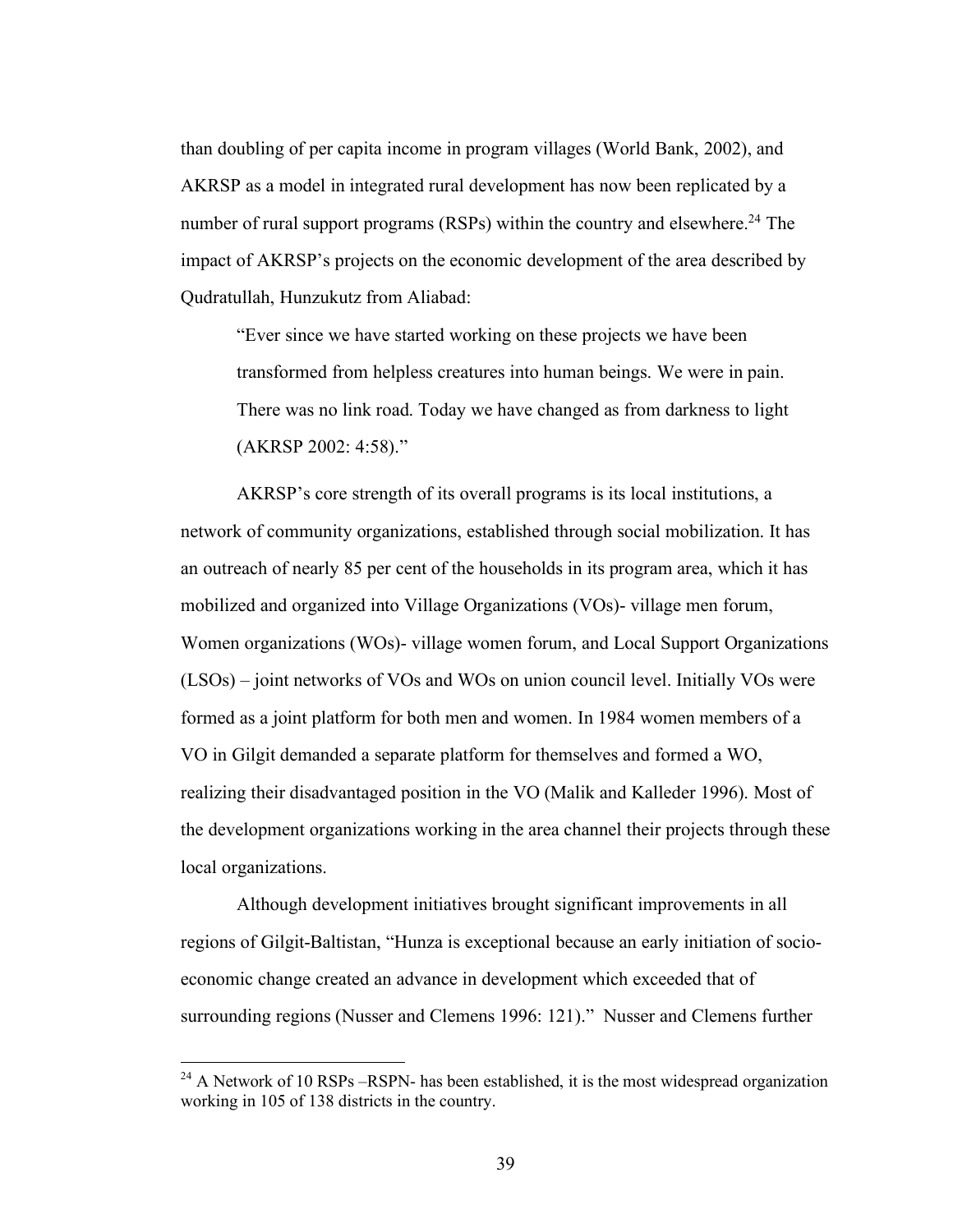than doubling of per capita income in program villages (World Bank, 2002), and AKRSP as a model in integrated rural development has now been replicated by a number of rural support programs (RSPs) within the country and elsewhere.[24] The impact of AKRSP's projects on the economic development of the area described by Qudratullah, Hunzukutz from Aliabad:

> "Ever since we have started working on these projects we have been transformed from helpless creatures into human beings. We were in pain. There was no link road. Today we have changed as from darkness to light (AKRSP 2002: 4:58)."

AKRSP's core strength of its overall programs is its local institutions, a network of community organizations, established through social mobilization. It has an outreach of nearly 85 per cent of the households in its program area, which it has mobilized and organized into Village Organizations (VOs)- village men forum, Women organizations (WOs)- village women forum, and Local Support Organizations (LSOs) – joint networks of VOs and WOs on union council level. Initially VOs were formed as a joint platform for both men and women. In 1984 women members of a VO in Gilgit demanded a separate platform for themselves and formed a WO, realizing their disadvantaged position in the VO (Malik and Kalleder 1996). Most of the development organizations working in the area channel their projects through these local organizations.

Although development initiatives brought significant improvements in all regions of Gilgit-Baltistan, "Hunza is exceptional because an early initiation of socio-economic change created an advance in development which exceeded that of surrounding regions (Nusser and Clemens 1996: 121)." Nusser and Clemens further

---

[24] A Network of 10 RSPs –RSPN- has been established, it is the most widespread organization working in 105 of 138 districts in the country.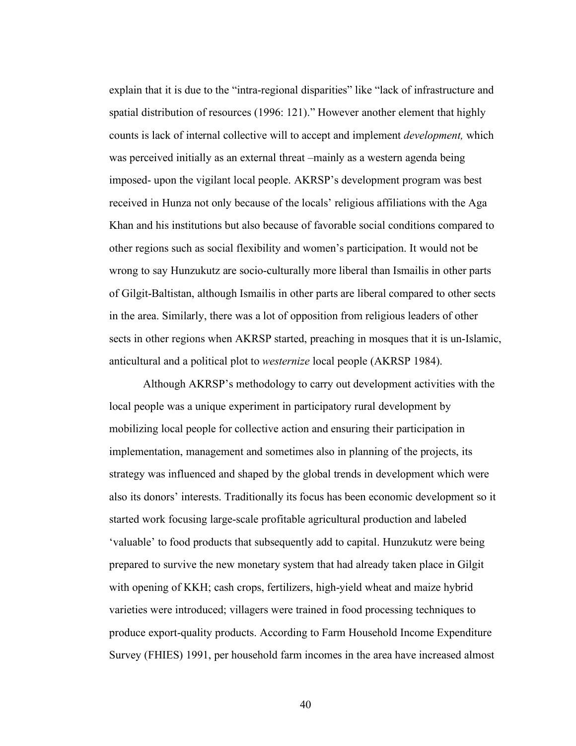explain that it is due to the "intra-regional disparities" like "lack of infrastructure and spatial distribution of resources (1996: 121)." However another element that highly counts is lack of internal collective will to accept and implement *development,* which was perceived initially as an external threat –mainly as a western agenda being imposed- upon the vigilant local people. AKRSP's development program was best received in Hunza not only because of the locals' religious affiliations with the Aga Khan and his institutions but also because of favorable social conditions compared to other regions such as social flexibility and women's participation. It would not be wrong to say Hunzukutz are socio-culturally more liberal than Ismailis in other parts of Gilgit-Baltistan, although Ismailis in other parts are liberal compared to other sects in the area. Similarly, there was a lot of opposition from religious leaders of other sects in other regions when AKRSP started, preaching in mosques that it is un-Islamic, anticultural and a political plot to *westernize* local people (AKRSP 1984).

Although AKRSP's methodology to carry out development activities with the local people was a unique experiment in participatory rural development by mobilizing local people for collective action and ensuring their participation in implementation, management and sometimes also in planning of the projects, its strategy was influenced and shaped by the global trends in development which were also its donors' interests. Traditionally its focus has been economic development so it started work focusing large-scale profitable agricultural production and labeled 'valuable' to food products that subsequently add to capital. Hunzukutz were being prepared to survive the new monetary system that had already taken place in Gilgit with opening of KKH; cash crops, fertilizers, high-yield wheat and maize hybrid varieties were introduced; villagers were trained in food processing techniques to produce export-quality products. According to Farm Household Income Expenditure Survey (FHIES) 1991, per household farm incomes in the area have increased almost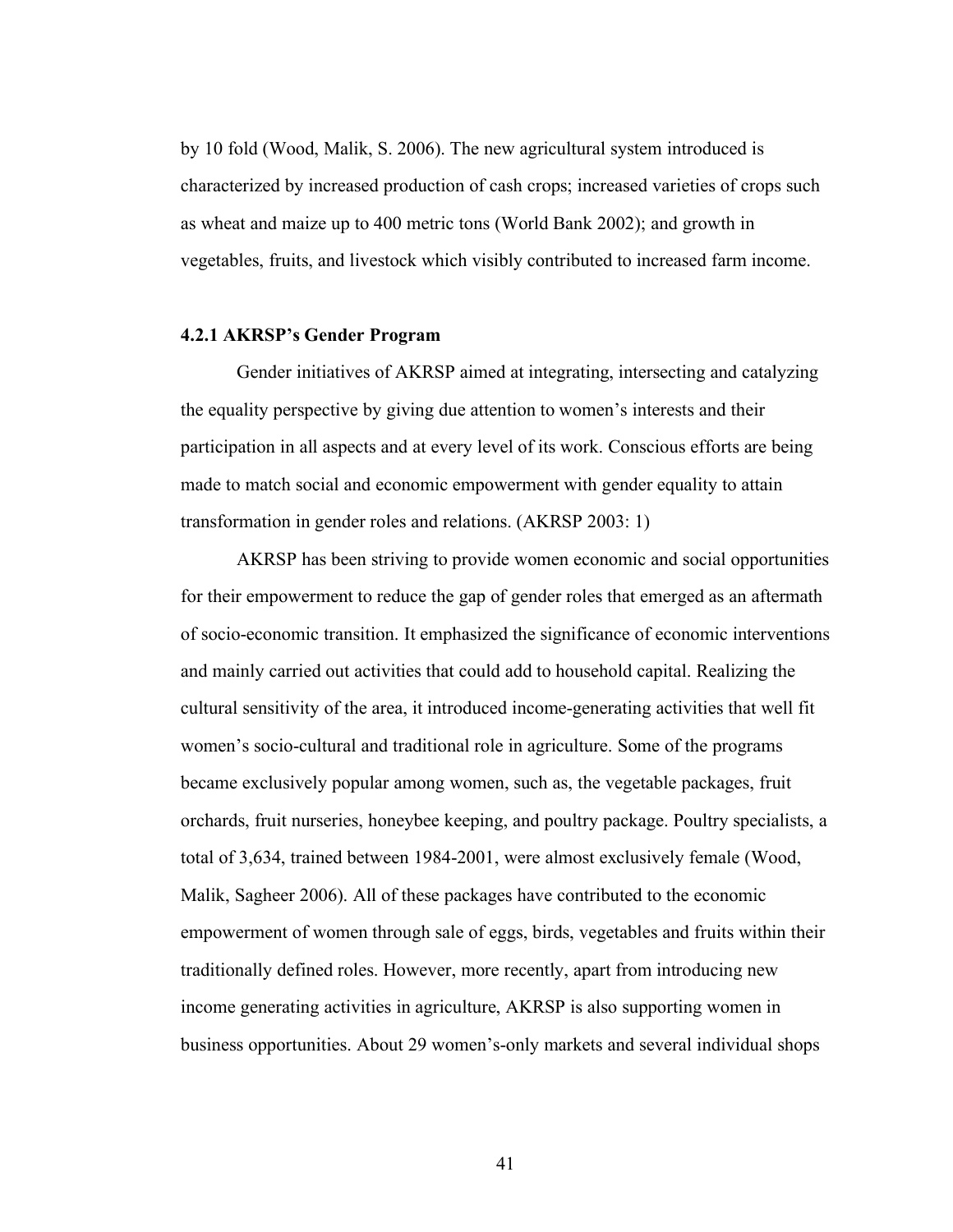by 10 fold (Wood, Malik, S. 2006). The new agricultural system introduced is characterized by increased production of cash crops; increased varieties of crops such as wheat and maize up to 400 metric tons (World Bank 2002); and growth in vegetables, fruits, and livestock which visibly contributed to increased farm income.

### 4.2.1 AKRSP's Gender Program

Gender initiatives of AKRSP aimed at integrating, intersecting and catalyzing the equality perspective by giving due attention to women's interests and their participation in all aspects and at every level of its work. Conscious efforts are being made to match social and economic empowerment with gender equality to attain transformation in gender roles and relations. (AKRSP 2003: 1)

AKRSP has been striving to provide women economic and social opportunities for their empowerment to reduce the gap of gender roles that emerged as an aftermath of socio-economic transition. It emphasized the significance of economic interventions and mainly carried out activities that could add to household capital. Realizing the cultural sensitivity of the area, it introduced income-generating activities that well fit women's socio-cultural and traditional role in agriculture. Some of the programs became exclusively popular among women, such as, the vegetable packages, fruit orchards, fruit nurseries, honeybee keeping, and poultry package. Poultry specialists, a total of 3,634, trained between 1984-2001, were almost exclusively female (Wood, Malik, Sagheer 2006). All of these packages have contributed to the economic empowerment of women through sale of eggs, birds, vegetables and fruits within their traditionally defined roles. However, more recently, apart from introducing new income generating activities in agriculture, AKRSP is also supporting women in business opportunities. About 29 women's-only markets and several individual shops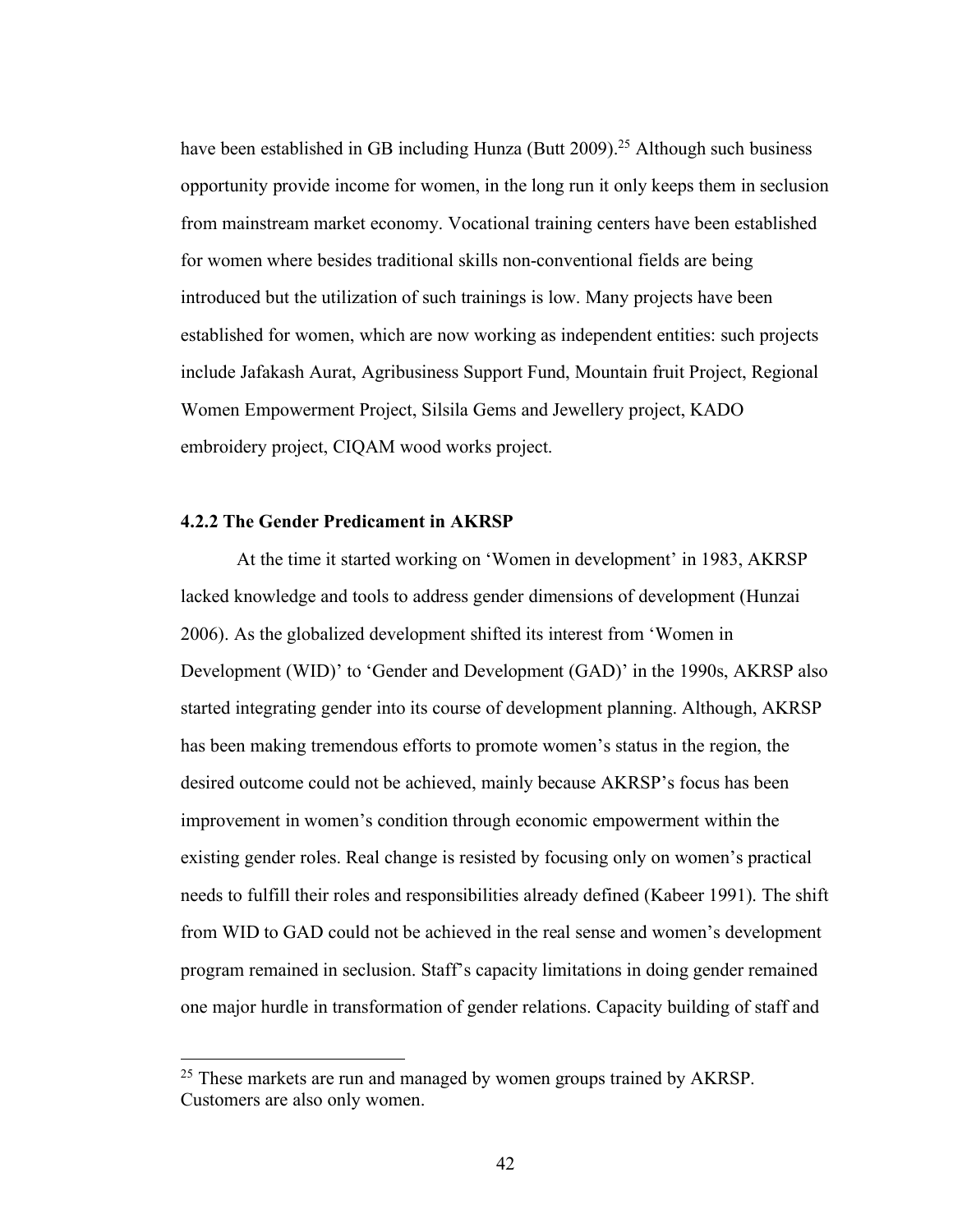have been established in GB including Hunza (Butt 2009).[25] Although such business opportunity provide income for women, in the long run it only keeps them in seclusion from mainstream market economy. Vocational training centers have been established for women where besides traditional skills non-conventional fields are being introduced but the utilization of such trainings is low. Many projects have been established for women, which are now working as independent entities: such projects include Jafakash Aurat, Agribusiness Support Fund, Mountain fruit Project, Regional Women Empowerment Project, Silsila Gems and Jewellery project, KADO embroidery project, CIQAM wood works project.

### 4.2.2 The Gender Predicament in AKRSP

At the time it started working on 'Women in development' in 1983, AKRSP lacked knowledge and tools to address gender dimensions of development (Hunzai 2006). As the globalized development shifted its interest from 'Women in Development (WID)' to 'Gender and Development (GAD)' in the 1990s, AKRSP also started integrating gender into its course of development planning. Although, AKRSP has been making tremendous efforts to promote women's status in the region, the desired outcome could not be achieved, mainly because AKRSP's focus has been improvement in women's condition through economic empowerment within the existing gender roles. Real change is resisted by focusing only on women's practical needs to fulfill their roles and responsibilities already defined (Kabeer 1991). The shift from WID to GAD could not be achieved in the real sense and women's development program remained in seclusion. Staff's capacity limitations in doing gender remained one major hurdle in transformation of gender relations. Capacity building of staff and

---

[25] These markets are run and managed by women groups trained by AKRSP. Customers are also only women.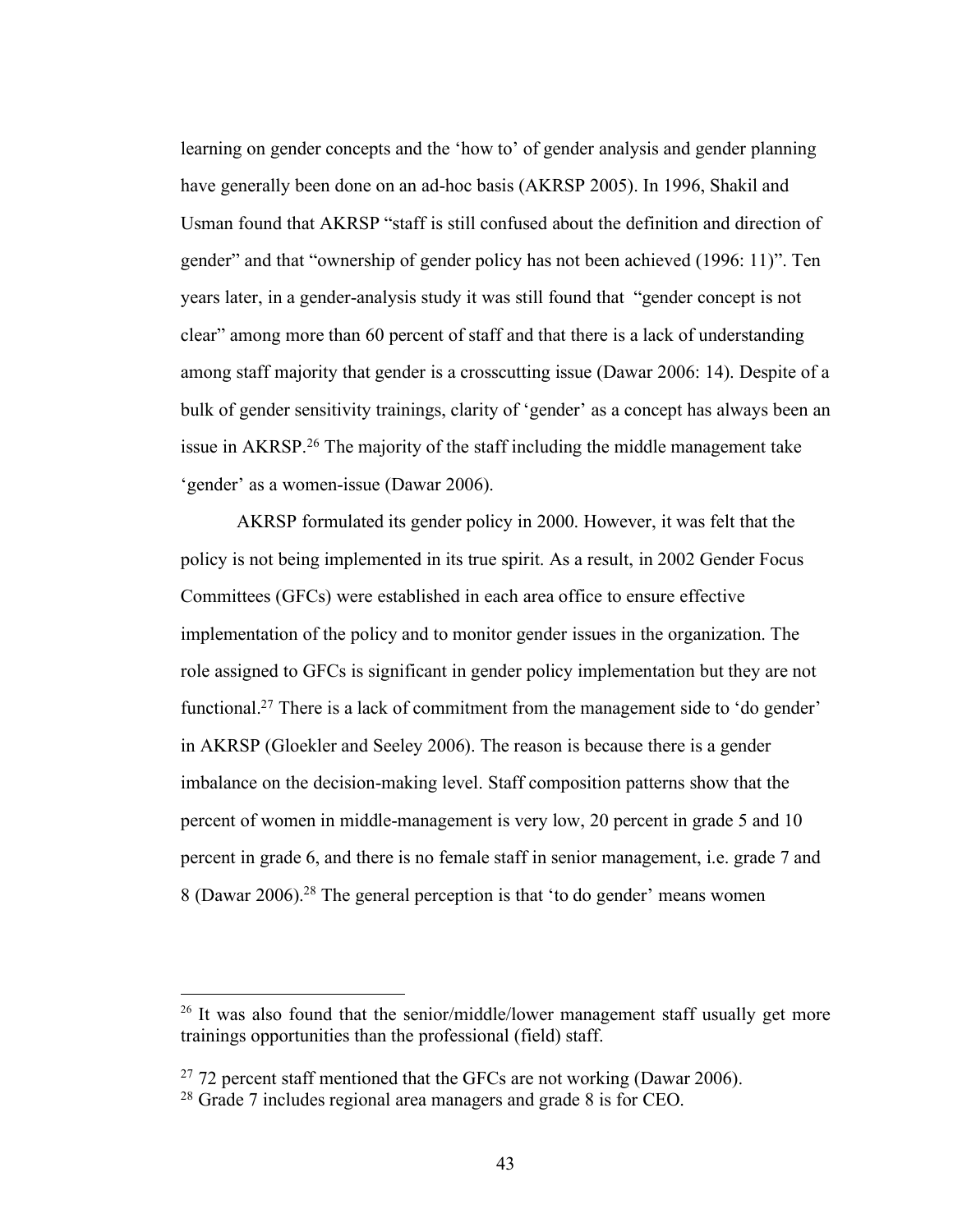learning on gender concepts and the 'how to' of gender analysis and gender planning have generally been done on an ad-hoc basis (AKRSP 2005). In 1996, Shakil and Usman found that AKRSP "staff is still confused about the definition and direction of gender" and that "ownership of gender policy has not been achieved (1996: 11)". Ten years later, in a gender-analysis study it was still found that "gender concept is not clear" among more than 60 percent of staff and that there is a lack of understanding among staff majority that gender is a crosscutting issue (Dawar 2006: 14). Despite of a bulk of gender sensitivity trainings, clarity of 'gender' as a concept has always been an issue in AKRSP.[26] The majority of the staff including the middle management take 'gender' as a women-issue (Dawar 2006).

AKRSP formulated its gender policy in 2000. However, it was felt that the policy is not being implemented in its true spirit. As a result, in 2002 Gender Focus Committees (GFCs) were established in each area office to ensure effective implementation of the policy and to monitor gender issues in the organization. The role assigned to GFCs is significant in gender policy implementation but they are not functional.[27] There is a lack of commitment from the management side to 'do gender' in AKRSP (Gloekler and Seeley 2006). The reason is because there is a gender imbalance on the decision-making level. Staff composition patterns show that the percent of women in middle-management is very low, 20 percent in grade 5 and 10 percent in grade 6, and there is no female staff in senior management, i.e. grade 7 and 8 (Dawar 2006).[28] The general perception is that 'to do gender' means women

---

[26] It was also found that the senior/middle/lower management staff usually get more trainings opportunities than the professional (field) staff.

[27] 72 percent staff mentioned that the GFCs are not working (Dawar 2006).

[28] Grade 7 includes regional area managers and grade 8 is for CEO.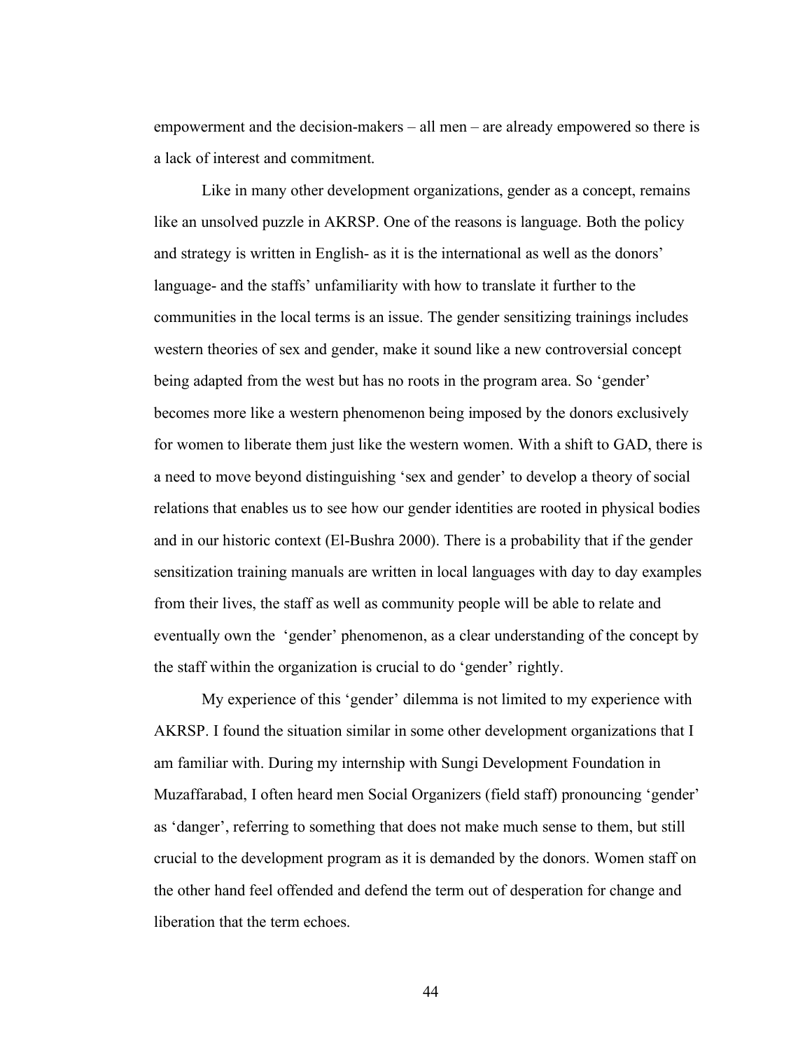empowerment and the decision-makers – all men – are already empowered so there is a lack of interest and commitment.

Like in many other development organizations, gender as a concept, remains like an unsolved puzzle in AKRSP. One of the reasons is language. Both the policy and strategy is written in English- as it is the international as well as the donors' language- and the staffs' unfamiliarity with how to translate it further to the communities in the local terms is an issue. The gender sensitizing trainings includes western theories of sex and gender, make it sound like a new controversial concept being adapted from the west but has no roots in the program area. So 'gender' becomes more like a western phenomenon being imposed by the donors exclusively for women to liberate them just like the western women. With a shift to GAD, there is a need to move beyond distinguishing 'sex and gender' to develop a theory of social relations that enables us to see how our gender identities are rooted in physical bodies and in our historic context (El-Bushra 2000). There is a probability that if the gender sensitization training manuals are written in local languages with day to day examples from their lives, the staff as well as community people will be able to relate and eventually own the 'gender' phenomenon, as a clear understanding of the concept by the staff within the organization is crucial to do 'gender' rightly.

My experience of this 'gender' dilemma is not limited to my experience with AKRSP. I found the situation similar in some other development organizations that I am familiar with. During my internship with Sungi Development Foundation in Muzaffarabad, I often heard men Social Organizers (field staff) pronouncing 'gender' as 'danger', referring to something that does not make much sense to them, but still crucial to the development program as it is demanded by the donors. Women staff on the other hand feel offended and defend the term out of desperation for change and liberation that the term echoes.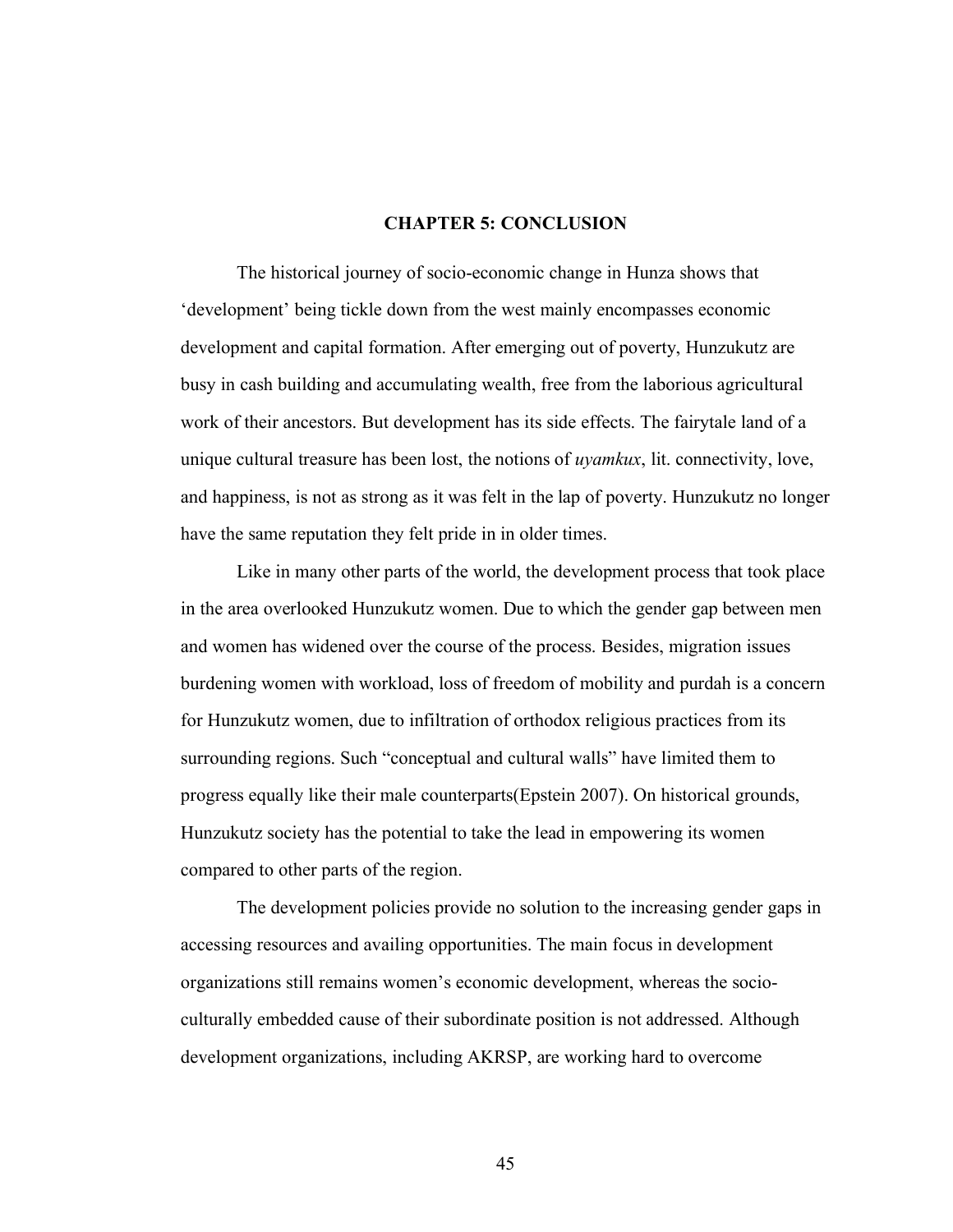# CHAPTER 5: CONCLUSION

The historical journey of socio-economic change in Hunza shows that 'development' being tickle down from the west mainly encompasses economic development and capital formation. After emerging out of poverty, Hunzukutz are busy in cash building and accumulating wealth, free from the laborious agricultural work of their ancestors. But development has its side effects. The fairytale land of a unique cultural treasure has been lost, the notions of *uyamkux*, lit. connectivity, love, and happiness, is not as strong as it was felt in the lap of poverty. Hunzukutz no longer have the same reputation they felt pride in in older times.

Like in many other parts of the world, the development process that took place in the area overlooked Hunzukutz women. Due to which the gender gap between men and women has widened over the course of the process. Besides, migration issues burdening women with workload, loss of freedom of mobility and purdah is a concern for Hunzukutz women, due to infiltration of orthodox religious practices from its surrounding regions. Such "conceptual and cultural walls" have limited them to progress equally like their male counterparts(Epstein 2007). On historical grounds, Hunzukutz society has the potential to take the lead in empowering its women compared to other parts of the region.

The development policies provide no solution to the increasing gender gaps in accessing resources and availing opportunities. The main focus in development organizations still remains women's economic development, whereas the socio-culturally embedded cause of their subordinate position is not addressed. Although development organizations, including AKRSP, are working hard to overcome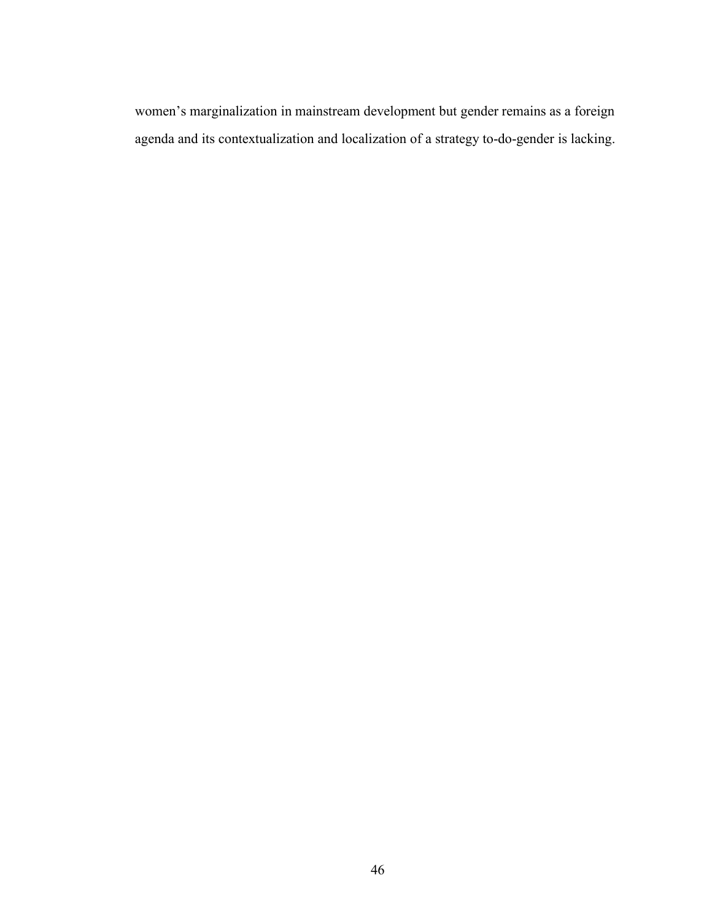women’s marginalization in mainstream development but gender remains as a foreign agenda and its contextualization and localization of a strategy to-do-gender is lacking.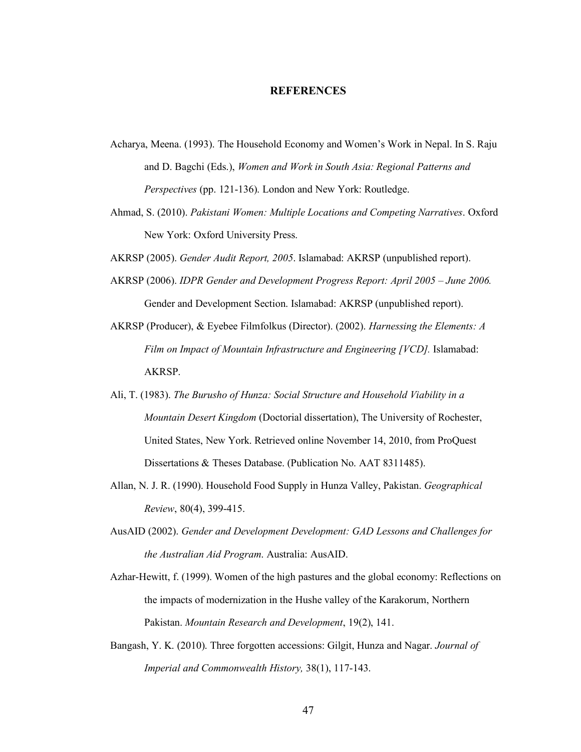# REFERENCES

Acharya, Meena. (1993). The Household Economy and Women's Work in Nepal. In S. Raju and D. Bagchi (Eds.), *Women and Work in South Asia: Regional Patterns and Perspectives* (pp. 121-136). London and New York: Routledge.

Ahmad, S. (2010). *Pakistani Women: Multiple Locations and Competing Narratives*. Oxford New York: Oxford University Press.

AKRSP (2005). *Gender Audit Report, 2005*. Islamabad: AKRSP (unpublished report).

AKRSP (2006). *IDPR Gender and Development Progress Report: April 2005 – June 2006.* Gender and Development Section. Islamabad: AKRSP (unpublished report).

AKRSP (Producer), & Eyebee Filmfolkus (Director). (2002). *Harnessing the Elements: A Film on Impact of Mountain Infrastructure and Engineering [VCD].* Islamabad: AKRSP.

Ali, T. (1983). *The Burusho of Hunza: Social Structure and Household Viability in a Mountain Desert Kingdom* (Doctorial dissertation), The University of Rochester, United States, New York. Retrieved online November 14, 2010, from ProQuest Dissertations & Theses Database. (Publication No. AAT 8311485).

Allan, N. J. R. (1990). Household Food Supply in Hunza Valley, Pakistan. *Geographical Review*, 80(4), 399-415.

AusAID (2002). *Gender and Development Development: GAD Lessons and Challenges for the Australian Aid Program*. Australia: AusAID.

Azhar-Hewitt, f. (1999). Women of the high pastures and the global economy: Reflections on the impacts of modernization in the Hushe valley of the Karakorum, Northern Pakistan. *Mountain Research and Development*, 19(2), 141.

Bangash, Y. K. (2010). Three forgotten accessions: Gilgit, Hunza and Nagar. *Journal of Imperial and Commonwealth History,* 38(1), 117-143.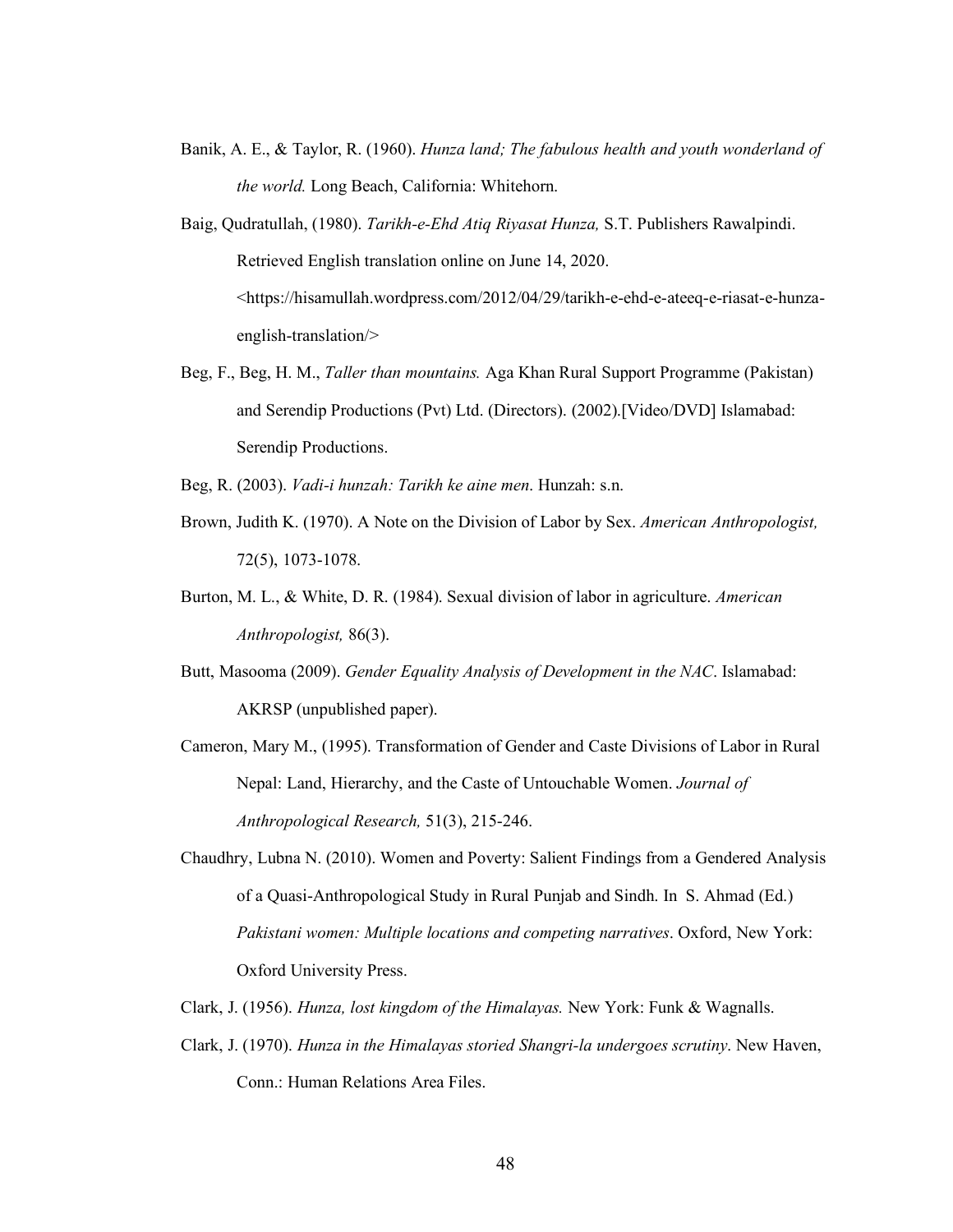Banik, A. E., & Taylor, R. (1960). *Hunza land; The fabulous health and youth wonderland of the world.* Long Beach, California: Whitehorn.

Baig, Qudratullah, (1980). *Tarikh-e-Ehd Atiq Riyasat Hunza,* S.T. Publishers Rawalpindi. Retrieved English translation online on June 14, 2020. <https://hisamullah.wordpress.com/2012/04/29/tarikh-e-ehd-e-ateeq-e-riasat-e-hunza-english-translation/>

Beg, F., Beg, H. M., *Taller than mountains.* Aga Khan Rural Support Programme (Pakistan) and Serendip Productions (Pvt) Ltd. (Directors). (2002).[Video/DVD] Islamabad: Serendip Productions.

Beg, R. (2003). *Vadi-i hunzah: Tarikh ke aine men*. Hunzah: s.n.

Brown, Judith K. (1970). A Note on the Division of Labor by Sex. *American Anthropologist,* 72(5), 1073-1078.

Burton, M. L., & White, D. R. (1984). Sexual division of labor in agriculture. *American Anthropologist,* 86(3).

Butt, Masooma (2009). *Gender Equality Analysis of Development in the NAC*. Islamabad: AKRSP (unpublished paper).

Cameron, Mary M., (1995). Transformation of Gender and Caste Divisions of Labor in Rural Nepal: Land, Hierarchy, and the Caste of Untouchable Women. *Journal of Anthropological Research,* 51(3), 215-246.

Chaudhry, Lubna N. (2010). Women and Poverty: Salient Findings from a Gendered Analysis of a Quasi-Anthropological Study in Rural Punjab and Sindh. In S. Ahmad (Ed.) *Pakistani women: Multiple locations and competing narratives*. Oxford, New York: Oxford University Press.

Clark, J. (1956). *Hunza, lost kingdom of the Himalayas.* New York: Funk & Wagnalls.

Clark, J. (1970). *Hunza in the Himalayas storied Shangri-la undergoes scrutiny*. New Haven, Conn.: Human Relations Area Files.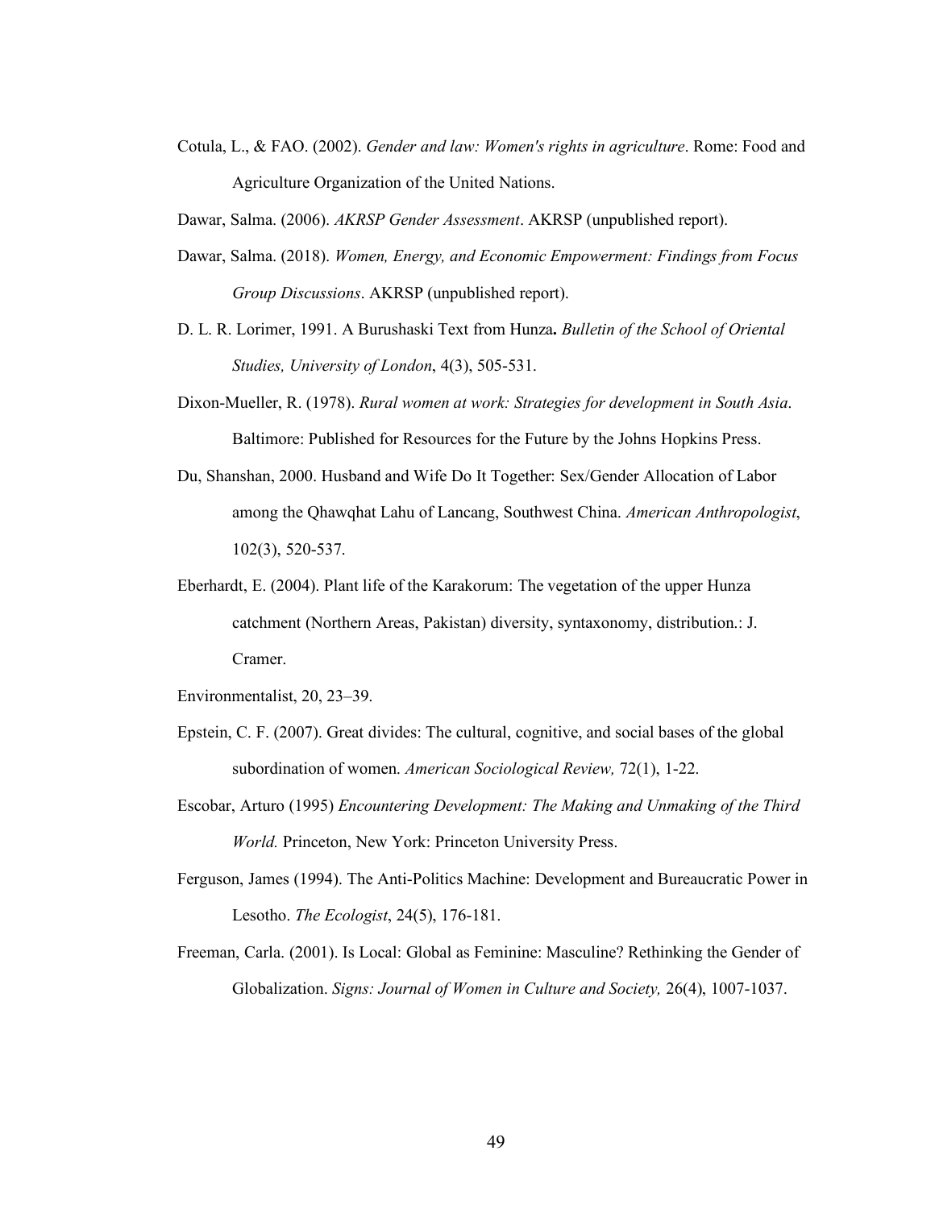Cotula, L., & FAO. (2002). *Gender and law: Women's rights in agriculture*. Rome: Food and Agriculture Organization of the United Nations.

Dawar, Salma. (2006). *AKRSP Gender Assessment*. AKRSP (unpublished report).

Dawar, Salma. (2018). *Women, Energy, and Economic Empowerment: Findings from Focus Group Discussions*. AKRSP (unpublished report).

D. L. R. Lorimer, 1991. A Burushaski Text from Hunza**.** *Bulletin of the School of Oriental Studies, University of London*, 4(3), 505-531.

Dixon-Mueller, R. (1978). *Rural women at work: Strategies for development in South Asia*. Baltimore: Published for Resources for the Future by the Johns Hopkins Press.

Du, Shanshan, 2000. Husband and Wife Do It Together: Sex/Gender Allocation of Labor among the Qhawqhat Lahu of Lancang, Southwest China. *American Anthropologist*, 102(3), 520-537.

Eberhardt, E. (2004). Plant life of the Karakorum: The vegetation of the upper Hunza catchment (Northern Areas, Pakistan) diversity, syntaxonomy, distribution.: J. Cramer.

Environmentalist, 20, 23–39.

Epstein, C. F. (2007). Great divides: The cultural, cognitive, and social bases of the global subordination of women. *American Sociological Review,* 72(1), 1-22.

Escobar, Arturo (1995) *Encountering Development: The Making and Unmaking of the Third World.* Princeton, New York: Princeton University Press.

Ferguson, James (1994). The Anti-Politics Machine: Development and Bureaucratic Power in Lesotho. *The Ecologist*, 24(5), 176-181.

Freeman, Carla. (2001). Is Local: Global as Feminine: Masculine? Rethinking the Gender of Globalization. *Signs: Journal of Women in Culture and Society,* 26(4), 1007-1037.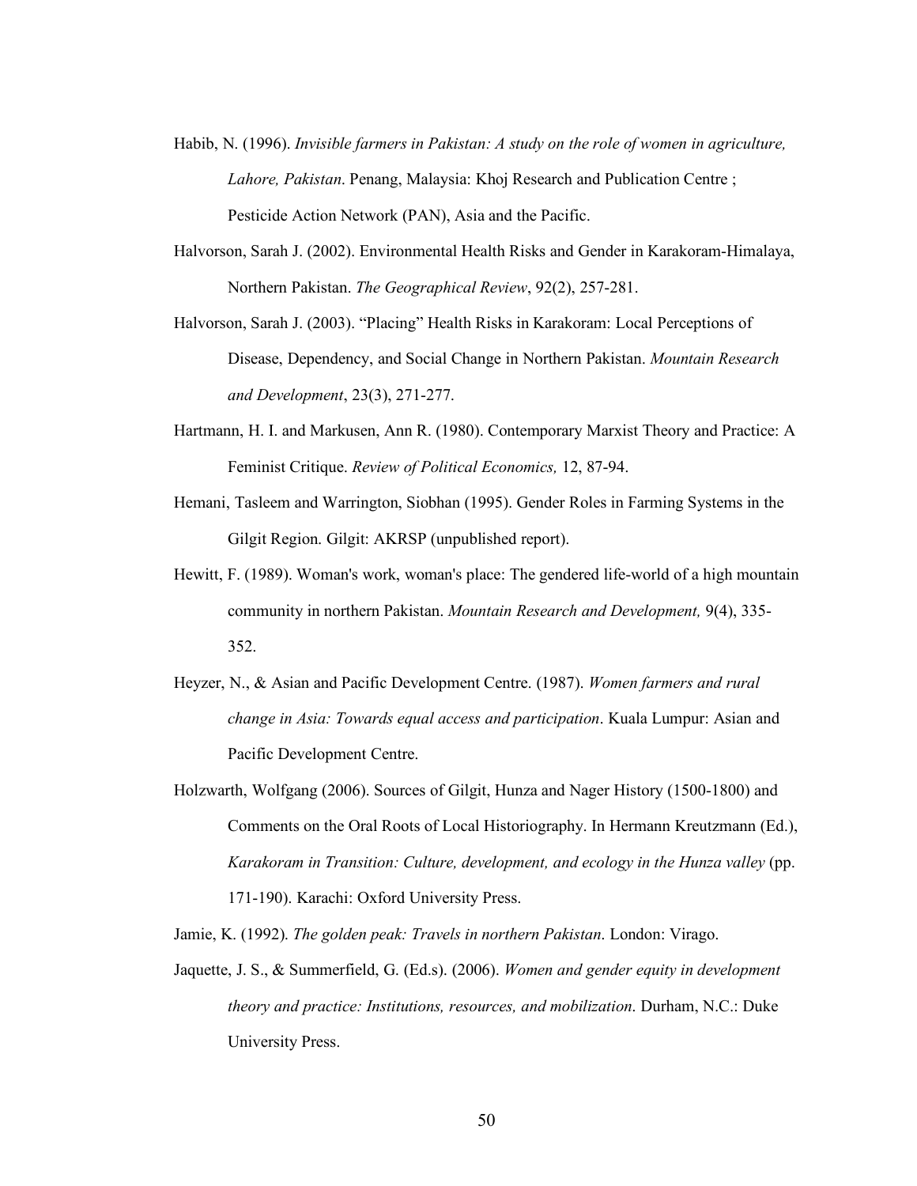Habib, N. (1996). *Invisible farmers in Pakistan: A study on the role of women in agriculture, Lahore, Pakistan*. Penang, Malaysia: Khoj Research and Publication Centre ; Pesticide Action Network (PAN), Asia and the Pacific.

Halvorson, Sarah J. (2002). Environmental Health Risks and Gender in Karakoram-Himalaya, Northern Pakistan. *The Geographical Review*, 92(2), 257-281.

Halvorson, Sarah J. (2003). "Placing" Health Risks in Karakoram: Local Perceptions of Disease, Dependency, and Social Change in Northern Pakistan. *Mountain Research and Development*, 23(3), 271-277.

Hartmann, H. I. and Markusen, Ann R. (1980). Contemporary Marxist Theory and Practice: A Feminist Critique. *Review of Political Economics,* 12, 87-94.

Hemani, Tasleem and Warrington, Siobhan (1995). Gender Roles in Farming Systems in the Gilgit Region. Gilgit: AKRSP (unpublished report).

Hewitt, F. (1989). Woman's work, woman's place: The gendered life-world of a high mountain community in northern Pakistan. *Mountain Research and Development,* 9(4), 335-352.

Heyzer, N., & Asian and Pacific Development Centre. (1987). *Women farmers and rural change in Asia: Towards equal access and participation*. Kuala Lumpur: Asian and Pacific Development Centre.

Holzwarth, Wolfgang (2006). Sources of Gilgit, Hunza and Nager History (1500-1800) and Comments on the Oral Roots of Local Historiography. In Hermann Kreutzmann (Ed.), *Karakoram in Transition: Culture, development, and ecology in the Hunza valley* (pp. 171-190). Karachi: Oxford University Press.

Jamie, K. (1992). *The golden peak: Travels in northern Pakistan*. London: Virago.

Jaquette, J. S., & Summerfield, G. (Ed.s). (2006). *Women and gender equity in development theory and practice: Institutions, resources, and mobilization*. Durham, N.C.: Duke University Press.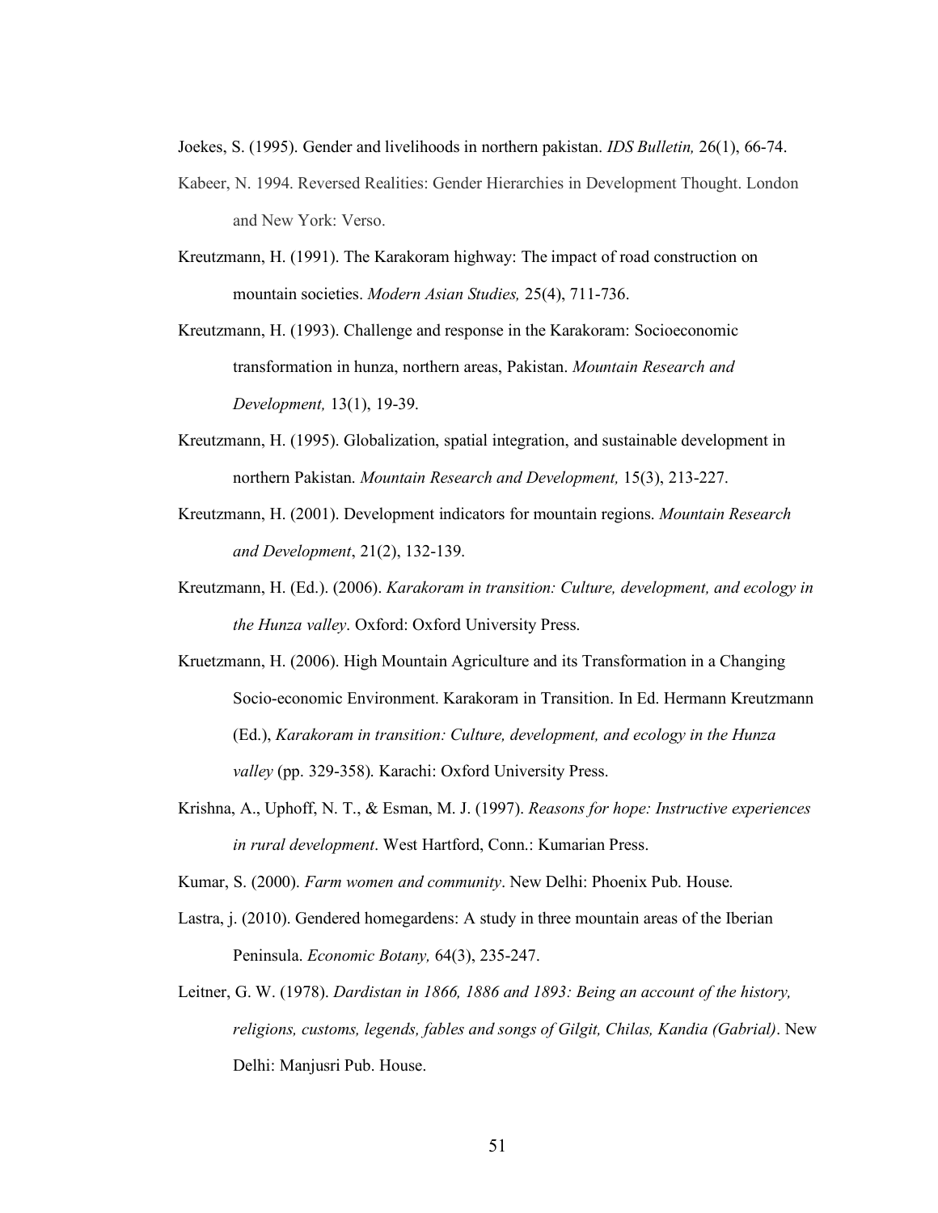Joekes, S. (1995). Gender and livelihoods in northern pakistan. *IDS Bulletin,* 26(1), 66-74.

Kabeer, N. 1994. Reversed Realities: Gender Hierarchies in Development Thought. London and New York: Verso.

Kreutzmann, H. (1991). The Karakoram highway: The impact of road construction on mountain societies. *Modern Asian Studies,* 25(4), 711-736.

Kreutzmann, H. (1993). Challenge and response in the Karakoram: Socioeconomic transformation in hunza, northern areas, Pakistan. *Mountain Research and Development,* 13(1), 19-39.

Kreutzmann, H. (1995). Globalization, spatial integration, and sustainable development in northern Pakistan. *Mountain Research and Development,* 15(3), 213-227.

Kreutzmann, H. (2001). Development indicators for mountain regions. *Mountain Research and Development*, 21(2), 132-139.

Kreutzmann, H. (Ed.). (2006). *Karakoram in transition: Culture, development, and ecology in the Hunza valley*. Oxford: Oxford University Press.

Kruetzmann, H. (2006). High Mountain Agriculture and its Transformation in a Changing Socio-economic Environment. Karakoram in Transition. In Ed. Hermann Kreutzmann (Ed.), *Karakoram in transition: Culture, development, and ecology in the Hunza valley* (pp. 329-358). Karachi: Oxford University Press.

Krishna, A., Uphoff, N. T., & Esman, M. J. (1997). *Reasons for hope: Instructive experiences in rural development*. West Hartford, Conn.: Kumarian Press.

Kumar, S. (2000). *Farm women and community*. New Delhi: Phoenix Pub. House.

Lastra, j. (2010). Gendered homegardens: A study in three mountain areas of the Iberian Peninsula. *Economic Botany,* 64(3), 235-247.

Leitner, G. W. (1978). *Dardistan in 1866, 1886 and 1893: Being an account of the history, religions, customs, legends, fables and songs of Gilgit, Chilas, Kandia (Gabrial)*. New Delhi: Manjusri Pub. House.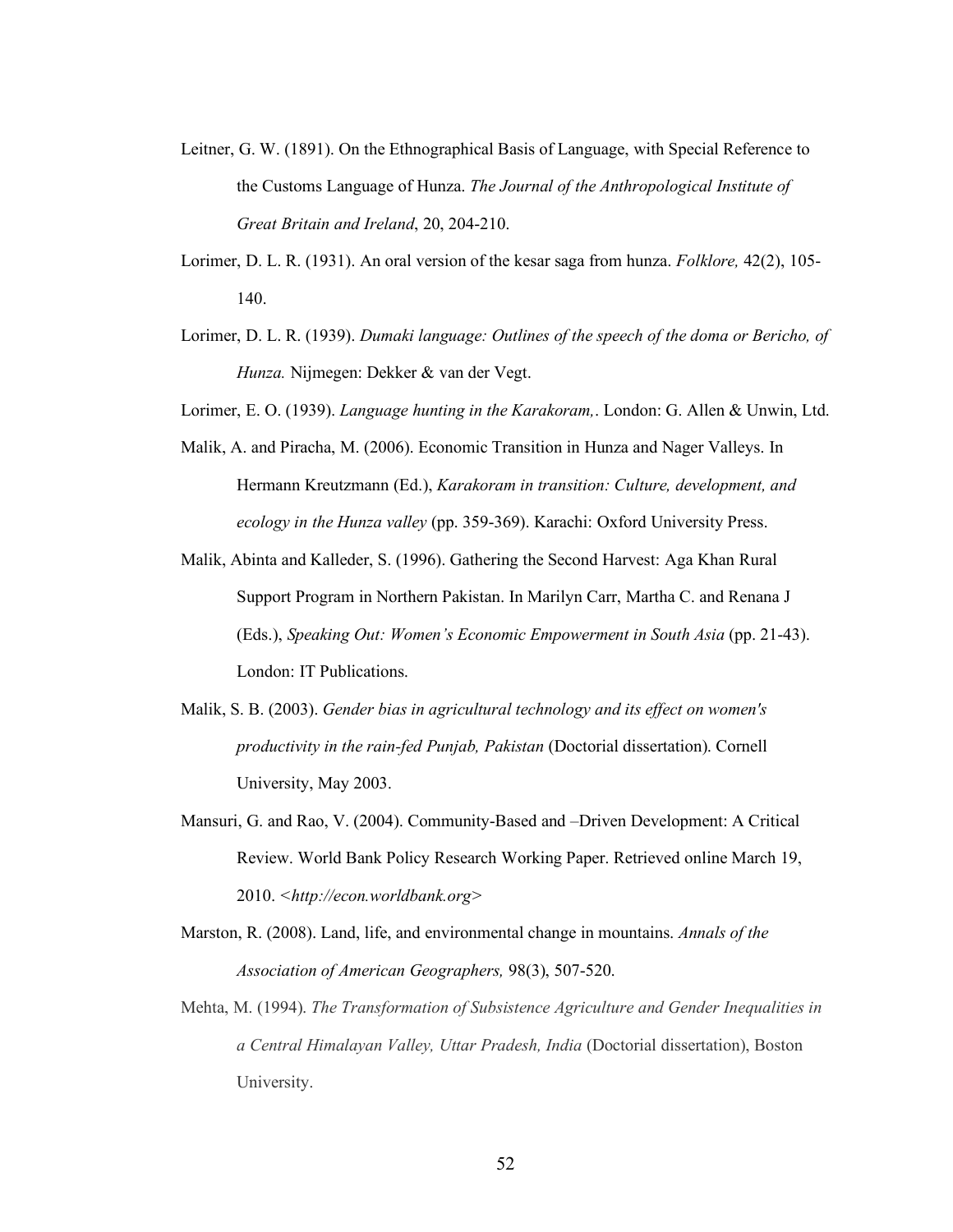Leitner, G. W. (1891). On the Ethnographical Basis of Language, with Special Reference to the Customs Language of Hunza. *The Journal of the Anthropological Institute of Great Britain and Ireland*, 20, 204-210.

Lorimer, D. L. R. (1931). An oral version of the kesar saga from hunza. *Folklore,* 42(2), 105-140.

Lorimer, D. L. R. (1939). *Dumaki language: Outlines of the speech of the doma or Bericho, of Hunza.* Nijmegen: Dekker & van der Vegt.

Lorimer, E. O. (1939). *Language hunting in the Karakoram,.* London: G. Allen & Unwin, Ltd.

Malik, A. and Piracha, M. (2006). Economic Transition in Hunza and Nager Valleys. In Hermann Kreutzmann (Ed.), *Karakoram in transition: Culture, development, and ecology in the Hunza valley* (pp. 359-369). Karachi: Oxford University Press.

Malik, Abinta and Kalleder, S. (1996). Gathering the Second Harvest: Aga Khan Rural Support Program in Northern Pakistan. In Marilyn Carr, Martha C. and Renana J (Eds.), *Speaking Out: Women's Economic Empowerment in South Asia* (pp. 21-43). London: IT Publications.

Malik, S. B. (2003). *Gender bias in agricultural technology and its effect on women's productivity in the rain-fed Punjab, Pakistan* (Doctorial dissertation). Cornell University, May 2003.

Mansuri, G. and Rao, V. (2004). Community-Based and –Driven Development: A Critical Review. World Bank Policy Research Working Paper. Retrieved online March 19, 2010. <*http://econ.worldbank.org*>

Marston, R. (2008). Land, life, and environmental change in mountains. *Annals of the Association of American Geographers,* 98(3), 507-520.

Mehta, M. (1994). *The Transformation of Subsistence Agriculture and Gender Inequalities in a Central Himalayan Valley, Uttar Pradesh, India* (Doctorial dissertation), Boston University.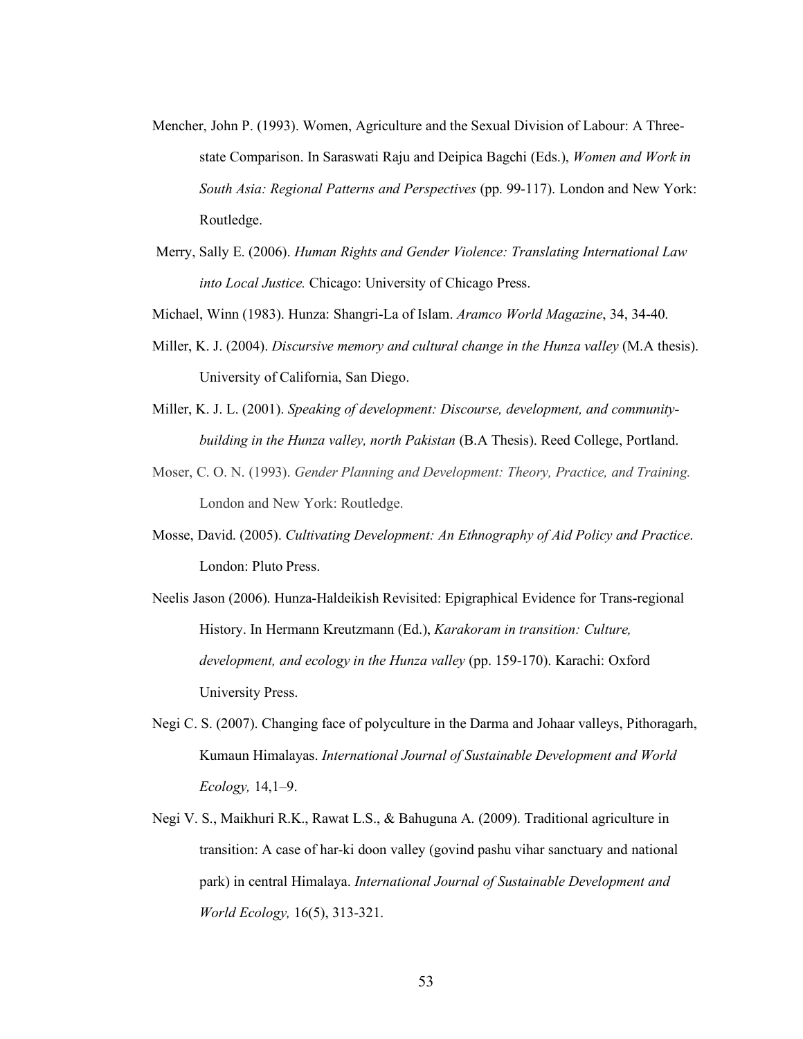Mencher, John P. (1993). Women, Agriculture and the Sexual Division of Labour: A Three-state Comparison. In Saraswati Raju and Deipica Bagchi (Eds.), *Women and Work in South Asia: Regional Patterns and Perspectives* (pp. 99-117). London and New York: Routledge.

Merry, Sally E. (2006). *Human Rights and Gender Violence: Translating International Law into Local Justice.* Chicago: University of Chicago Press.

Michael, Winn (1983). Hunza: Shangri-La of Islam. *Aramco World Magazine*, 34, 34-40.

Miller, K. J. (2004). *Discursive memory and cultural change in the Hunza valley* (M.A thesis). University of California, San Diego.

Miller, K. J. L. (2001). *Speaking of development: Discourse, development, and community-building in the Hunza valley, north Pakistan* (B.A Thesis). Reed College, Portland.

Moser, C. O. N. (1993). *Gender Planning and Development: Theory, Practice, and Training.* London and New York: Routledge.

Mosse, David. (2005). *Cultivating Development: An Ethnography of Aid Policy and Practice*. London: Pluto Press.

Neelis Jason (2006). Hunza-Haldeikish Revisited: Epigraphical Evidence for Trans-regional History. In Hermann Kreutzmann (Ed.), *Karakoram in transition: Culture, development, and ecology in the Hunza valley* (pp. 159-170). Karachi: Oxford University Press.

Negi C. S. (2007). Changing face of polyculture in the Darma and Johaar valleys, Pithoragarh, Kumaun Himalayas. *International Journal of Sustainable Development and World Ecology,* 14,1–9.

Negi V. S., Maikhuri R.K., Rawat L.S., & Bahuguna A. (2009). Traditional agriculture in transition: A case of har-ki doon valley (govind pashu vihar sanctuary and national park) in central Himalaya. *International Journal of Sustainable Development and World Ecology,* 16(5), 313-321.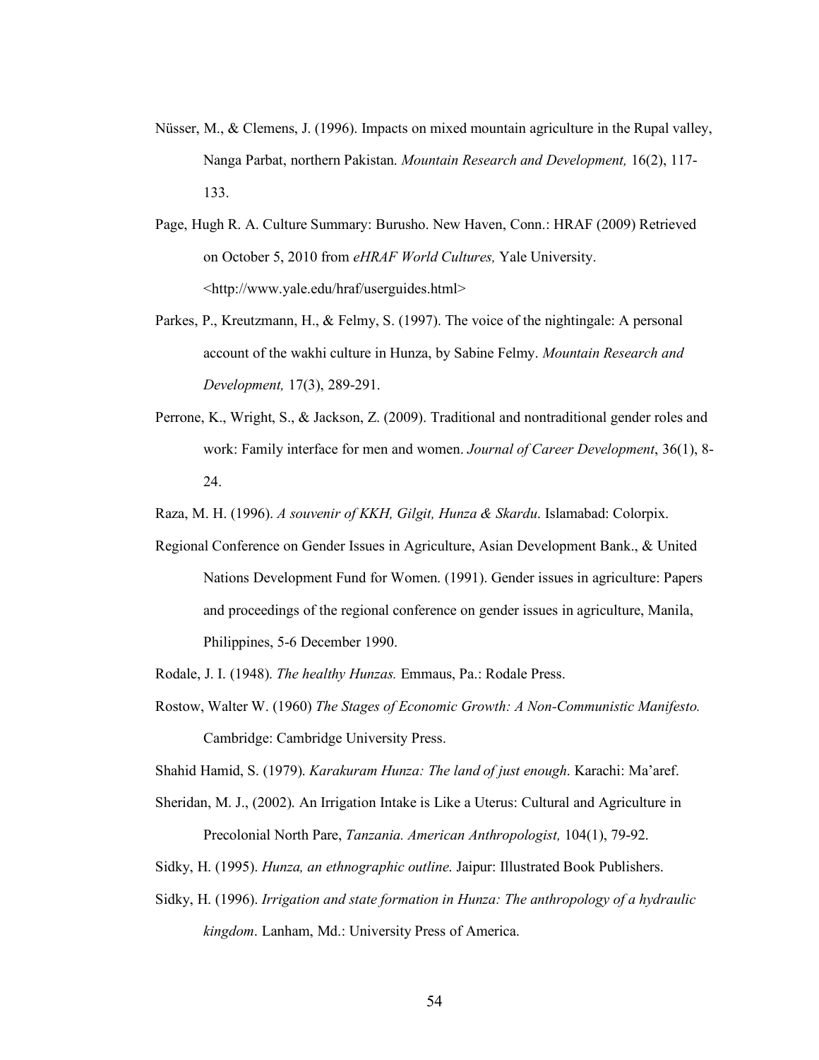Nüsser, M., & Clemens, J. (1996). Impacts on mixed mountain agriculture in the Rupal valley, Nanga Parbat, northern Pakistan. *Mountain Research and Development,* 16(2), 117-133.

Page, Hugh R. A. Culture Summary: Burusho. New Haven, Conn.: HRAF (2009) Retrieved on October 5, 2010 from *eHRAF World Cultures,* Yale University. <http://www.yale.edu/hraf/userguides.html>

Parkes, P., Kreutzmann, H., & Felmy, S. (1997). The voice of the nightingale: A personal account of the wakhi culture in Hunza, by Sabine Felmy. *Mountain Research and Development,* 17(3), 289-291.

Perrone, K., Wright, S., & Jackson, Z. (2009). Traditional and nontraditional gender roles and work: Family interface for men and women. *Journal of Career Development*, 36(1), 8-24.

Raza, M. H. (1996). *A souvenir of KKH, Gilgit, Hunza & Skardu*. Islamabad: Colorpix.

Regional Conference on Gender Issues in Agriculture, Asian Development Bank., & United Nations Development Fund for Women. (1991). Gender issues in agriculture: Papers and proceedings of the regional conference on gender issues in agriculture, Manila, Philippines, 5-6 December 1990.

Rodale, J. I. (1948). *The healthy Hunzas.* Emmaus, Pa.: Rodale Press.

Rostow, Walter W. (1960) *The Stages of Economic Growth: A Non-Communistic Manifesto.* Cambridge: Cambridge University Press.

Shahid Hamid, S. (1979). *Karakuram Hunza: The land of just enough*. Karachi: Ma'aref.

Sheridan, M. J., (2002). An Irrigation Intake is Like a Uterus: Cultural and Agriculture in Precolonial North Pare, *Tanzania. American Anthropologist,* 104(1), 79-92.

Sidky, H. (1995). *Hunza, an ethnographic outline*. Jaipur: Illustrated Book Publishers.

Sidky, H. (1996). *Irrigation and state formation in Hunza: The anthropology of a hydraulic kingdom*. Lanham, Md.: University Press of America.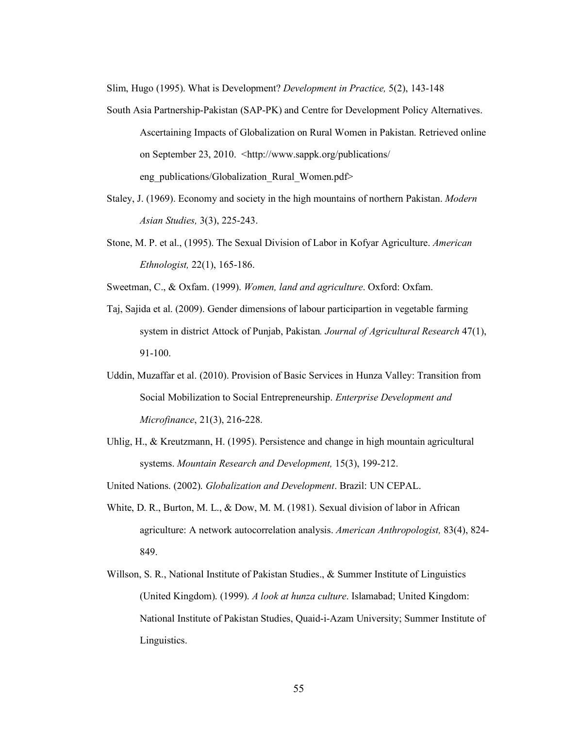Slim, Hugo (1995). What is Development? *Development in Practice,* 5(2), 143-148

South Asia Partnership-Pakistan (SAP-PK) and Centre for Development Policy Alternatives. Ascertaining Impacts of Globalization on Rural Women in Pakistan. Retrieved online on September 23, 2010. <http://www.sappk.org/publications/ eng_publications/Globalization_Rural_Women.pdf>

Staley, J. (1969). Economy and society in the high mountains of northern Pakistan. *Modern Asian Studies,* 3(3), 225-243.

Stone, M. P. et al., (1995). The Sexual Division of Labor in Kofyar Agriculture. *American Ethnologist,* 22(1), 165-186.

Sweetman, C., & Oxfam. (1999). *Women, land and agriculture*. Oxford: Oxfam.

Taj, Sajida et al. (2009). Gender dimensions of labour participartion in vegetable farming system in district Attock of Punjab, Pakistan*. Journal of Agricultural Research* 47(1), 91-100.

Uddin, Muzaffar et al. (2010). Provision of Basic Services in Hunza Valley: Transition from Social Mobilization to Social Entrepreneurship. *Enterprise Development and Microfinance*, 21(3), 216-228.

Uhlig, H., & Kreutzmann, H. (1995). Persistence and change in high mountain agricultural systems. *Mountain Research and Development,* 15(3), 199-212.

United Nations. (2002). *Globalization and Development*. Brazil: UN CEPAL.

White, D. R., Burton, M. L., & Dow, M. M. (1981). Sexual division of labor in African agriculture: A network autocorrelation analysis. *American Anthropologist,* 83(4), 824-849.

Willson, S. R., National Institute of Pakistan Studies., & Summer Institute of Linguistics (United Kingdom). (1999). *A look at hunza culture*. Islamabad; United Kingdom: National Institute of Pakistan Studies, Quaid-i-Azam University; Summer Institute of Linguistics.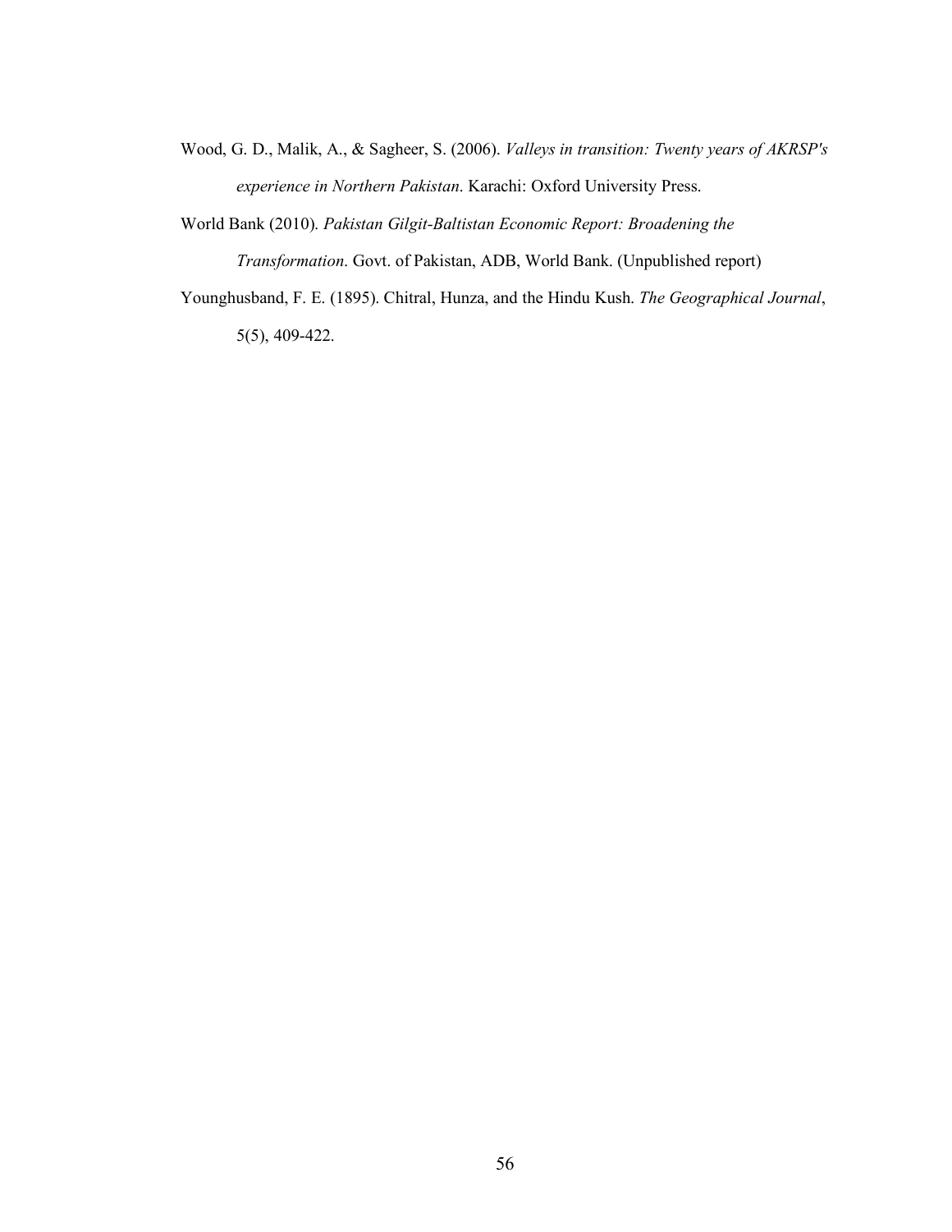Wood, G. D., Malik, A., & Sagheer, S. (2006). *Valleys in transition: Twenty years of AKRSP's experience in Northern Pakistan*. Karachi: Oxford University Press.

World Bank (2010). *Pakistan Gilgit-Baltistan Economic Report: Broadening the Transformation*. Govt. of Pakistan, ADB, World Bank. (Unpublished report)

Younghusband, F. E. (1895). Chitral, Hunza, and the Hindu Kush. *The Geographical Journal*, 5(5), 409-422.